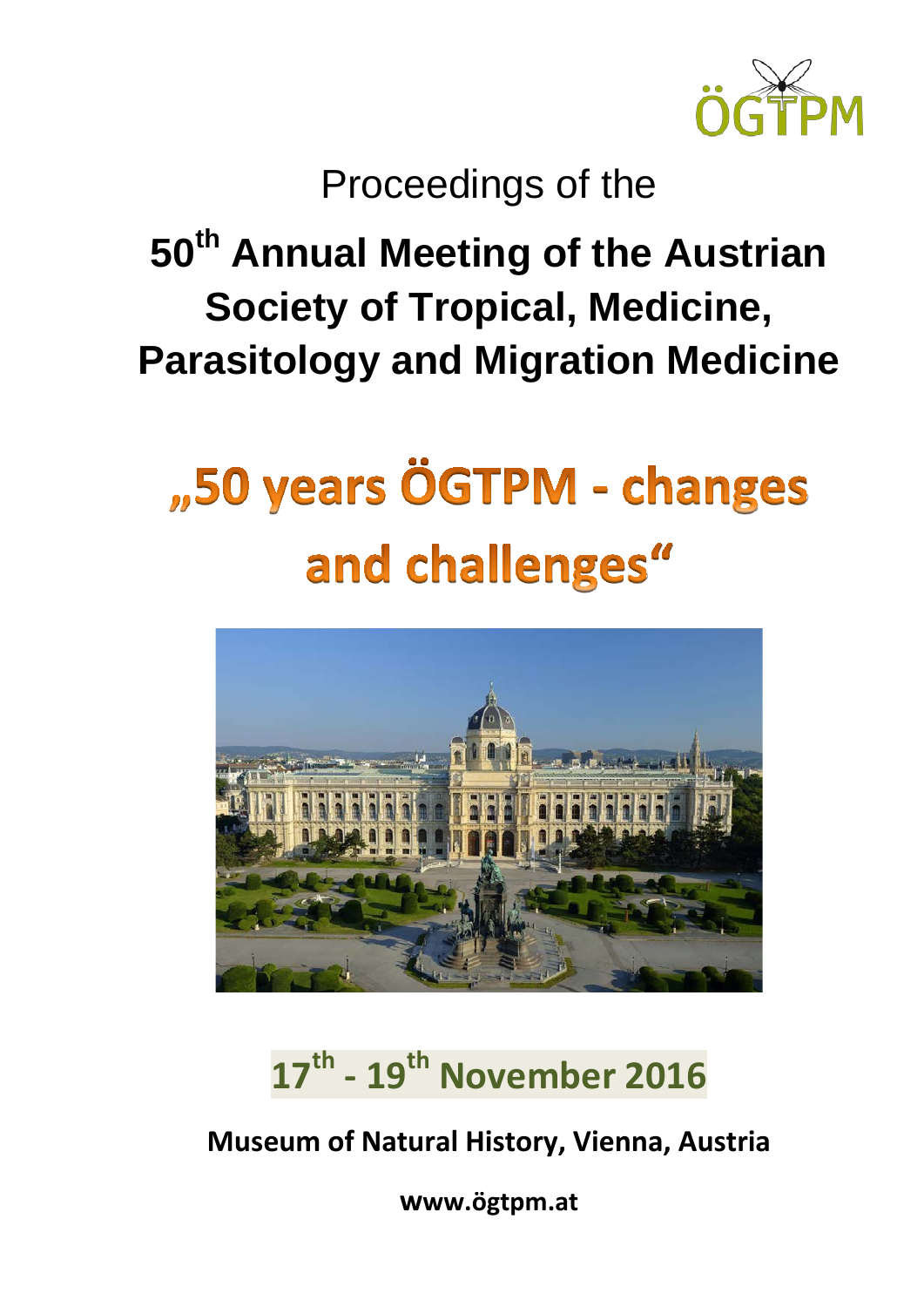ÖGTPM

Proceedings of the

# 50th Annual Meeting of the Austrian Society of Tropical, Medicine, Parasitology and Migration Medicine

## „50 years ÖGTPM - changes and challenges“

**17th - 19th November 2016**

**Museum of Natural History, Vienna, Austria**

**www.ögtpm.at**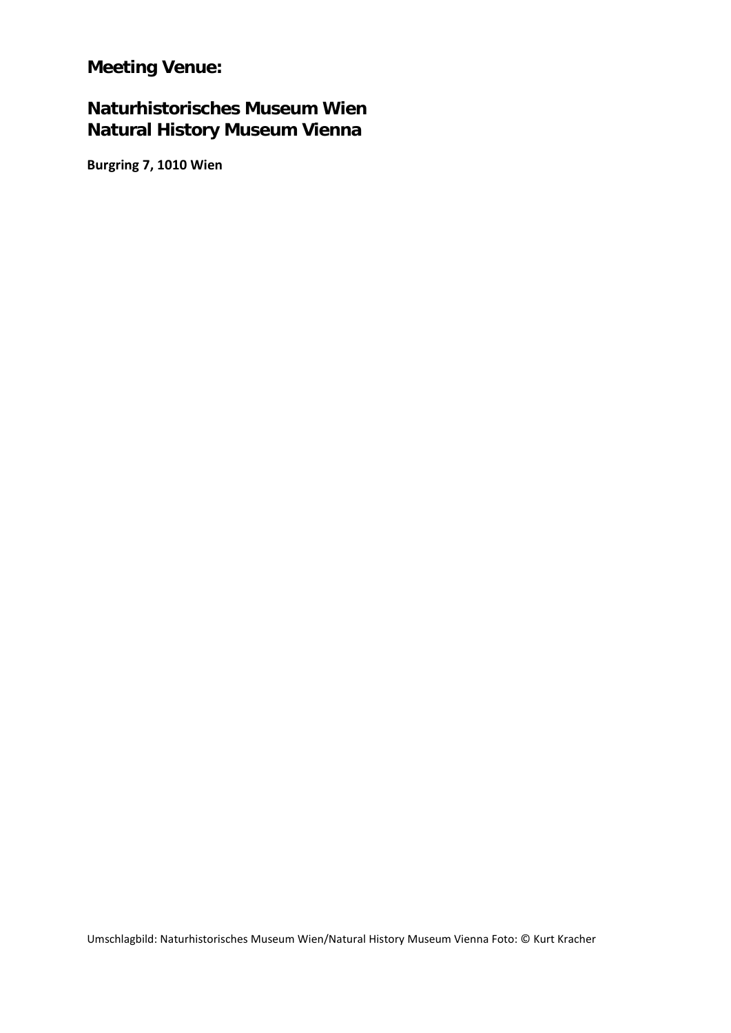**Meeting Venue:**

**Naturhistorisches Museum Wien**
**Natural History Museum Vienna**

**Burgring 7, 1010 Wien**

Umschlagbild: Naturhistorisches Museum Wien/Natural History Museum Vienna Foto: © Kurt Kracher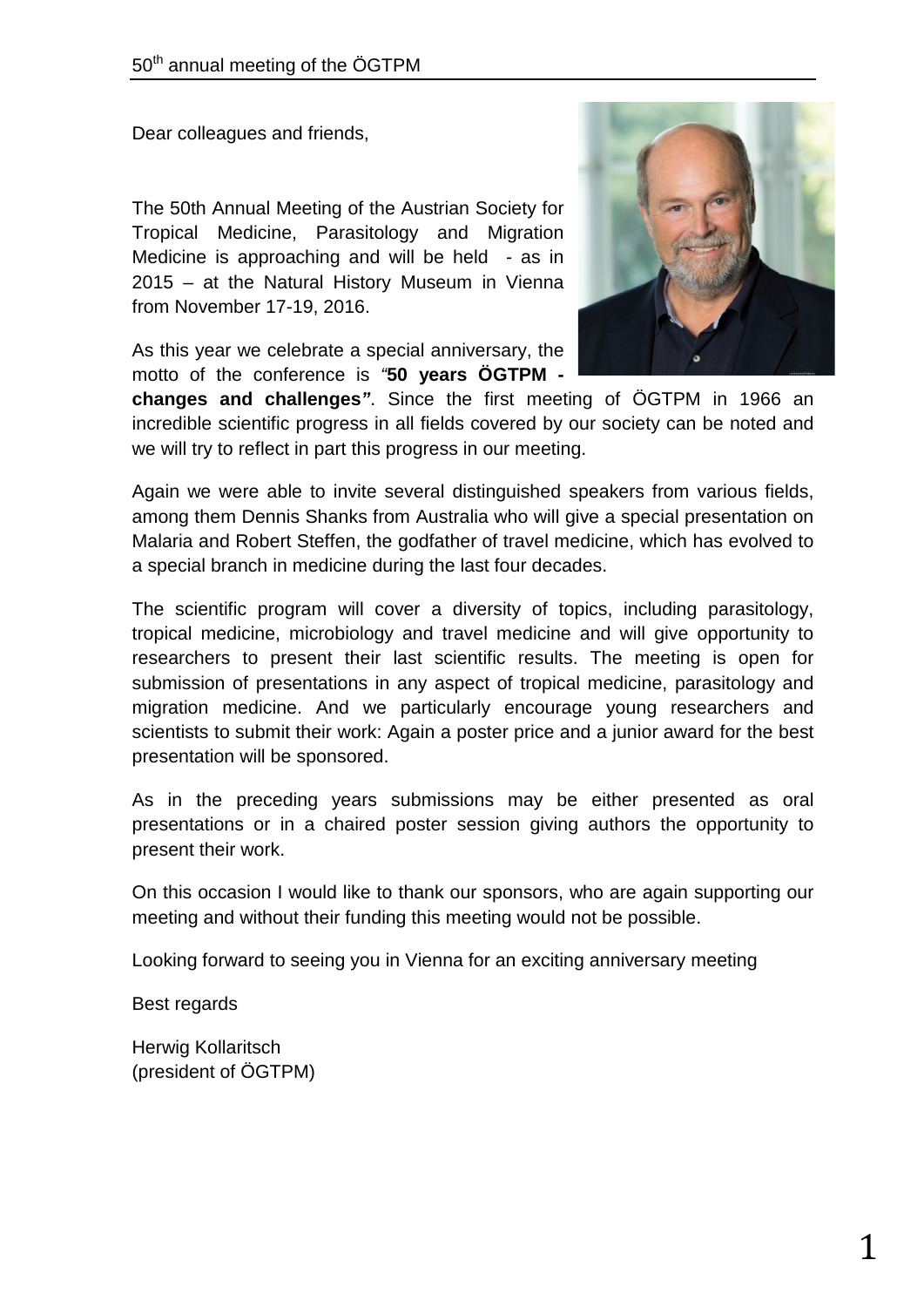Dear colleagues and friends,

The 50th Annual Meeting of the Austrian Society for Tropical Medicine, Parasitology and Migration Medicine is approaching and will be held - as in 2015 – at the Natural History Museum in Vienna from November 17-19, 2016.

As this year we celebrate a special anniversary, the motto of the conference is *"***50 years ÖGTPM - changes and challenges***"*. Since the first meeting of ÖGTPM in 1966 an incredible scientific progress in all fields covered by our society can be noted and we will try to reflect in part this progress in our meeting.

Again we were able to invite several distinguished speakers from various fields, among them Dennis Shanks from Australia who will give a special presentation on Malaria and Robert Steffen, the godfather of travel medicine, which has evolved to a special branch in medicine during the last four decades.

The scientific program will cover a diversity of topics, including parasitology, tropical medicine, microbiology and travel medicine and will give opportunity to researchers to present their last scientific results. The meeting is open for submission of presentations in any aspect of tropical medicine, parasitology and migration medicine. And we particularly encourage young researchers and scientists to submit their work: Again a poster price and a junior award for the best presentation will be sponsored.

As in the preceding years submissions may be either presented as oral presentations or in a chaired poster session giving authors the opportunity to present their work.

On this occasion I would like to thank our sponsors, who are again supporting our meeting and without their funding this meeting would not be possible.

Looking forward to seeing you in Vienna for an exciting anniversary meeting

Best regards

Herwig Kollaritsch
(president of ÖGTPM)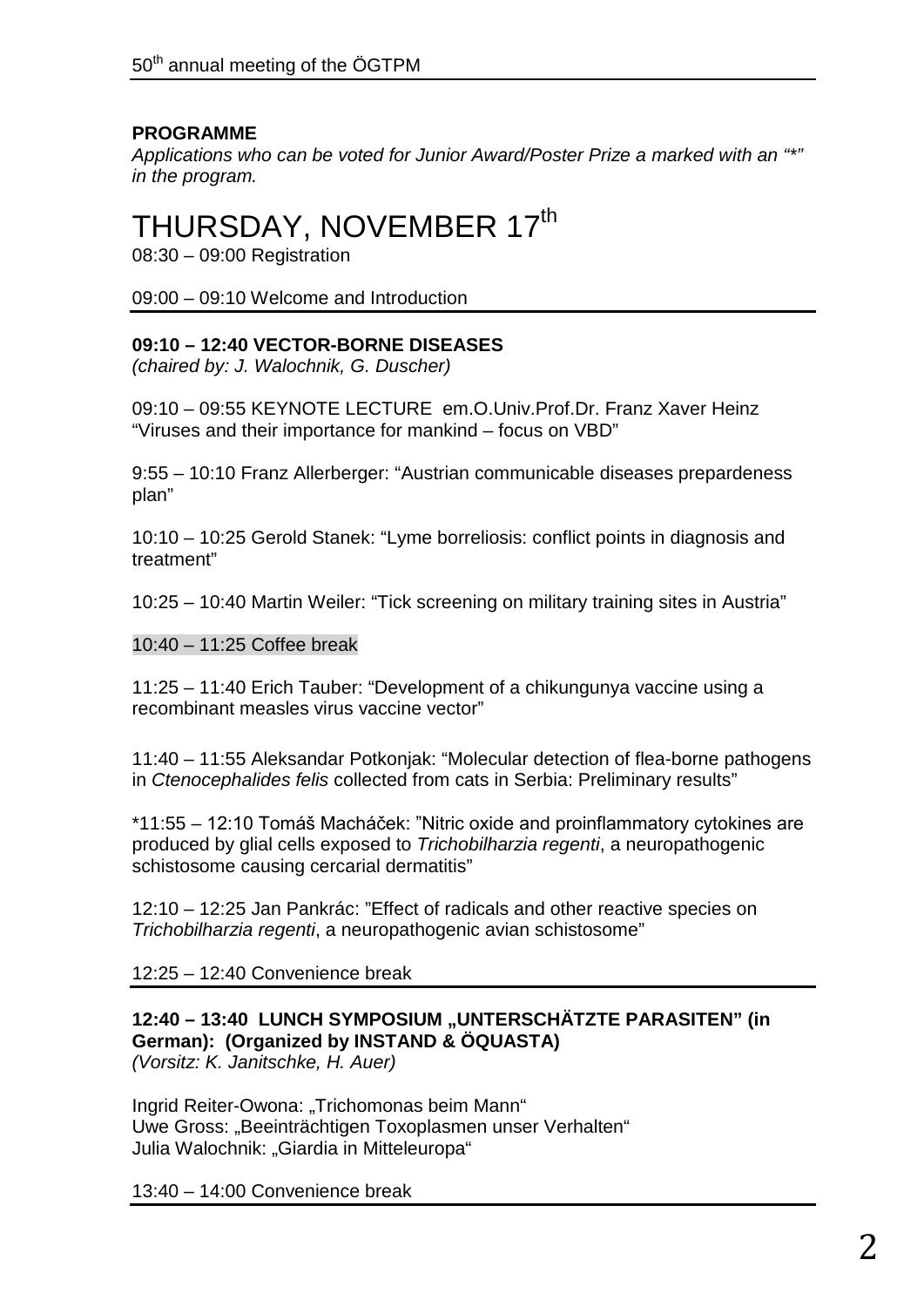**PROGRAMME**

*Applications who can be voted for Junior Award/Poster Prize a marked with an "*" in the program.*

# THURSDAY, NOVEMBER 17th

08:30 – 09:00 Registration

09:00 – 09:10 Welcome and Introduction

**09:10 – 12:40 VECTOR-BORNE DISEASES**
*(chaired by: J. Walochnik, G. Duscher)*

09:10 – 09:55 KEYNOTE LECTURE em.O.Univ.Prof.Dr. Franz Xaver Heinz "Viruses and their importance for mankind – focus on VBD"

9:55 – 10:10 Franz Allerberger: "Austrian communicable diseases prepardeness plan"

10:10 – 10:25 Gerold Stanek: "Lyme borreliosis: conflict points in diagnosis and treatment"

10:25 – 10:40 Martin Weiler: "Tick screening on military training sites in Austria"

10:40 – 11:25 Coffee break

11:25 – 11:40 Erich Tauber: "Development of a chikungunya vaccine using a recombinant measles virus vaccine vector"

11:40 – 11:55 Aleksandar Potkonjak: "Molecular detection of flea-borne pathogens in *Ctenocephalides felis* collected from cats in Serbia: Preliminary results"

*11:55 – 12:10 Tomáš Macháček: "Nitric oxide and proinflammatory cytokines are produced by glial cells exposed to *Trichobilharzia regenti*, a neuropathogenic schistosome causing cercarial dermatitis"

12:10 – 12:25 Jan Pankrác: "Effect of radicals and other reactive species on *Trichobilharzia regenti*, a neuropathogenic avian schistosome"

12:25 – 12:40 Convenience break

**12:40 – 13:40 LUNCH SYMPOSIUM „UNTERSCHÄTZTE PARASITEN" (in German): (Organized by INSTAND & ÖQUASTA)**
*(Vorsitz: K. Janitschke, H. Auer)*

Ingrid Reiter-Owona: „Trichomonas beim Mann"
Uwe Gross: „Beeinträchtigen Toxoplasmen unser Verhalten"
Julia Walochnik: „Giardia in Mitteleuropa"

13:40 – 14:00 Convenience break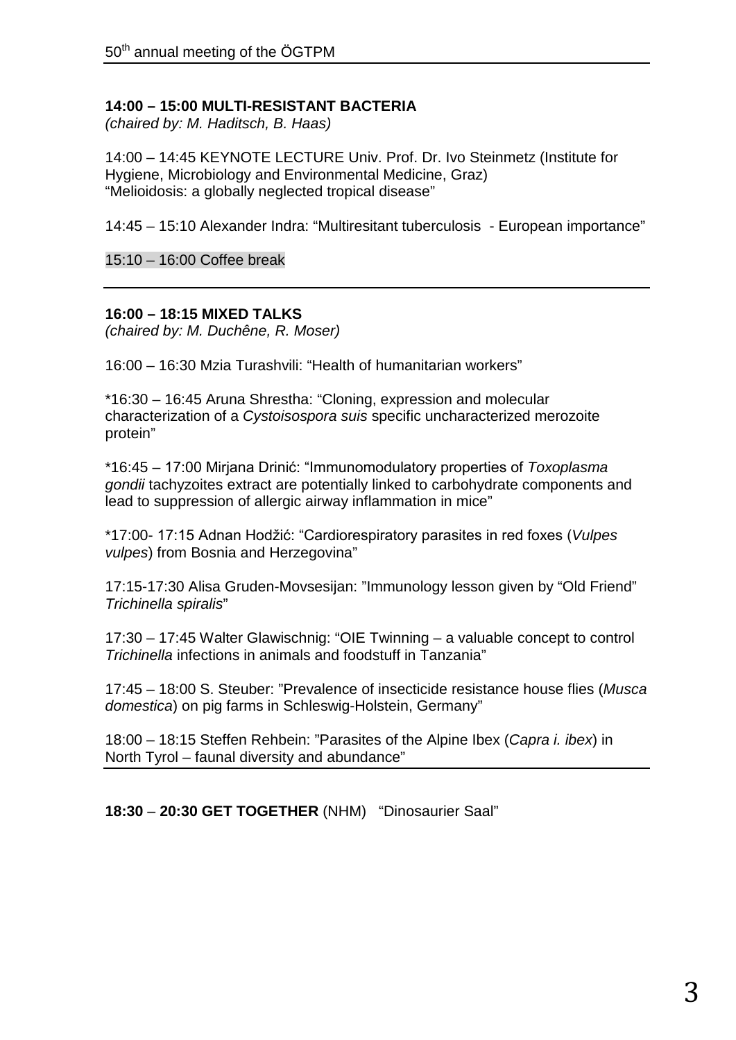**14:00 – 15:00 MULTI-RESISTANT BACTERIA**
*(chaired by: M. Haditsch, B. Haas)*

14:00 – 14:45 KEYNOTE LECTURE Univ. Prof. Dr. Ivo Steinmetz (Institute for Hygiene, Microbiology and Environmental Medicine, Graz)
"Melioidosis: a globally neglected tropical disease"

14:45 – 15:10 Alexander Indra: "Multiresitant tuberculosis - European importance"

15:10 – 16:00 Coffee break

---

**16:00 – 18:15 MIXED TALKS**
*(chaired by: M. Duchêne, R. Moser)*

16:00 – 16:30 Mzia Turashvili: "Health of humanitarian workers"

*16:30 – 16:45 Aruna Shrestha: "Cloning, expression and molecular characterization of a *Cystoisospora suis* specific uncharacterized merozoite protein"

*16:45 – 17:00 Mirjana Drinić: "Immunomodulatory properties of *Toxoplasma gondii* tachyzoites extract are potentially linked to carbohydrate components and lead to suppression of allergic airway inflammation in mice"

*17:00- 17:15 Adnan Hodžić: "Cardiorespiratory parasites in red foxes (*Vulpes vulpes*) from Bosnia and Herzegovina"

17:15-17:30 Alisa Gruden-Movsesijan: "Immunology lesson given by "Old Friend" *Trichinella spiralis*"

17:30 – 17:45 Walter Glawischnig: "OIE Twinning – a valuable concept to control *Trichinella* infections in animals and foodstuff in Tanzania"

17:45 – 18:00 S. Steuber: "Prevalence of insecticide resistance house flies (*Musca domestica*) on pig farms in Schleswig-Holstein, Germany"

18:00 – 18:15 Steffen Rehbein: "Parasites of the Alpine Ibex (*Capra i. ibex*) in North Tyrol – faunal diversity and abundance"

---

**18:30 – 20:30 GET TOGETHER** (NHM) "Dinosaurier Saal"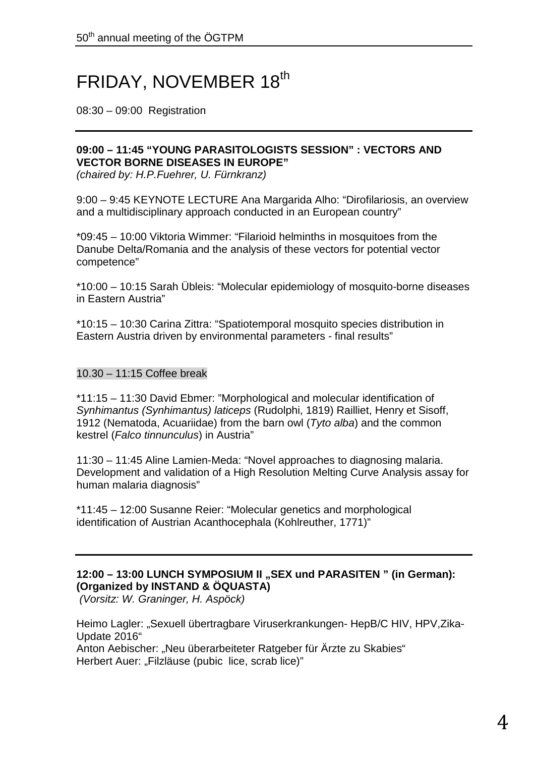# FRIDAY, NOVEMBER 18th

08:30 – 09:00 Registration

---

**09:00 – 11:45 "YOUNG PARASITOLOGISTS SESSION" : VECTORS AND VECTOR BORNE DISEASES IN EUROPE"**
*(chaired by: H.P.Fuehrer, U. Fürnkranz)*

9:00 – 9:45 KEYNOTE LECTURE Ana Margarida Alho: "Dirofilariosis, an overview and a multidisciplinary approach conducted in an European country"

*09:45 – 10:00 Viktoria Wimmer: "Filarioid helminths in mosquitoes from the Danube Delta/Romania and the analysis of these vectors for potential vector competence"

*10:00 – 10:15 Sarah Übleis: "Molecular epidemiology of mosquito-borne diseases in Eastern Austria"

*10:15 – 10:30 Carina Zittra: "Spatiotemporal mosquito species distribution in Eastern Austria driven by environmental parameters - final results"

10.30 – 11:15 Coffee break

*11:15 – 11:30 David Ebmer: "Morphological and molecular identification of *Synhimantus (Synhimantus) laticeps* (Rudolphi, 1819) Railliet, Henry et Sisoff, 1912 (Nematoda, Acuariidae) from the barn owl (*Tyto alba*) and the common kestrel (*Falco tinnunculus*) in Austria"

11:30 – 11:45 Aline Lamien-Meda: "Novel approaches to diagnosing malaria. Development and validation of a High Resolution Melting Curve Analysis assay for human malaria diagnosis"

*11:45 – 12:00 Susanne Reier: "Molecular genetics and morphological identification of Austrian Acanthocephala (Kohlreuther, 1771)"

---

**12:00 – 13:00 LUNCH SYMPOSIUM II „SEX und PARASITEN " (in German): (Organized by INSTAND & ÖQUASTA)**
*(Vorsitz: W. Graninger, H. Aspöck)*

Heimo Lagler: „Sexuell übertragbare Viruserkrankungen- HepB/C HIV, HPV,Zika-Update 2016"
Anton Aebischer: „Neu überarbeiteter Ratgeber für Ärzte zu Skabies"
Herbert Auer: „Filzläuse (pubic lice, scrab lice)"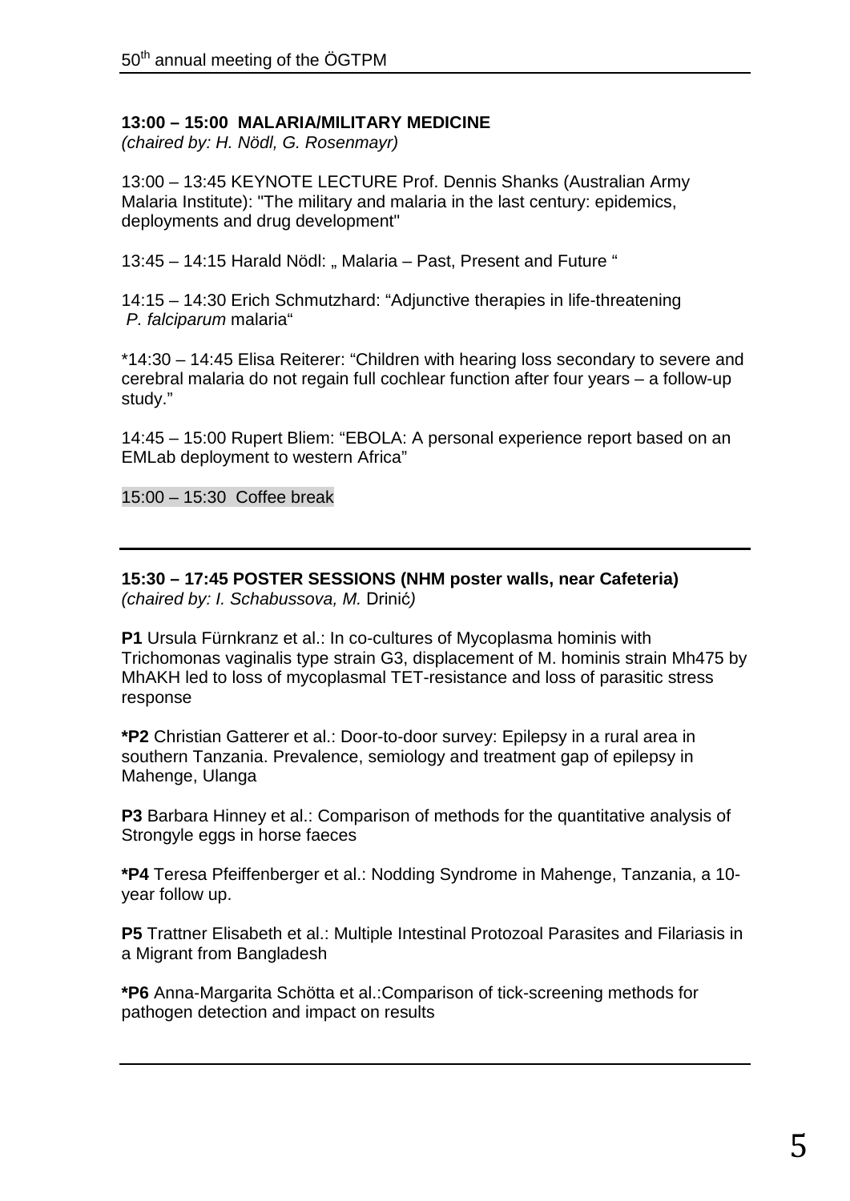**13:00 – 15:00 MALARIA/MILITARY MEDICINE**
*(chaired by: H. Nödl, G. Rosenmayr)*

13:00 – 13:45 KEYNOTE LECTURE Prof. Dennis Shanks (Australian Army Malaria Institute): "The military and malaria in the last century: epidemics, deployments and drug development"

13:45 – 14:15 Harald Nödl: „ Malaria – Past, Present and Future "

14:15 – 14:30 Erich Schmutzhard: "Adjunctive therapies in life-threatening *P. falciparum* malaria"

*14:30 – 14:45 Elisa Reiterer: "Children with hearing loss secondary to severe and cerebral malaria do not regain full cochlear function after four years – a follow-up study."

14:45 – 15:00 Rupert Bliem: "EBOLA: A personal experience report based on an EMLab deployment to western Africa"

15:00 – 15:30 Coffee break

---

**15:30 – 17:45 POSTER SESSIONS (NHM poster walls, near Cafeteria)**
*(chaired by: I. Schabussova, M.* Drinić*)*

**P1** Ursula Fürnkranz et al.: In co-cultures of Mycoplasma hominis with Trichomonas vaginalis type strain G3, displacement of M. hominis strain Mh475 by MhAKH led to loss of mycoplasmal TET-resistance and loss of parasitic stress response

**\*P2** Christian Gatterer et al.: Door-to-door survey: Epilepsy in a rural area in southern Tanzania. Prevalence, semiology and treatment gap of epilepsy in Mahenge, Ulanga

**P3** Barbara Hinney et al.: Comparison of methods for the quantitative analysis of Strongyle eggs in horse faeces

**\*P4** Teresa Pfeiffenberger et al.: Nodding Syndrome in Mahenge, Tanzania, a 10-year follow up.

**P5** Trattner Elisabeth et al.: Multiple Intestinal Protozoal Parasites and Filariasis in a Migrant from Bangladesh

**\*P6** Anna-Margarita Schötta et al.:Comparison of tick-screening methods for pathogen detection and impact on results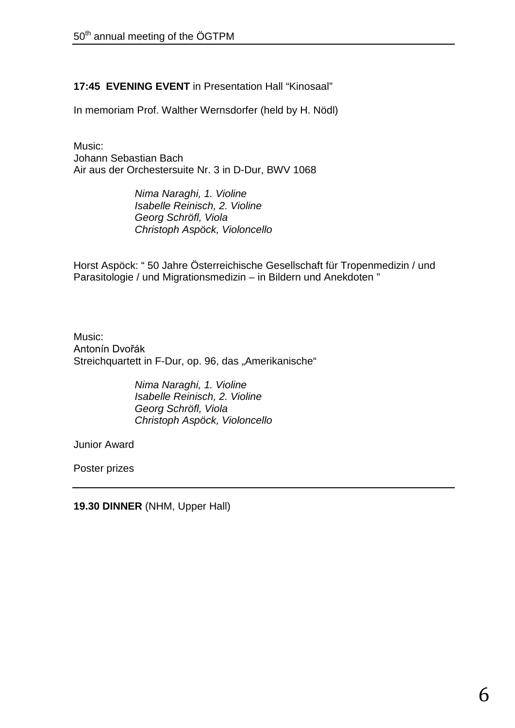**17:45 EVENING EVENT** in Presentation Hall "Kinosaal"

In memoriam Prof. Walther Wernsdorfer (held by H. Nödl)

Music:
Johann Sebastian Bach
Air aus der Orchestersuite Nr. 3 in D-Dur, BWV 1068

*Nima Naraghi, 1. Violine*
*Isabelle Reinisch, 2. Violine*
*Georg Schröfl, Viola*
*Christoph Aspöck, Violoncello*

Horst Aspöck: " 50 Jahre Österreichische Gesellschaft für Tropenmedizin / und Parasitologie / und Migrationsmedizin – in Bildern und Anekdoten "

Music:
Antonín Dvořák
Streichquartett in F-Dur, op. 96, das „Amerikanische"

*Nima Naraghi, 1. Violine*
*Isabelle Reinisch, 2. Violine*
*Georg Schröfl, Viola*
*Christoph Aspöck, Violoncello*

Junior Award

Poster prizes

---

**19.30 DINNER** (NHM, Upper Hall)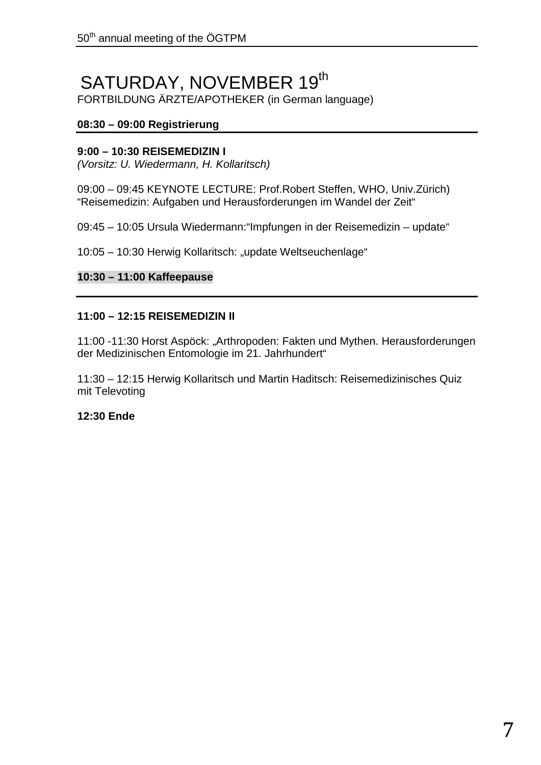# SATURDAY, NOVEMBER 19th

FORTBILDUNG ÄRZTE/APOTHEKER (in German language)

**08:30 – 09:00 Registrierung**

---

**9:00 – 10:30 REISEMEDIZIN I**
*(Vorsitz: U. Wiedermann, H. Kollaritsch)*

09:00 – 09:45 KEYNOTE LECTURE: Prof.Robert Steffen, WHO, Univ.Zürich)
"Reisemedizin: Aufgaben und Herausforderungen im Wandel der Zeit"

09:45 – 10:05 Ursula Wiedermann:"Impfungen in der Reisemedizin – update"

10:05 – 10:30 Herwig Kollaritsch: „update Weltseuchenlage"

**10:30 – 11:00 Kaffeepause**

---

**11:00 – 12:15 REISEMEDIZIN II**

11:00 -11:30 Horst Aspöck: „Arthropoden: Fakten und Mythen. Herausforderungen der Medizinischen Entomologie im 21. Jahrhundert"

11:30 – 12:15 Herwig Kollaritsch und Martin Haditsch: Reisemedizinisches Quiz mit Televoting

**12:30 Ende**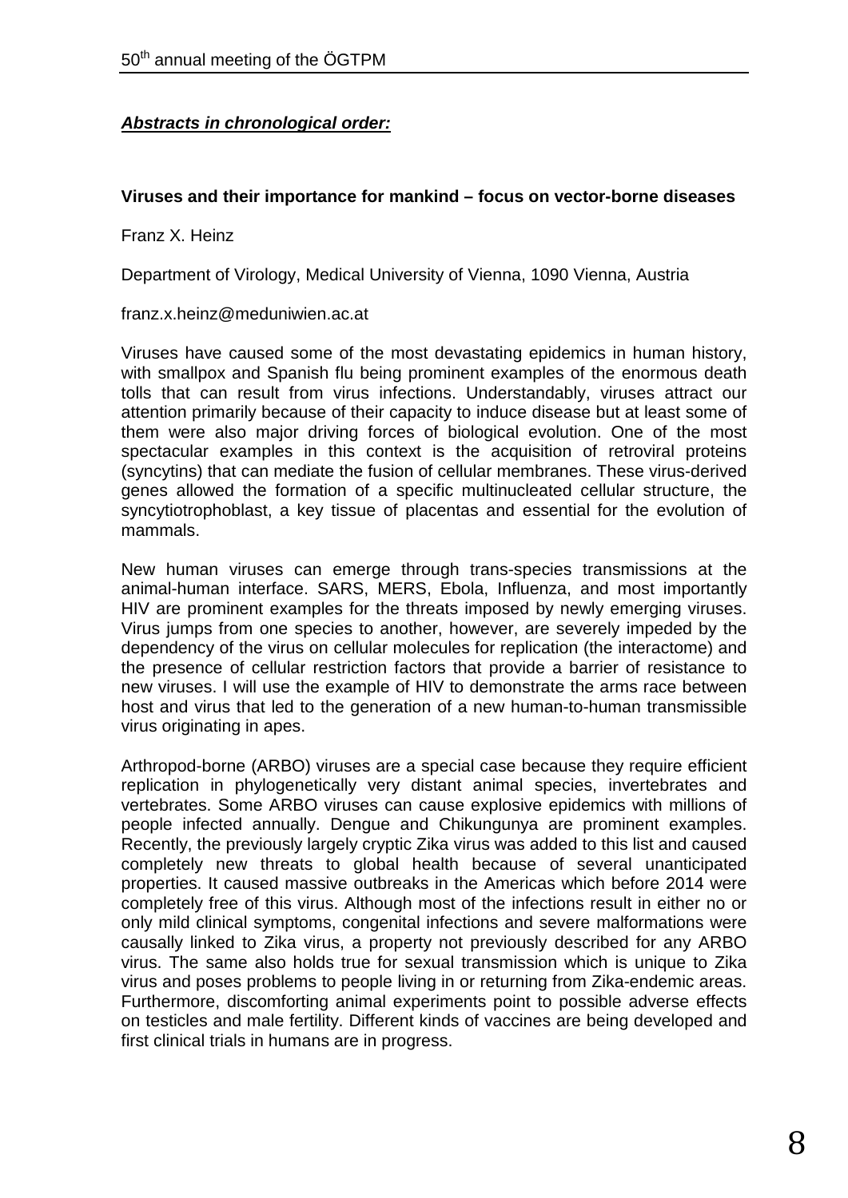***Abstracts in chronological order:***

**Viruses and their importance for mankind – focus on vector-borne diseases**

Franz X. Heinz

Department of Virology, Medical University of Vienna, 1090 Vienna, Austria

franz.x.heinz@meduniwien.ac.at

Viruses have caused some of the most devastating epidemics in human history, with smallpox and Spanish flu being prominent examples of the enormous death tolls that can result from virus infections. Understandably, viruses attract our attention primarily because of their capacity to induce disease but at least some of them were also major driving forces of biological evolution. One of the most spectacular examples in this context is the acquisition of retroviral proteins (syncytins) that can mediate the fusion of cellular membranes. These virus-derived genes allowed the formation of a specific multinucleated cellular structure, the syncytiotrophoblast, a key tissue of placentas and essential for the evolution of mammals.

New human viruses can emerge through trans-species transmissions at the animal-human interface. SARS, MERS, Ebola, Influenza, and most importantly HIV are prominent examples for the threats imposed by newly emerging viruses. Virus jumps from one species to another, however, are severely impeded by the dependency of the virus on cellular molecules for replication (the interactome) and the presence of cellular restriction factors that provide a barrier of resistance to new viruses. I will use the example of HIV to demonstrate the arms race between host and virus that led to the generation of a new human-to-human transmissible virus originating in apes.

Arthropod-borne (ARBO) viruses are a special case because they require efficient replication in phylogenetically very distant animal species, invertebrates and vertebrates. Some ARBO viruses can cause explosive epidemics with millions of people infected annually. Dengue and Chikungunya are prominent examples. Recently, the previously largely cryptic Zika virus was added to this list and caused completely new threats to global health because of several unanticipated properties. It caused massive outbreaks in the Americas which before 2014 were completely free of this virus. Although most of the infections result in either no or only mild clinical symptoms, congenital infections and severe malformations were causally linked to Zika virus, a property not previously described for any ARBO virus. The same also holds true for sexual transmission which is unique to Zika virus and poses problems to people living in or returning from Zika-endemic areas. Furthermore, discomforting animal experiments point to possible adverse effects on testicles and male fertility. Different kinds of vaccines are being developed and first clinical trials in humans are in progress.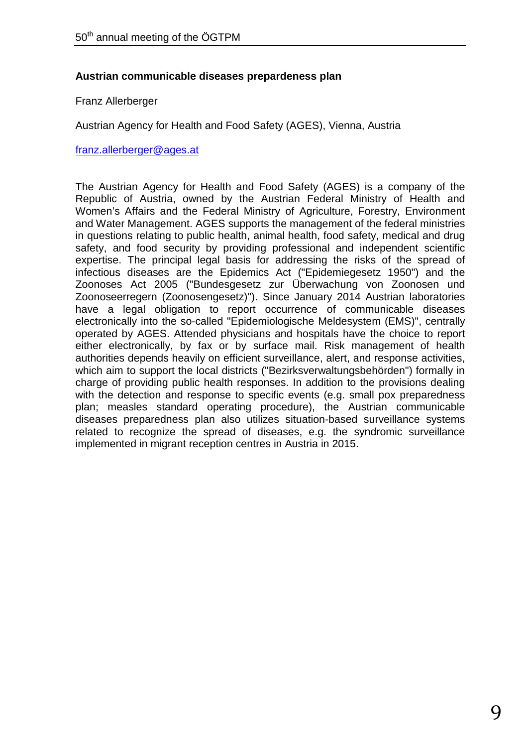## Austrian communicable diseases prepardeness plan

Franz Allerberger

Austrian Agency for Health and Food Safety (AGES), Vienna, Austria

franz.allerberger@ages.at

The Austrian Agency for Health and Food Safety (AGES) is a company of the Republic of Austria, owned by the Austrian Federal Ministry of Health and Women's Affairs and the Federal Ministry of Agriculture, Forestry, Environment and Water Management. AGES supports the management of the federal ministries in questions relating to public health, animal health, food safety, medical and drug safety, and food security by providing professional and independent scientific expertise. The principal legal basis for addressing the risks of the spread of infectious diseases are the Epidemics Act ("Epidemiegesetz 1950") and the Zoonoses Act 2005 ("Bundesgesetz zur Überwachung von Zoonosen und Zoonoseerregern (Zoonosengesetz)"). Since January 2014 Austrian laboratories have a legal obligation to report occurrence of communicable diseases electronically into the so-called "Epidemiologische Meldesystem (EMS)", centrally operated by AGES. Attended physicians and hospitals have the choice to report either electronically, by fax or by surface mail. Risk management of health authorities depends heavily on efficient surveillance, alert, and response activities, which aim to support the local districts ("Bezirksverwaltungsbehörden") formally in charge of providing public health responses. In addition to the provisions dealing with the detection and response to specific events (e.g. small pox preparedness plan; measles standard operating procedure), the Austrian communicable diseases preparedness plan also utilizes situation-based surveillance systems related to recognize the spread of diseases, e.g. the syndromic surveillance implemented in migrant reception centres in Austria in 2015.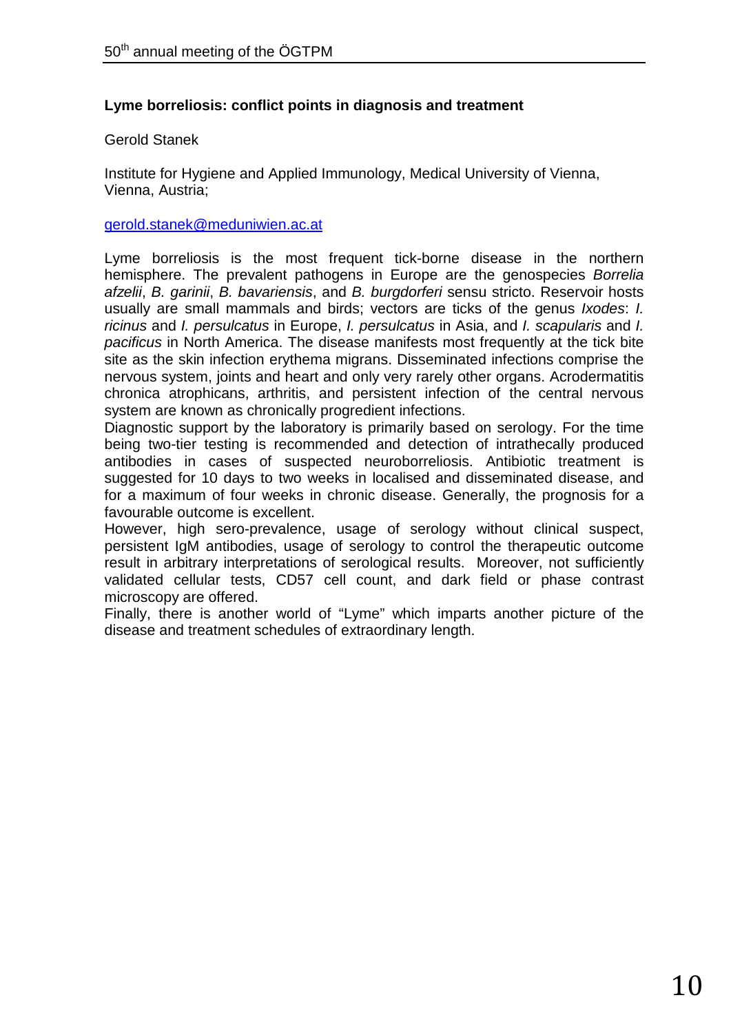### Lyme borreliosis: conflict points in diagnosis and treatment

Gerold Stanek

Institute for Hygiene and Applied Immunology, Medical University of Vienna, Vienna, Austria;

gerold.stanek@meduniwien.ac.at

Lyme borreliosis is the most frequent tick-borne disease in the northern hemisphere. The prevalent pathogens in Europe are the genospecies *Borrelia afzelii*, *B. garinii*, *B. bavariensis*, and *B. burgdorferi* sensu stricto. Reservoir hosts usually are small mammals and birds; vectors are ticks of the genus *Ixodes*: *I. ricinus* and *I. persulcatus* in Europe, *I. persulcatus* in Asia, and *I. scapularis* and *I. pacificus* in North America. The disease manifests most frequently at the tick bite site as the skin infection erythema migrans. Disseminated infections comprise the nervous system, joints and heart and only very rarely other organs. Acrodermatitis chronica atrophicans, arthritis, and persistent infection of the central nervous system are known as chronically progredient infections.

Diagnostic support by the laboratory is primarily based on serology. For the time being two-tier testing is recommended and detection of intrathecally produced antibodies in cases of suspected neuroborreliosis. Antibiotic treatment is suggested for 10 days to two weeks in localised and disseminated disease, and for a maximum of four weeks in chronic disease. Generally, the prognosis for a favourable outcome is excellent.

However, high sero-prevalence, usage of serology without clinical suspect, persistent IgM antibodies, usage of serology to control the therapeutic outcome result in arbitrary interpretations of serological results. Moreover, not sufficiently validated cellular tests, CD57 cell count, and dark field or phase contrast microscopy are offered.

Finally, there is another world of “Lyme” which imparts another picture of the disease and treatment schedules of extraordinary length.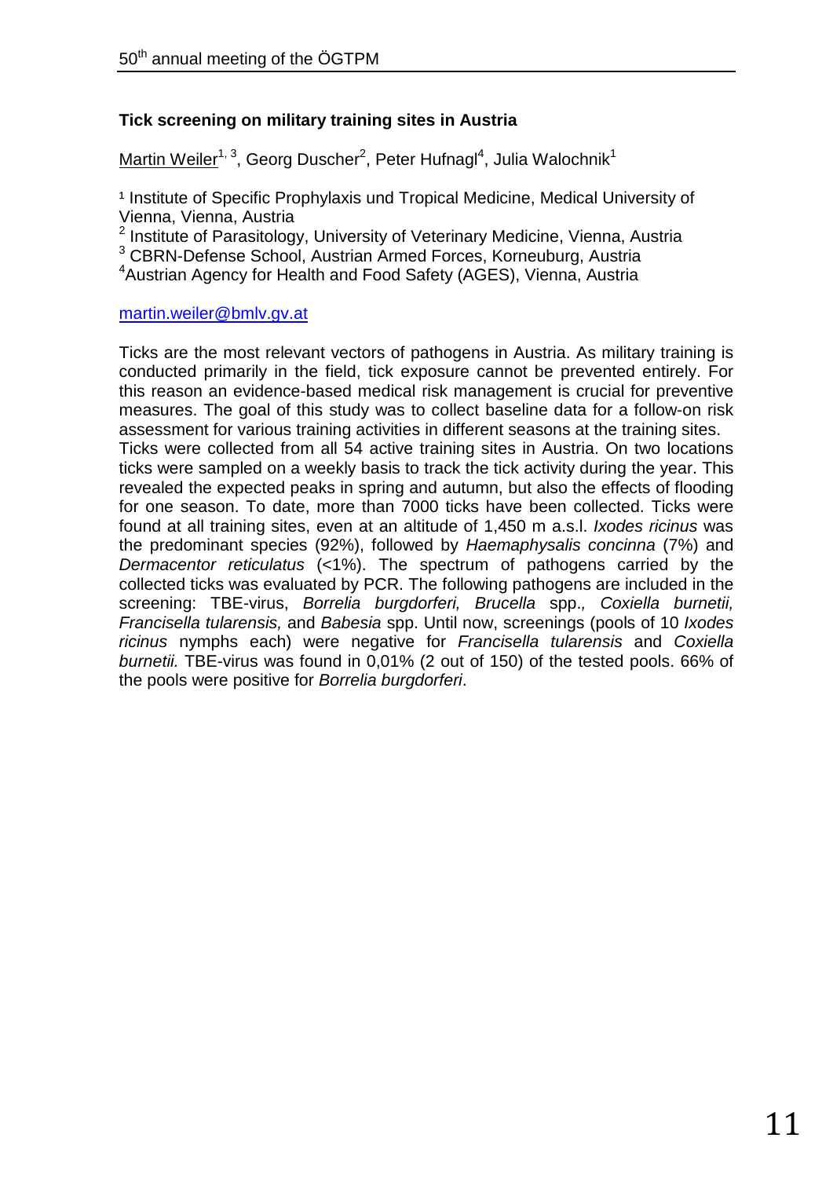**Tick screening on military training sites in Austria**

Martin Weiler[1,3], Georg Duscher[2], Peter Hufnagl[4], Julia Walochnik[1]

[1] Institute of Specific Prophylaxis und Tropical Medicine, Medical University of Vienna, Vienna, Austria
[2] Institute of Parasitology, University of Veterinary Medicine, Vienna, Austria
[3] CBRN-Defense School, Austrian Armed Forces, Korneuburg, Austria
[4] Austrian Agency for Health and Food Safety (AGES), Vienna, Austria

martin.weiler@bmlv.gv.at

Ticks are the most relevant vectors of pathogens in Austria. As military training is conducted primarily in the field, tick exposure cannot be prevented entirely. For this reason an evidence-based medical risk management is crucial for preventive measures. The goal of this study was to collect baseline data for a follow-on risk assessment for various training activities in different seasons at the training sites. Ticks were collected from all 54 active training sites in Austria. On two locations ticks were sampled on a weekly basis to track the tick activity during the year. This revealed the expected peaks in spring and autumn, but also the effects of flooding for one season. To date, more than 7000 ticks have been collected. Ticks were found at all training sites, even at an altitude of 1,450 m a.s.l. *Ixodes ricinus* was the predominant species (92%), followed by *Haemaphysalis concinna* (7%) and *Dermacentor reticulatus* (<1%). The spectrum of pathogens carried by the collected ticks was evaluated by PCR. The following pathogens are included in the screening: TBE-virus, *Borrelia burgdorferi, Brucella* spp.*, Coxiella burnetii, Francisella tularensis,* and *Babesia* spp. Until now, screenings (pools of 10 *Ixodes ricinus* nymphs each) were negative for *Francisella tularensis* and *Coxiella burnetii.* TBE-virus was found in 0,01% (2 out of 150) of the tested pools. 66% of the pools were positive for *Borrelia burgdorferi*.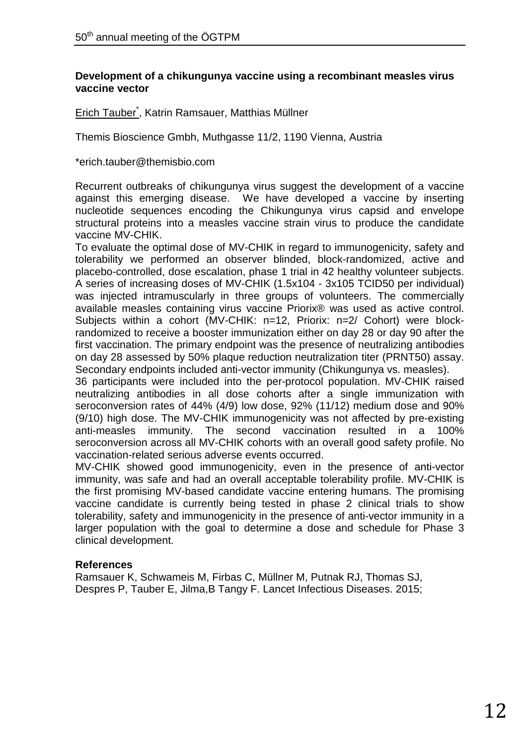### Development of a chikungunya vaccine using a recombinant measles virus vaccine vector

Erich Tauber*, Katrin Ramsauer, Matthias Müllner

Themis Bioscience Gmbh, Muthgasse 11/2, 1190 Vienna, Austria

*erich.tauber@themisbio.com

Recurrent outbreaks of chikungunya virus suggest the development of a vaccine against this emerging disease. We have developed a vaccine by inserting nucleotide sequences encoding the Chikungunya virus capsid and envelope structural proteins into a measles vaccine strain virus to produce the candidate vaccine MV-CHIK.

To evaluate the optimal dose of MV-CHIK in regard to immunogenicity, safety and tolerability we performed an observer blinded, block-randomized, active and placebo-controlled, dose escalation, phase 1 trial in 42 healthy volunteer subjects. A series of increasing doses of MV-CHIK (1.5x104 - 3x105 TCID50 per individual) was injected intramuscularly in three groups of volunteers. The commercially available measles containing virus vaccine Priorix® was used as active control. Subjects within a cohort (MV-CHIK: n=12, Priorix: n=2/ Cohort) were block-randomized to receive a booster immunization either on day 28 or day 90 after the first vaccination. The primary endpoint was the presence of neutralizing antibodies on day 28 assessed by 50% plaque reduction neutralization titer (PRNT50) assay. Secondary endpoints included anti-vector immunity (Chikungunya vs. measles).

36 participants were included into the per-protocol population. MV-CHIK raised neutralizing antibodies in all dose cohorts after a single immunization with seroconversion rates of 44% (4/9) low dose, 92% (11/12) medium dose and 90% (9/10) high dose. The MV-CHIK immunogenicity was not affected by pre-existing anti-measles immunity. The second vaccination resulted in a 100% seroconversion across all MV-CHIK cohorts with an overall good safety profile. No vaccination-related serious adverse events occurred.

MV-CHIK showed good immunogenicity, even in the presence of anti-vector immunity, was safe and had an overall acceptable tolerability profile. MV-CHIK is the first promising MV-based candidate vaccine entering humans. The promising vaccine candidate is currently being tested in phase 2 clinical trials to show tolerability, safety and immunogenicity in the presence of anti-vector immunity in a larger population with the goal to determine a dose and schedule for Phase 3 clinical development.

**References**

Ramsauer K, Schwameis M, Firbas C, Müllner M, Putnak RJ, Thomas SJ, Despres P, Tauber E, Jilma,B Tangy F. Lancet Infectious Diseases. 2015;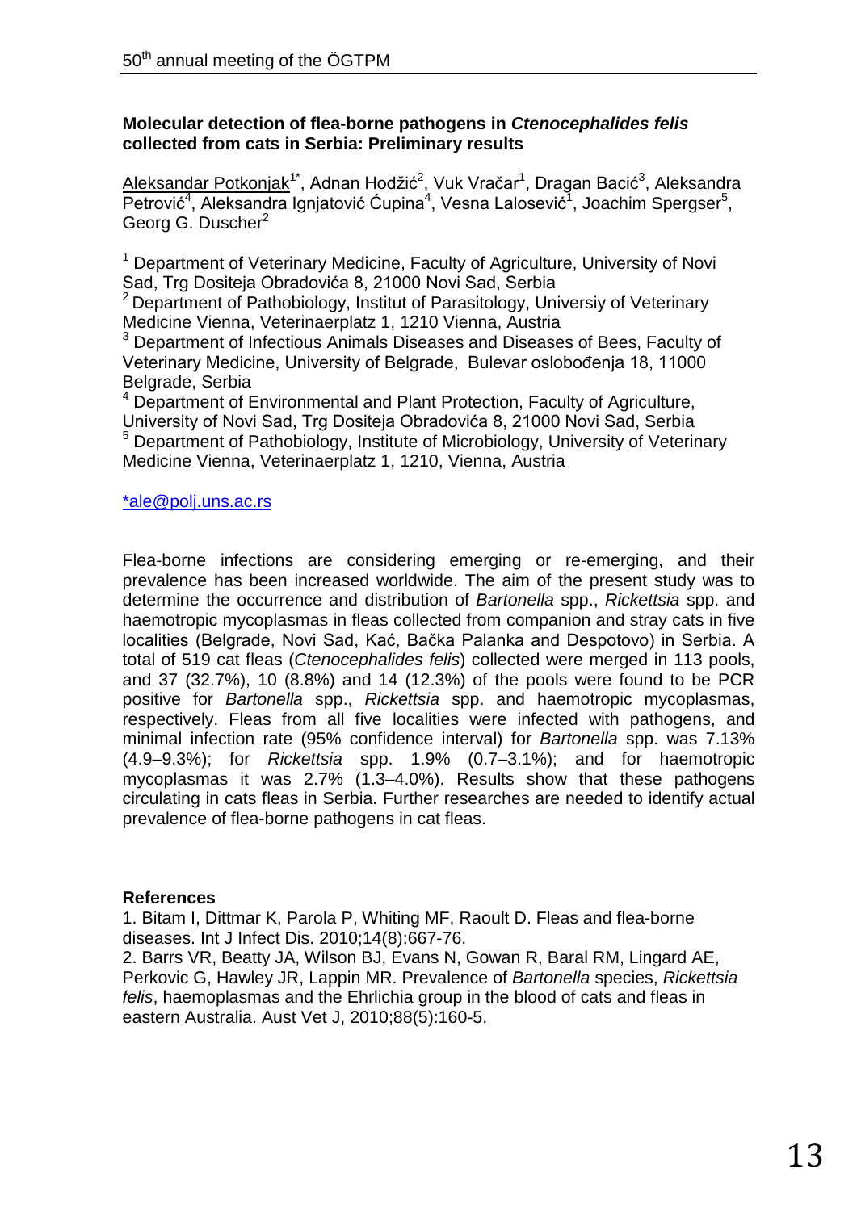### Molecular detection of flea-borne pathogens in *Ctenocephalides felis* collected from cats in Serbia: Preliminary results

Aleksandar Potkonjak[1*], Adnan Hodžić[2], Vuk Vračar[1], Dragan Bacić[3], Aleksandra Petrović[4], Aleksandra Ignjatović Ćupina[4], Vesna Lalosević[1], Joachim Spergser[5], Georg G. Duscher[2]

[1] Department of Veterinary Medicine, Faculty of Agriculture, University of Novi Sad, Trg Dositeja Obradovića 8, 21000 Novi Sad, Serbia
[2] Department of Pathobiology, Institut of Parasitology, Universiy of Veterinary Medicine Vienna, Veterinaerplatz 1, 1210 Vienna, Austria
[3] Department of Infectious Animals Diseases and Diseases of Bees, Faculty of Veterinary Medicine, University of Belgrade, Bulevar oslobođenja 18, 11000 Belgrade, Serbia
[4] Department of Environmental and Plant Protection, Faculty of Agriculture, University of Novi Sad, Trg Dositeja Obradovića 8, 21000 Novi Sad, Serbia
[5] Department of Pathobiology, Institute of Microbiology, University of Veterinary Medicine Vienna, Veterinaerplatz 1, 1210, Vienna, Austria

*ale@polj.uns.ac.rs

Flea-borne infections are considering emerging or re-emerging, and their prevalence has been increased worldwide. The aim of the present study was to determine the occurrence and distribution of *Bartonella* spp., *Rickettsia* spp. and haemotropic mycoplasmas in fleas collected from companion and stray cats in five localities (Belgrade, Novi Sad, Kać, Bačka Palanka and Despotovo) in Serbia. A total of 519 cat fleas (*Ctenocephalides felis*) collected were merged in 113 pools, and 37 (32.7%), 10 (8.8%) and 14 (12.3%) of the pools were found to be PCR positive for *Bartonella* spp., *Rickettsia* spp. and haemotropic mycoplasmas, respectively. Fleas from all five localities were infected with pathogens, and minimal infection rate (95% confidence interval) for *Bartonella* spp. was 7.13% (4.9–9.3%); for *Rickettsia* spp. 1.9% (0.7–3.1%); and for haemotropic mycoplasmas it was 2.7% (1.3–4.0%). Results show that these pathogens circulating in cats fleas in Serbia. Further researches are needed to identify actual prevalence of flea-borne pathogens in cat fleas.

**References**

1. Bitam I, Dittmar K, Parola P, Whiting MF, Raoult D. Fleas and flea-borne diseases. Int J Infect Dis. 2010;14(8):667-76.
2. Barrs VR, Beatty JA, Wilson BJ, Evans N, Gowan R, Baral RM, Lingard AE, Perkovic G, Hawley JR, Lappin MR. Prevalence of *Bartonella* species, *Rickettsia felis*, haemoplasmas and the Ehrlichia group in the blood of cats and fleas in eastern Australia. Aust Vet J, 2010;88(5):160-5.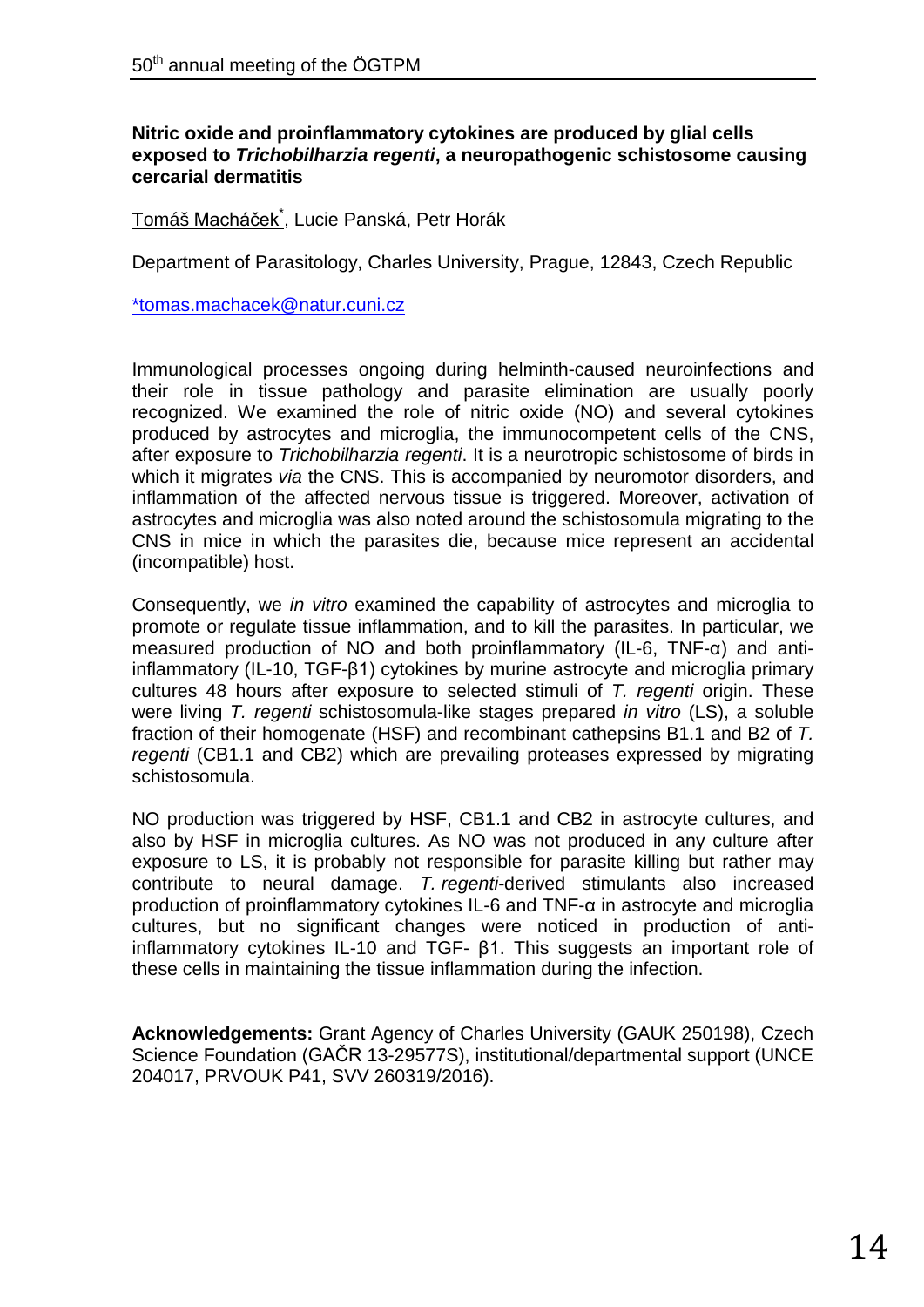**Nitric oxide and proinflammatory cytokines are produced by glial cells exposed to *Trichobilharzia regenti*, a neuropathogenic schistosome causing cercarial dermatitis**

Tomáš Macháček[*], Lucie Panská, Petr Horák

Department of Parasitology, Charles University, Prague, 12843, Czech Republic

*tomas.machacek@natur.cuni.cz

Immunological processes ongoing during helminth-caused neuroinfections and their role in tissue pathology and parasite elimination are usually poorly recognized. We examined the role of nitric oxide (NO) and several cytokines produced by astrocytes and microglia, the immunocompetent cells of the CNS, after exposure to *Trichobilharzia regenti*. It is a neurotropic schistosome of birds in which it migrates *via* the CNS. This is accompanied by neuromotor disorders, and inflammation of the affected nervous tissue is triggered. Moreover, activation of astrocytes and microglia was also noted around the schistosomula migrating to the CNS in mice in which the parasites die, because mice represent an accidental (incompatible) host.

Consequently, we *in vitro* examined the capability of astrocytes and microglia to promote or regulate tissue inflammation, and to kill the parasites. In particular, we measured production of NO and both proinflammatory (IL-6, TNF-α) and anti-inflammatory (IL-10, TGF-β1) cytokines by murine astrocyte and microglia primary cultures 48 hours after exposure to selected stimuli of *T. regenti* origin. These were living *T. regenti* schistosomula-like stages prepared *in vitro* (LS), a soluble fraction of their homogenate (HSF) and recombinant cathepsins B1.1 and B2 of *T. regenti* (CB1.1 and CB2) which are prevailing proteases expressed by migrating schistosomula.

NO production was triggered by HSF, CB1.1 and CB2 in astrocyte cultures, and also by HSF in microglia cultures. As NO was not produced in any culture after exposure to LS, it is probably not responsible for parasite killing but rather may contribute to neural damage. *T. regenti*-derived stimulants also increased production of proinflammatory cytokines IL-6 and TNF-α in astrocyte and microglia cultures, but no significant changes were noticed in production of anti-inflammatory cytokines IL-10 and TGF- β1. This suggests an important role of these cells in maintaining the tissue inflammation during the infection.

**Acknowledgements:** Grant Agency of Charles University (GAUK 250198), Czech Science Foundation (GAČR 13-29577S), institutional/departmental support (UNCE 204017, PRVOUK P41, SVV 260319/2016).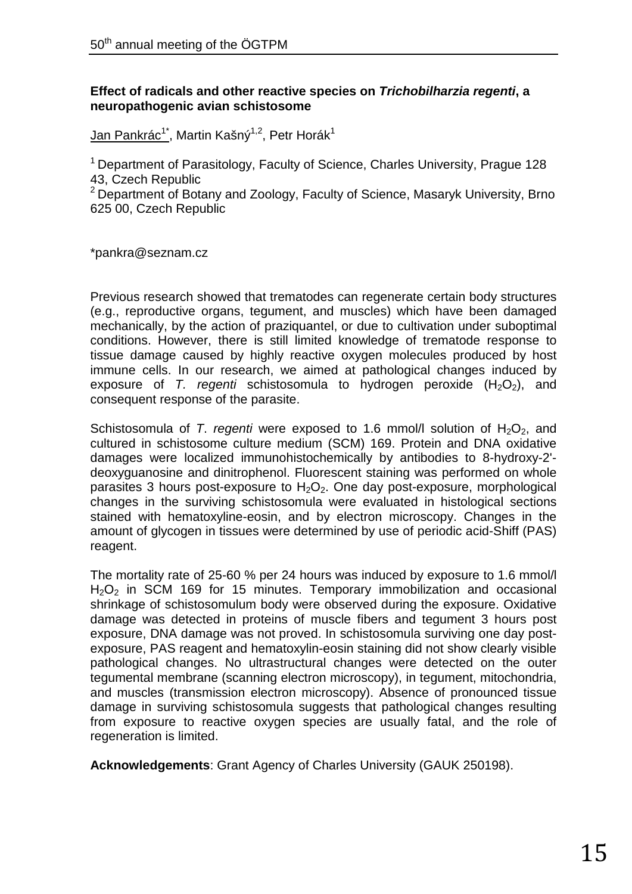**Effect of radicals and other reactive species on *Trichobilharzia regenti*, a neuropathogenic avian schistosome**

Jan Pankrác[1*], Martin Kašný[1,2], Petr Horák[1]

[1] Department of Parasitology, Faculty of Science, Charles University, Prague 128 43, Czech Republic
[2] Department of Botany and Zoology, Faculty of Science, Masaryk University, Brno 625 00, Czech Republic

*pankra@seznam.cz

Previous research showed that trematodes can regenerate certain body structures (e.g., reproductive organs, tegument, and muscles) which have been damaged mechanically, by the action of praziquantel, or due to cultivation under suboptimal conditions. However, there is still limited knowledge of trematode response to tissue damage caused by highly reactive oxygen molecules produced by host immune cells. In our research, we aimed at pathological changes induced by exposure of *T. regenti* schistosomula to hydrogen peroxide ($H_2O_2$), and consequent response of the parasite.

Schistosomula of *T. regenti* were exposed to 1.6 mmol/l solution of $H_2O_2$, and cultured in schistosome culture medium (SCM) 169. Protein and DNA oxidative damages were localized immunohistochemically by antibodies to 8-hydroxy-2'-deoxyguanosine and dinitrophenol. Fluorescent staining was performed on whole parasites 3 hours post-exposure to $H_2O_2$. One day post-exposure, morphological changes in the surviving schistosomula were evaluated in histological sections stained with hematoxyline-eosin, and by electron microscopy. Changes in the amount of glycogen in tissues were determined by use of periodic acid-Shiff (PAS) reagent.

The mortality rate of 25-60 % per 24 hours was induced by exposure to 1.6 mmol/l $H_2O_2$ in SCM 169 for 15 minutes. Temporary immobilization and occasional shrinkage of schistosomulum body were observed during the exposure. Oxidative damage was detected in proteins of muscle fibers and tegument 3 hours post exposure, DNA damage was not proved. In schistosomula surviving one day post-exposure, PAS reagent and hematoxylin-eosin staining did not show clearly visible pathological changes. No ultrastructural changes were detected on the outer tegumental membrane (scanning electron microscopy), in tegument, mitochondria, and muscles (transmission electron microscopy). Absence of pronounced tissue damage in surviving schistosomula suggests that pathological changes resulting from exposure to reactive oxygen species are usually fatal, and the role of regeneration is limited.

**Acknowledgements**: Grant Agency of Charles University (GAUK 250198).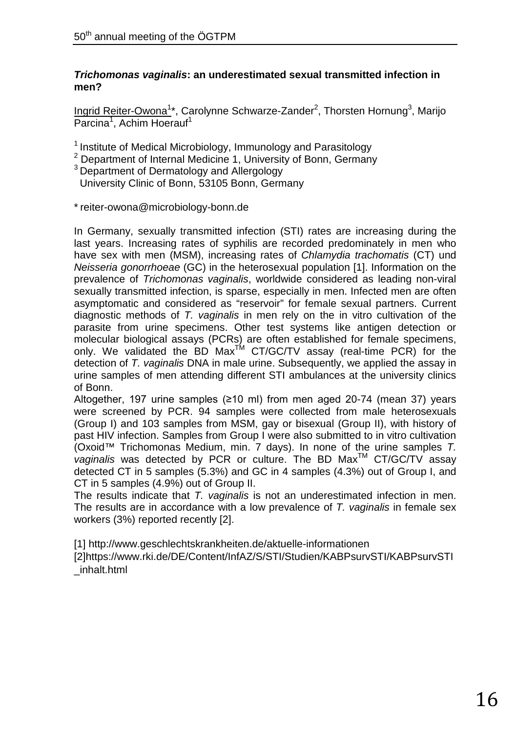### ***Trichomonas vaginalis*: an underestimated sexual transmitted infection in men?**

Ingrid Reiter-Owona[1]*, Carolynne Schwarze-Zander[2], Thorsten Hornung[3], Marijo Parcina[1], Achim Hoerauf[1]

[1] Institute of Medical Microbiology, Immunology and Parasitology
[2] Department of Internal Medicine 1, University of Bonn, Germany
[3] Department of Dermatology and Allergology
University Clinic of Bonn, 53105 Bonn, Germany

* reiter-owona@microbiology-bonn.de

In Germany, sexually transmitted infection (STI) rates are increasing during the last years. Increasing rates of syphilis are recorded predominately in men who have sex with men (MSM), increasing rates of *Chlamydia trachomatis* (CT) und *Neisseria gonorrhoeae* (GC) in the heterosexual population [1]. Information on the prevalence of *Trichomonas vaginalis*, worldwide considered as leading non-viral sexually transmitted infection, is sparse, especially in men. Infected men are often asymptomatic and considered as "reservoir" for female sexual partners. Current diagnostic methods of *T. vaginalis* in men rely on the in vitro cultivation of the parasite from urine specimens. Other test systems like antigen detection or molecular biological assays (PCRs) are often established for female specimens, only. We validated the BD Max™ CT/GC/TV assay (real-time PCR) for the detection of *T. vaginalis* DNA in male urine. Subsequently, we applied the assay in urine samples of men attending different STI ambulances at the university clinics of Bonn.

Altogether, 197 urine samples (≥10 ml) from men aged 20-74 (mean 37) years were screened by PCR. 94 samples were collected from male heterosexuals (Group I) and 103 samples from MSM, gay or bisexual (Group II), with history of past HIV infection. Samples from Group I were also submitted to in vitro cultivation (Oxoid™ Trichomonas Medium, min. 7 days). In none of the urine samples *T. vaginalis* was detected by PCR or culture. The BD Max™ CT/GC/TV assay detected CT in 5 samples (5.3%) and GC in 4 samples (4.3%) out of Group I, and CT in 5 samples (4.9%) out of Group II.

The results indicate that *T. vaginalis* is not an underestimated infection in men. The results are in accordance with a low prevalence of *T. vaginalis* in female sex workers (3%) reported recently [2].

[1] http://www.geschlechtskrankheiten.de/aktuelle-informationen
[2]https://www.rki.de/DE/Content/InfAZ/S/STI/Studien/KABPsurvSTI/KABPsurvSTI_inhalt.html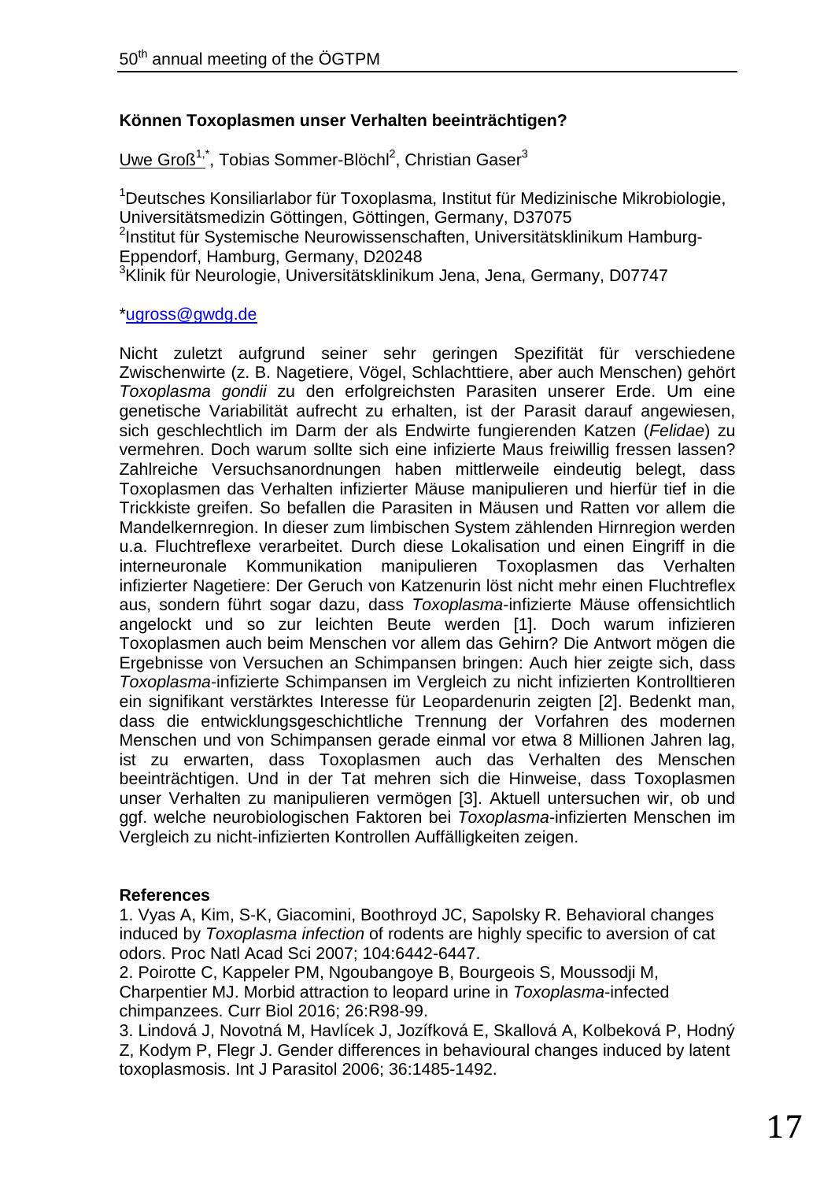### Können Toxoplasmen unser Verhalten beeinträchtigen?

Uwe Groß[1,*], Tobias Sommer-Blöchl[2], Christian Gaser[3]

[1]Deutsches Konsiliarlabor für Toxoplasma, Institut für Medizinische Mikrobiologie, Universitätsmedizin Göttingen, Göttingen, Germany, D37075
[2]Institut für Systemische Neurowissenschaften, Universitätsklinikum Hamburg-Eppendorf, Hamburg, Germany, D20248
[3]Klinik für Neurologie, Universitätsklinikum Jena, Jena, Germany, D07747

*ugross@gwdg.de

Nicht zuletzt aufgrund seiner sehr geringen Spezifität für verschiedene Zwischenwirte (z. B. Nagetiere, Vögel, Schlachttiere, aber auch Menschen) gehört *Toxoplasma gondii* zu den erfolgreichsten Parasiten unserer Erde. Um eine genetische Variabilität aufrecht zu erhalten, ist der Parasit darauf angewiesen, sich geschlechtlich im Darm der als Endwirte fungierenden Katzen (*Felidae*) zu vermehren. Doch warum sollte sich eine infizierte Maus freiwillig fressen lassen? Zahlreiche Versuchsanordnungen haben mittlerweile eindeutig belegt, dass Toxoplasmen das Verhalten infizierter Mäuse manipulieren und hierfür tief in die Trickkiste greifen. So befallen die Parasiten in Mäusen und Ratten vor allem die Mandelkernregion. In dieser zum limbischen System zählenden Hirnregion werden u.a. Fluchtreflexe verarbeitet. Durch diese Lokalisation und einen Eingriff in die interneuronale Kommunikation manipulieren Toxoplasmen das Verhalten infizierter Nagetiere: Der Geruch von Katzenurin löst nicht mehr einen Fluchtreflex aus, sondern führt sogar dazu, dass *Toxoplasma*-infizierte Mäuse offensichtlich angelockt und so zur leichten Beute werden [1]. Doch warum infizieren Toxoplasmen auch beim Menschen vor allem das Gehirn? Die Antwort mögen die Ergebnisse von Versuchen an Schimpansen bringen: Auch hier zeigte sich, dass *Toxoplasma*-infizierte Schimpansen im Vergleich zu nicht infizierten Kontrolltieren ein signifikant verstärktes Interesse für Leopardenurin zeigten [2]. Bedenkt man, dass die entwicklungsgeschichtliche Trennung der Vorfahren des modernen Menschen und von Schimpansen gerade einmal vor etwa 8 Millionen Jahren lag, ist zu erwarten, dass Toxoplasmen auch das Verhalten des Menschen beeinträchtigen. Und in der Tat mehren sich die Hinweise, dass Toxoplasmen unser Verhalten zu manipulieren vermögen [3]. Aktuell untersuchen wir, ob und ggf. welche neurobiologischen Faktoren bei *Toxoplasma*-infizierten Menschen im Vergleich zu nicht-infizierten Kontrollen Auffälligkeiten zeigen.

**References**

1. Vyas A, Kim, S-K, Giacomini, Boothroyd JC, Sapolsky R. Behavioral changes induced by *Toxoplasma infection* of rodents are highly specific to aversion of cat odors. Proc Natl Acad Sci 2007; 104:6442-6447.
2. Poirotte C, Kappeler PM, Ngoubangoye B, Bourgeois S, Moussodji M, Charpentier MJ. Morbid attraction to leopard urine in *Toxoplasma*-infected chimpanzees. Curr Biol 2016; 26:R98-99.
3. Lindová J, Novotná M, Havlícek J, Jozífková E, Skallová A, Kolbeková P, Hodný Z, Kodym P, Flegr J. Gender differences in behavioural changes induced by latent toxoplasmosis. Int J Parasitol 2006; 36:1485-1492.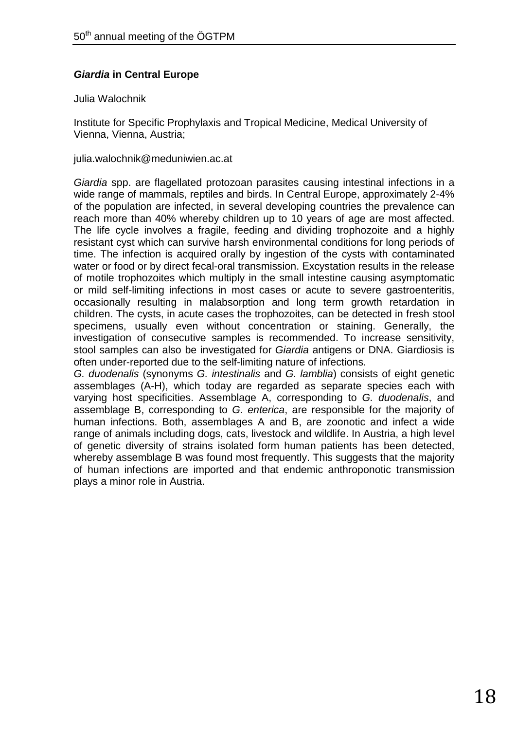### ***Giardia* in Central Europe**

Julia Walochnik

Institute for Specific Prophylaxis and Tropical Medicine, Medical University of Vienna, Vienna, Austria;

julia.walochnik@meduniwien.ac.at

*Giardia* spp. are flagellated protozoan parasites causing intestinal infections in a wide range of mammals, reptiles and birds. In Central Europe, approximately 2-4% of the population are infected, in several developing countries the prevalence can reach more than 40% whereby children up to 10 years of age are most affected. The life cycle involves a fragile, feeding and dividing trophozoite and a highly resistant cyst which can survive harsh environmental conditions for long periods of time. The infection is acquired orally by ingestion of the cysts with contaminated water or food or by direct fecal-oral transmission. Excystation results in the release of motile trophozoites which multiply in the small intestine causing asymptomatic or mild self-limiting infections in most cases or acute to severe gastroenteritis, occasionally resulting in malabsorption and long term growth retardation in children. The cysts, in acute cases the trophozoites, can be detected in fresh stool specimens, usually even without concentration or staining. Generally, the investigation of consecutive samples is recommended. To increase sensitivity, stool samples can also be investigated for *Giardia* antigens or DNA. Giardiosis is often under-reported due to the self-limiting nature of infections.

*G. duodenalis* (synonyms *G. intestinalis* and *G. lamblia*) consists of eight genetic assemblages (A-H), which today are regarded as separate species each with varying host specificities. Assemblage A, corresponding to *G. duodenalis*, and assemblage B, corresponding to *G. enterica*, are responsible for the majority of human infections. Both, assemblages A and B, are zoonotic and infect a wide range of animals including dogs, cats, livestock and wildlife. In Austria, a high level of genetic diversity of strains isolated form human patients has been detected, whereby assemblage B was found most frequently. This suggests that the majority of human infections are imported and that endemic anthroponotic transmission plays a minor role in Austria.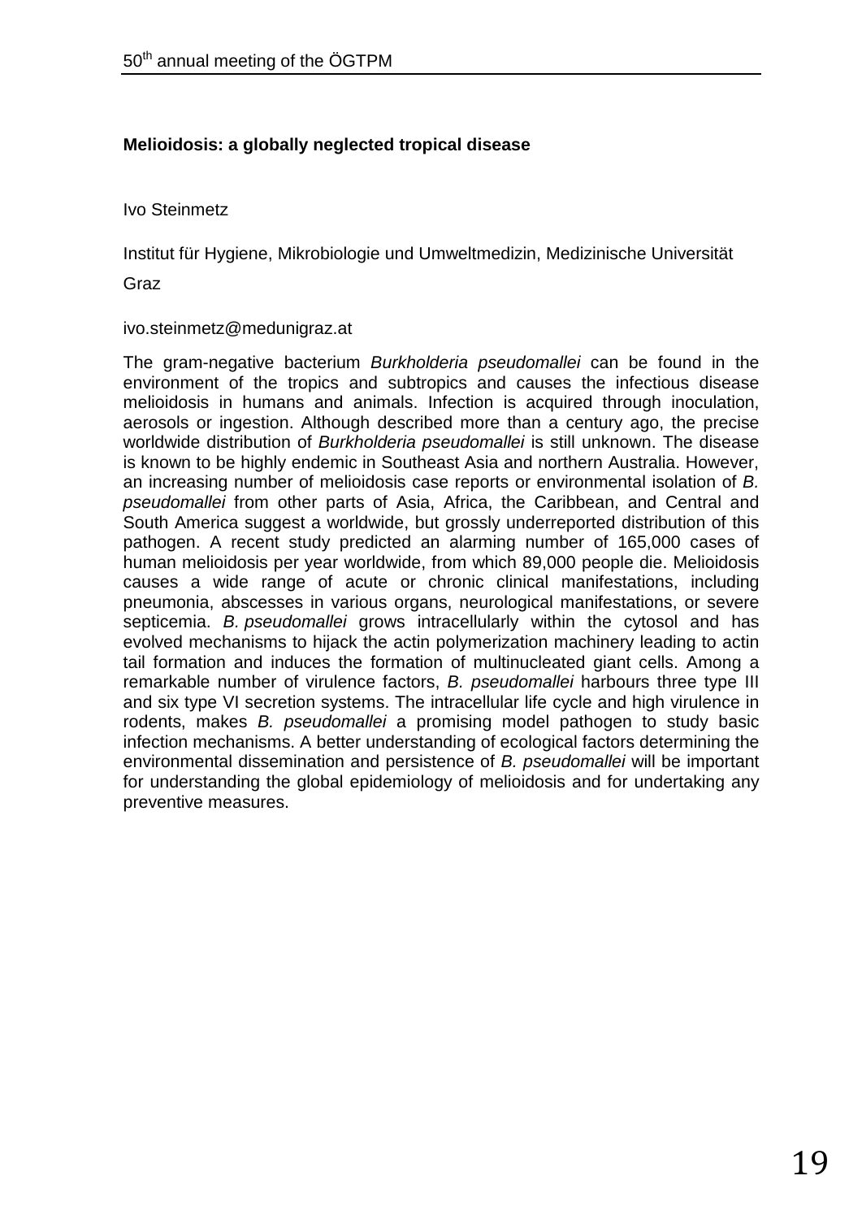**Melioidosis: a globally neglected tropical disease**

Ivo Steinmetz

Institut für Hygiene, Mikrobiologie und Umweltmedizin, Medizinische Universität Graz

ivo.steinmetz@medunigraz.at

The gram-negative bacterium *Burkholderia pseudomallei* can be found in the environment of the tropics and subtropics and causes the infectious disease melioidosis in humans and animals. Infection is acquired through inoculation, aerosols or ingestion. Although described more than a century ago, the precise worldwide distribution of *Burkholderia pseudomallei* is still unknown. The disease is known to be highly endemic in Southeast Asia and northern Australia. However, an increasing number of melioidosis case reports or environmental isolation of *B. pseudomallei* from other parts of Asia, Africa, the Caribbean, and Central and South America suggest a worldwide, but grossly underreported distribution of this pathogen. A recent study predicted an alarming number of 165,000 cases of human melioidosis per year worldwide, from which 89,000 people die. Melioidosis causes a wide range of acute or chronic clinical manifestations, including pneumonia, abscesses in various organs, neurological manifestations, or severe septicemia. *B. pseudomallei* grows intracellularly within the cytosol and has evolved mechanisms to hijack the actin polymerization machinery leading to actin tail formation and induces the formation of multinucleated giant cells. Among a remarkable number of virulence factors, *B. pseudomallei* harbours three type III and six type VI secretion systems. The intracellular life cycle and high virulence in rodents, makes *B. pseudomallei* a promising model pathogen to study basic infection mechanisms. A better understanding of ecological factors determining the environmental dissemination and persistence of *B. pseudomallei* will be important for understanding the global epidemiology of melioidosis and for undertaking any preventive measures.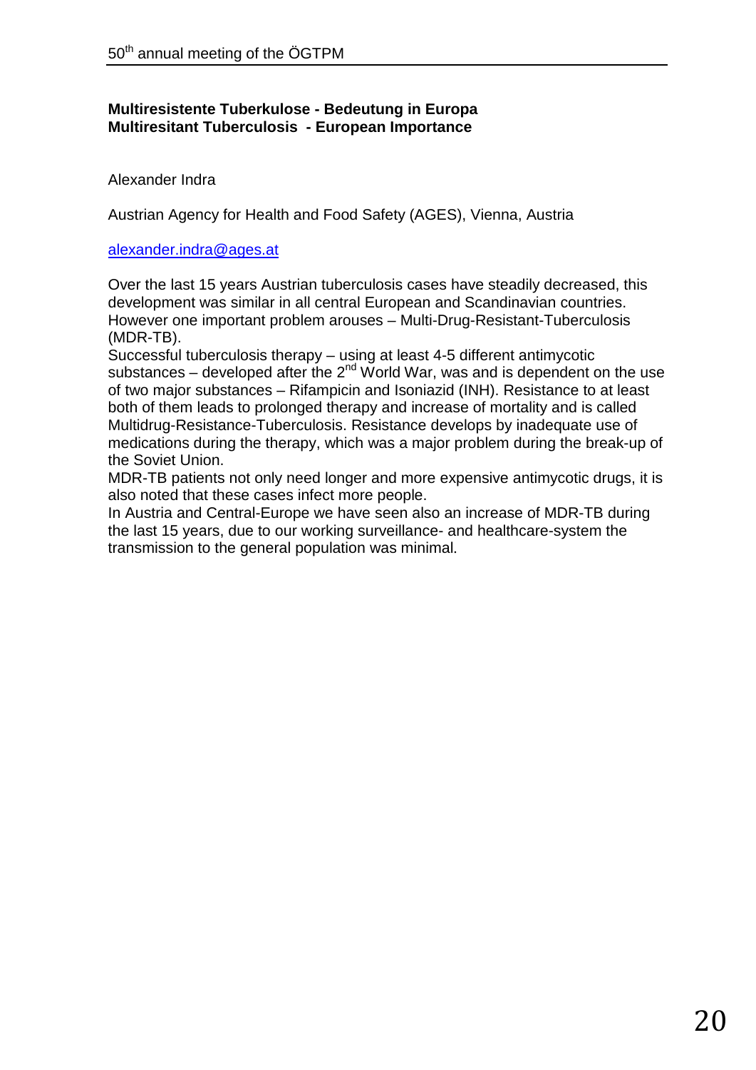**Multiresistente Tuberkulose - Bedeutung in Europa**
**Multiresitant Tuberculosis - European Importance**

Alexander Indra

Austrian Agency for Health and Food Safety (AGES), Vienna, Austria

alexander.indra@ages.at

Over the last 15 years Austrian tuberculosis cases have steadily decreased, this development was similar in all central European and Scandinavian countries. However one important problem arouses – Multi-Drug-Resistant-Tuberculosis (MDR-TB).
Successful tuberculosis therapy – using at least 4-5 different antimycotic substances – developed after the 2nd World War, was and is dependent on the use of two major substances – Rifampicin and Isoniazid (INH). Resistance to at least both of them leads to prolonged therapy and increase of mortality and is called Multidrug-Resistance-Tuberculosis. Resistance develops by inadequate use of medications during the therapy, which was a major problem during the break-up of the Soviet Union.
MDR-TB patients not only need longer and more expensive antimycotic drugs, it is also noted that these cases infect more people.
In Austria and Central-Europe we have seen also an increase of MDR-TB during the last 15 years, due to our working surveillance- and healthcare-system the transmission to the general population was minimal.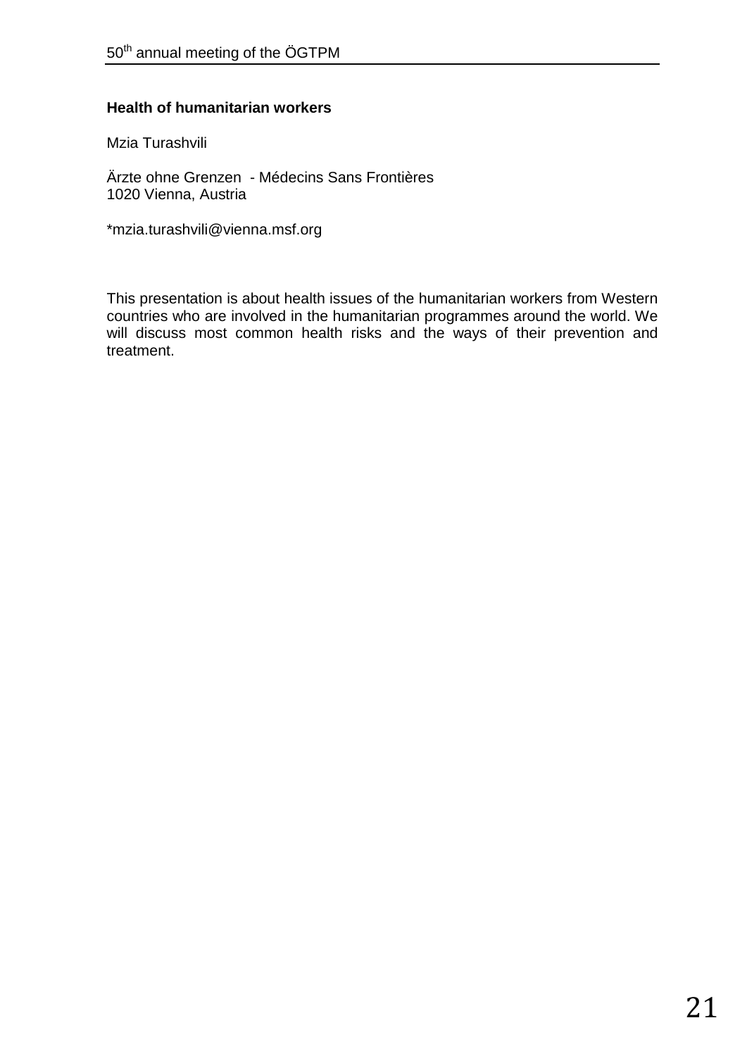**Health of humanitarian workers**

Mzia Turashvili

Ärzte ohne Grenzen - Médecins Sans Frontières
1020 Vienna, Austria

*mzia.turashvili@vienna.msf.org

This presentation is about health issues of the humanitarian workers from Western countries who are involved in the humanitarian programmes around the world. We will discuss most common health risks and the ways of their prevention and treatment.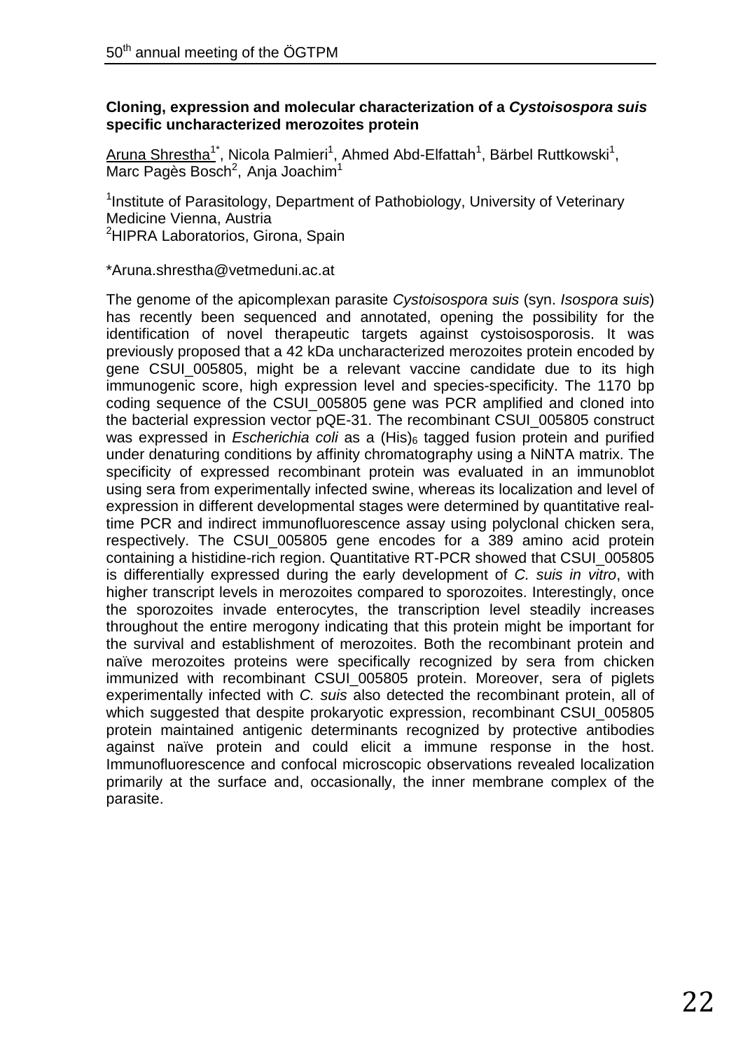**Cloning, expression and molecular characterization of a *Cystoisospora suis* specific uncharacterized merozoites protein**

Aruna Shrestha[1*], Nicola Palmieri[1], Ahmed Abd-Elfattah[1], Bärbel Ruttkowski[1], Marc Pagès Bosch[2], Anja Joachim[1]

[1]Institute of Parasitology, Department of Pathobiology, University of Veterinary Medicine Vienna, Austria
[2]HIPRA Laboratorios, Girona, Spain

*Aruna.shrestha@vetmeduni.ac.at

The genome of the apicomplexan parasite *Cystoisospora suis* (syn. *Isospora suis*) has recently been sequenced and annotated, opening the possibility for the identification of novel therapeutic targets against cystoisosporosis. It was previously proposed that a 42 kDa uncharacterized merozoites protein encoded by gene CSUI_005805, might be a relevant vaccine candidate due to its high immunogenic score, high expression level and species-specificity. The 1170 bp coding sequence of the CSUI_005805 gene was PCR amplified and cloned into the bacterial expression vector pQE-31. The recombinant CSUI_005805 construct was expressed in *Escherichia coli* as a $(His)_6$ tagged fusion protein and purified under denaturing conditions by affinity chromatography using a NiNTA matrix. The specificity of expressed recombinant protein was evaluated in an immunoblot using sera from experimentally infected swine, whereas its localization and level of expression in different developmental stages were determined by quantitative real-time PCR and indirect immunofluorescence assay using polyclonal chicken sera, respectively. The CSUI_005805 gene encodes for a 389 amino acid protein containing a histidine-rich region. Quantitative RT-PCR showed that CSUI_005805 is differentially expressed during the early development of *C. suis in vitro*, with higher transcript levels in merozoites compared to sporozoites. Interestingly, once the sporozoites invade enterocytes, the transcription level steadily increases throughout the entire merogony indicating that this protein might be important for the survival and establishment of merozoites. Both the recombinant protein and naïve merozoites proteins were specifically recognized by sera from chicken immunized with recombinant CSUI_005805 protein. Moreover, sera of piglets experimentally infected with *C. suis* also detected the recombinant protein, all of which suggested that despite prokaryotic expression, recombinant CSUI_005805 protein maintained antigenic determinants recognized by protective antibodies against naïve protein and could elicit a immune response in the host. Immunofluorescence and confocal microscopic observations revealed localization primarily at the surface and, occasionally, the inner membrane complex of the parasite.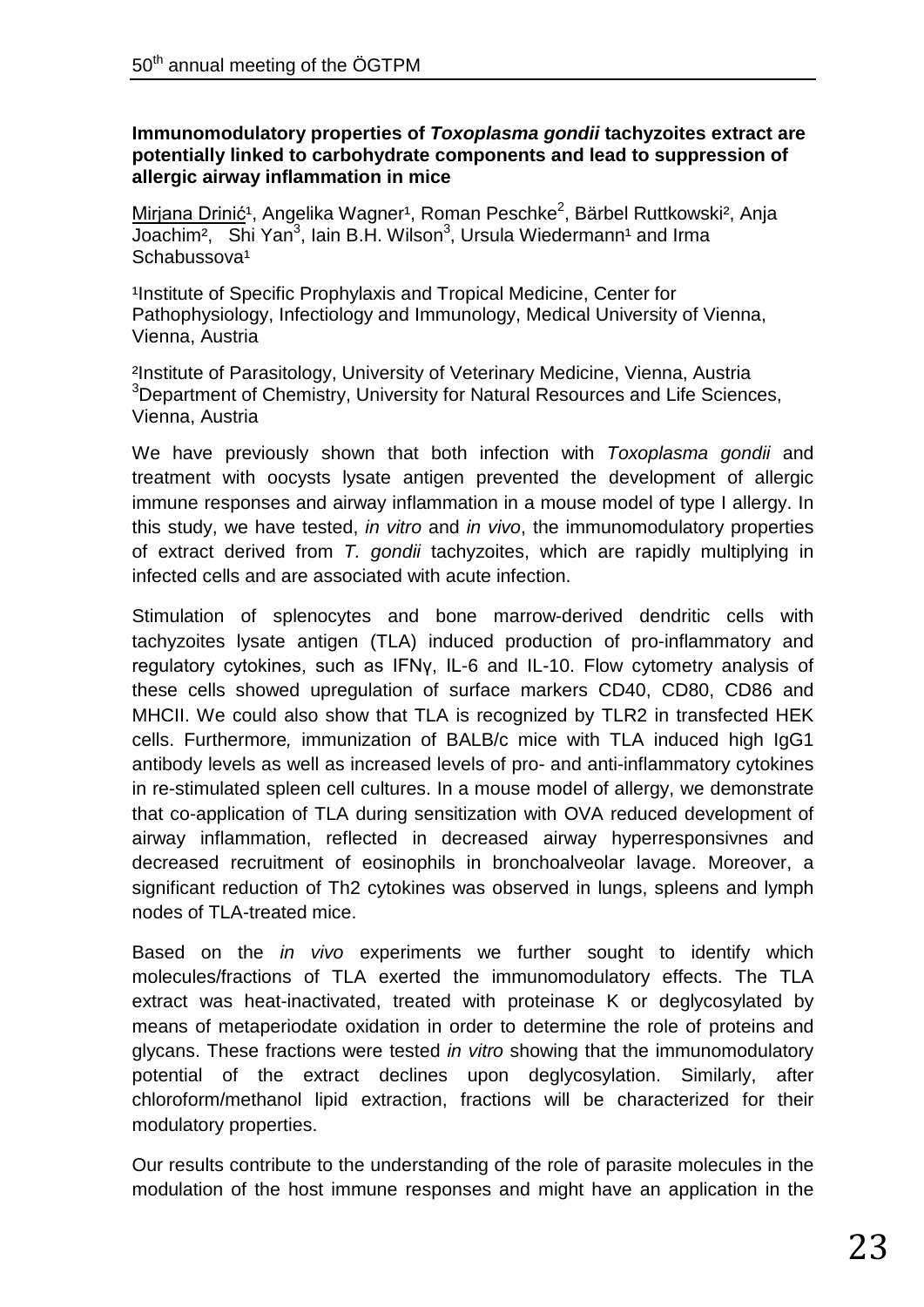### Immunomodulatory properties of *Toxoplasma gondii* tachyzoites extract are potentially linked to carbohydrate components and lead to suppression of allergic airway inflammation in mice

Mirjana Drinić[1], Angelika Wagner[1], Roman Peschke[2], Bärbel Ruttkowski[2], Anja Joachim[2], Shi Yan[3], Iain B.H. Wilson[3], Ursula Wiedermann[1] and Irma Schabussova[1]

[1]Institute of Specific Prophylaxis and Tropical Medicine, Center for Pathophysiology, Infectiology and Immunology, Medical University of Vienna, Vienna, Austria

[2]Institute of Parasitology, University of Veterinary Medicine, Vienna, Austria
[3]Department of Chemistry, University for Natural Resources and Life Sciences, Vienna, Austria

We have previously shown that both infection with *Toxoplasma gondii* and treatment with oocysts lysate antigen prevented the development of allergic immune responses and airway inflammation in a mouse model of type I allergy. In this study, we have tested, *in vitro* and *in vivo*, the immunomodulatory properties of extract derived from *T. gondii* tachyzoites, which are rapidly multiplying in infected cells and are associated with acute infection.

Stimulation of splenocytes and bone marrow-derived dendritic cells with tachyzoites lysate antigen (TLA) induced production of pro-inflammatory and regulatory cytokines, such as IFNγ, IL-6 and IL-10. Flow cytometry analysis of these cells showed upregulation of surface markers CD40, CD80, CD86 and MHCII. We could also show that TLA is recognized by TLR2 in transfected HEK cells. Furthermore, immunization of BALB/c mice with TLA induced high IgG1 antibody levels as well as increased levels of pro- and anti-inflammatory cytokines in re-stimulated spleen cell cultures. In a mouse model of allergy, we demonstrate that co-application of TLA during sensitization with OVA reduced development of airway inflammation, reflected in decreased airway hyperresponsivnes and decreased recruitment of eosinophils in bronchoalveolar lavage. Moreover, a significant reduction of Th2 cytokines was observed in lungs, spleens and lymph nodes of TLA-treated mice.

Based on the *in vivo* experiments we further sought to identify which molecules/fractions of TLA exerted the immunomodulatory effects. The TLA extract was heat-inactivated, treated with proteinase K or deglycosylated by means of metaperiodate oxidation in order to determine the role of proteins and glycans. These fractions were tested *in vitro* showing that the immunomodulatory potential of the extract declines upon deglycosylation. Similarly, after chloroform/methanol lipid extraction, fractions will be characterized for their modulatory properties.

Our results contribute to the understanding of the role of parasite molecules in the modulation of the host immune responses and might have an application in the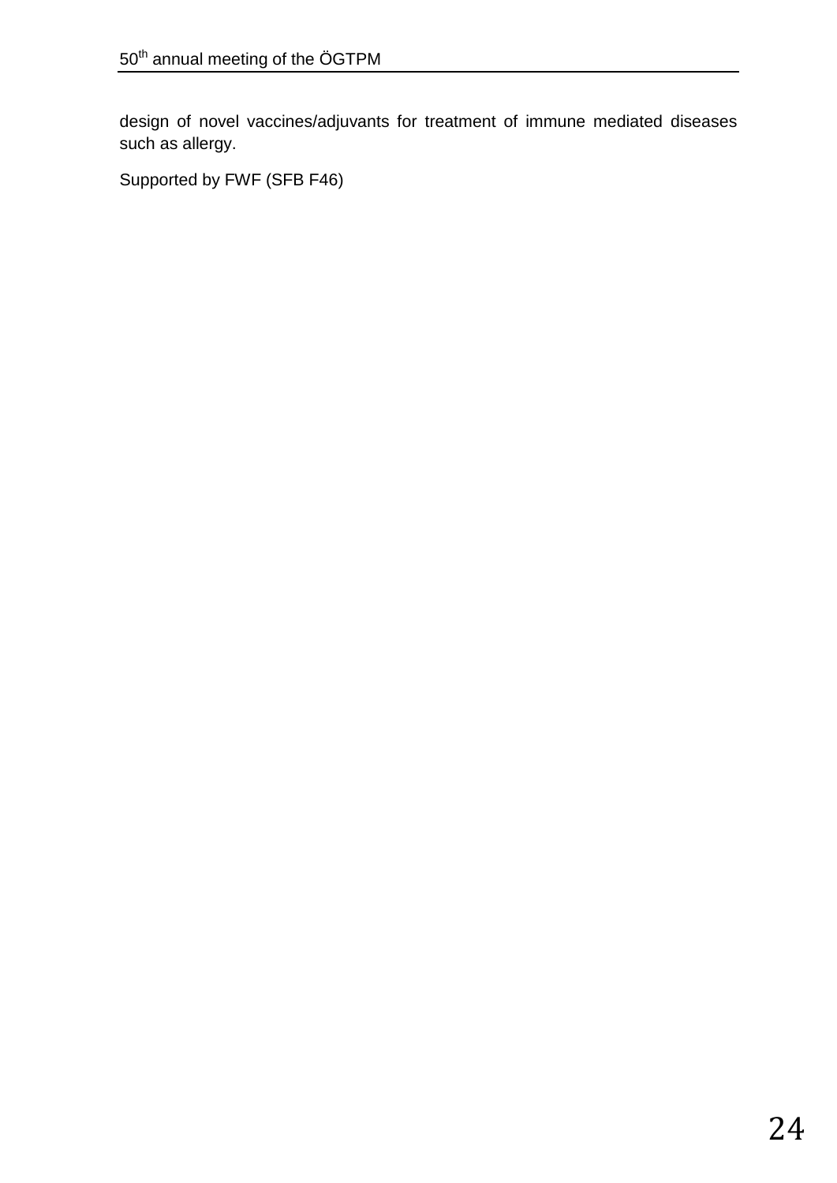design of novel vaccines/adjuvants for treatment of immune mediated diseases such as allergy.

Supported by FWF (SFB F46)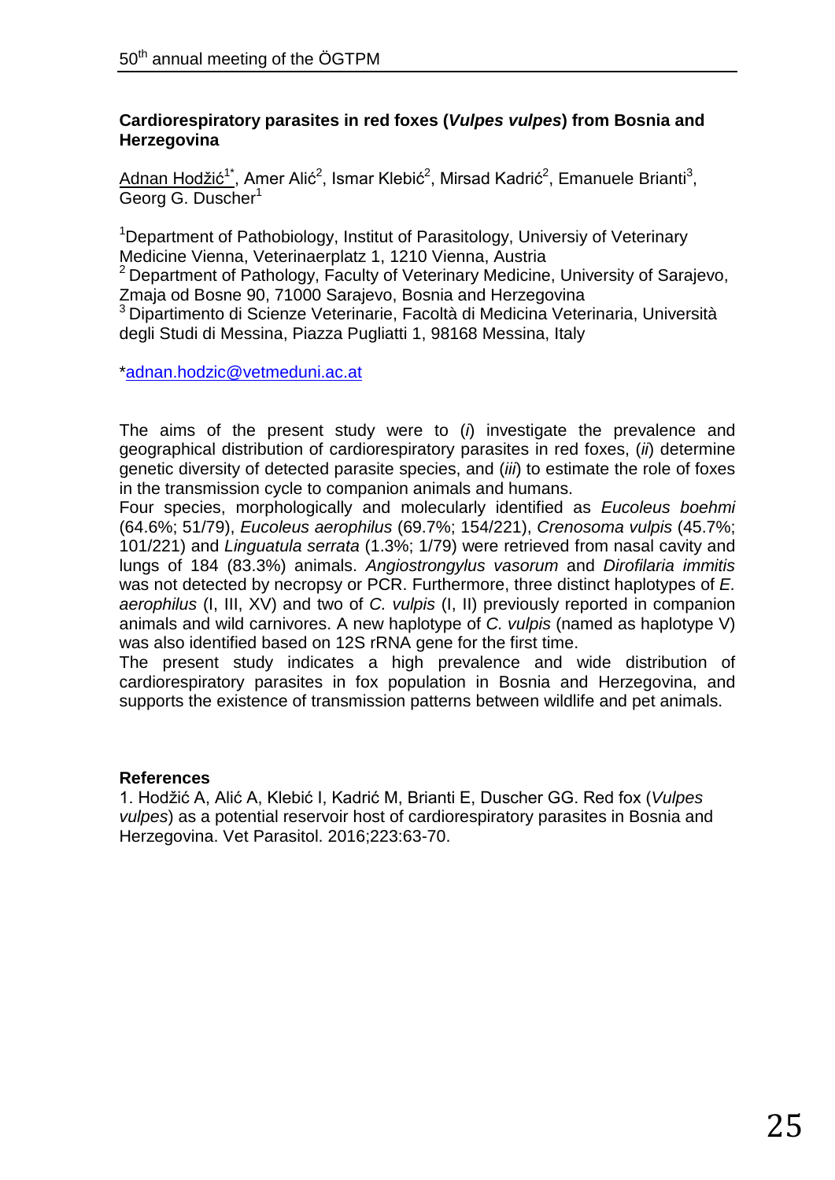### Cardiorespiratory parasites in red foxes (*Vulpes vulpes*) from Bosnia and Herzegovina

Adnan Hodžić[1*], Amer Alić[2], Ismar Klebić[2], Mirsad Kadrić[2], Emanuele Brianti[3], Georg G. Duscher[1]

[1]Department of Pathobiology, Institut of Parasitology, Universiy of Veterinary Medicine Vienna, Veterinaerplatz 1, 1210 Vienna, Austria
[2] Department of Pathology, Faculty of Veterinary Medicine, University of Sarajevo, Zmaja od Bosne 90, 71000 Sarajevo, Bosnia and Herzegovina
[3] Dipartimento di Scienze Veterinarie, Facoltà di Medicina Veterinaria, Università degli Studi di Messina, Piazza Pugliatti 1, 98168 Messina, Italy

*adnan.hodzic@vetmeduni.ac.at

The aims of the present study were to (*i*) investigate the prevalence and geographical distribution of cardiorespiratory parasites in red foxes, (*ii*) determine genetic diversity of detected parasite species, and (*iii*) to estimate the role of foxes in the transmission cycle to companion animals and humans.
Four species, morphologically and molecularly identified as *Eucoleus boehmi* (64.6%; 51/79), *Eucoleus aerophilus* (69.7%; 154/221), *Crenosoma vulpis* (45.7%; 101/221) and *Linguatula serrata* (1.3%; 1/79) were retrieved from nasal cavity and lungs of 184 (83.3%) animals. *Angiostrongylus vasorum* and *Dirofilaria immitis* was not detected by necropsy or PCR. Furthermore, three distinct haplotypes of *E. aerophilus* (I, III, XV) and two of *C. vulpis* (I, II) previously reported in companion animals and wild carnivores. A new haplotype of *C. vulpis* (named as haplotype V) was also identified based on 12S rRNA gene for the first time.
The present study indicates a high prevalence and wide distribution of cardiorespiratory parasites in fox population in Bosnia and Herzegovina, and supports the existence of transmission patterns between wildlife and pet animals.

#### References

1. Hodžić A, Alić A, Klebić I, Kadrić M, Brianti E, Duscher GG. Red fox (*Vulpes vulpes*) as a potential reservoir host of cardiorespiratory parasites in Bosnia and Herzegovina. Vet Parasitol. 2016;223:63-70.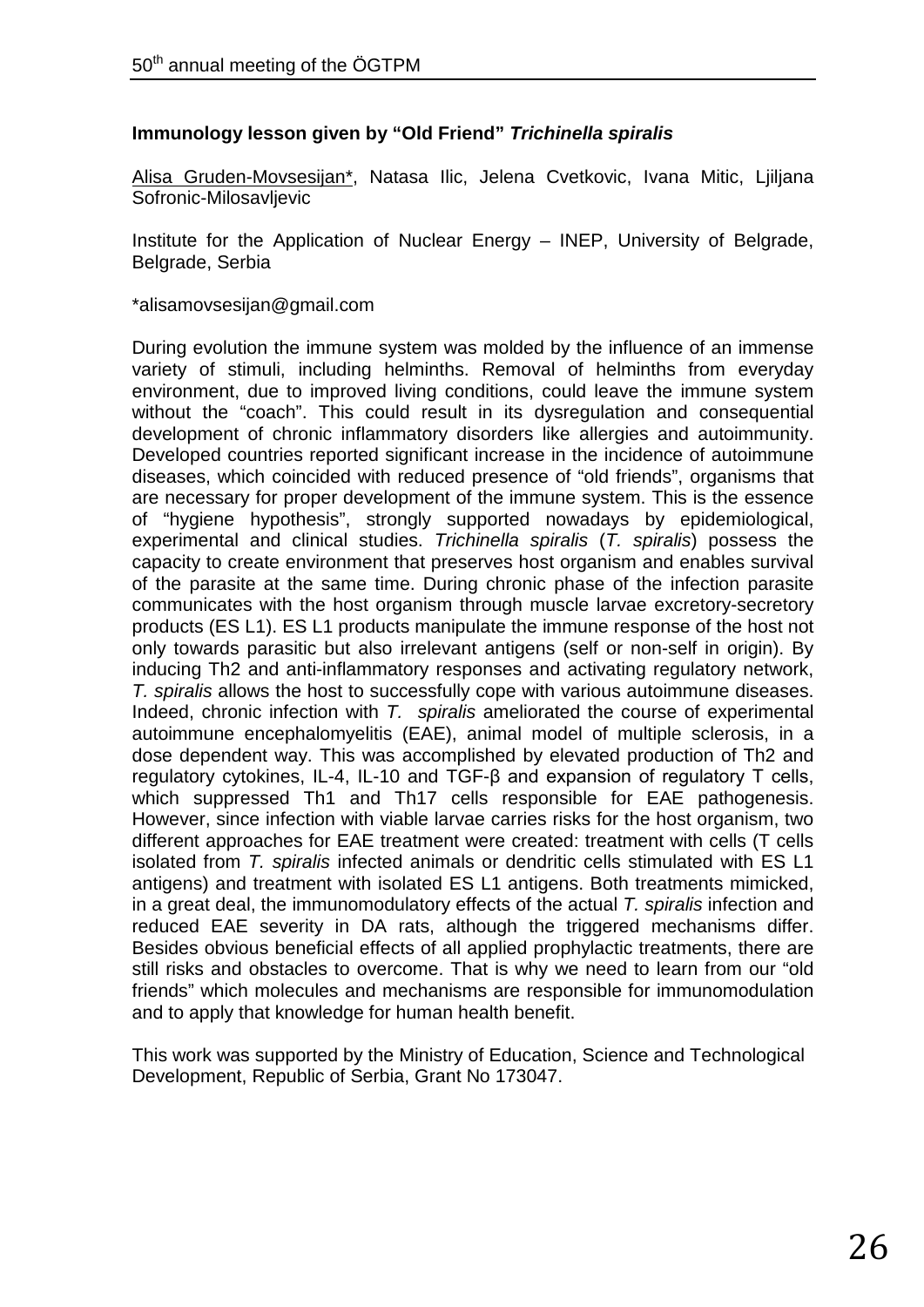### Immunology lesson given by "Old Friend" *Trichinella spiralis*

Alisa Gruden-Movsesijan*, Natasa Ilic, Jelena Cvetkovic, Ivana Mitic, Ljiljana Sofronic-Milosavljevic

Institute for the Application of Nuclear Energy – INEP, University of Belgrade, Belgrade, Serbia

*alisamovsesijan@gmail.com

During evolution the immune system was molded by the influence of an immense variety of stimuli, including helminths. Removal of helminths from everyday environment, due to improved living conditions, could leave the immune system without the "coach". This could result in its dysregulation and consequential development of chronic inflammatory disorders like allergies and autoimmunity. Developed countries reported significant increase in the incidence of autoimmune diseases, which coincided with reduced presence of "old friends", organisms that are necessary for proper development of the immune system. This is the essence of "hygiene hypothesis", strongly supported nowadays by epidemiological, experimental and clinical studies. *Trichinella spiralis* (*T. spiralis*) possess the capacity to create environment that preserves host organism and enables survival of the parasite at the same time. During chronic phase of the infection parasite communicates with the host organism through muscle larvae excretory-secretory products (ES L1). ES L1 products manipulate the immune response of the host not only towards parasitic but also irrelevant antigens (self or non-self in origin). By inducing Th2 and anti-inflammatory responses and activating regulatory network, *T. spiralis* allows the host to successfully cope with various autoimmune diseases. Indeed, chronic infection with *T. spiralis* ameliorated the course of experimental autoimmune encephalomyelitis (EAE), animal model of multiple sclerosis, in a dose dependent way. This was accomplished by elevated production of Th2 and regulatory cytokines, IL-4, IL-10 and TGF-β and expansion of regulatory T cells, which suppressed Th1 and Th17 cells responsible for EAE pathogenesis. However, since infection with viable larvae carries risks for the host organism, two different approaches for EAE treatment were created: treatment with cells (T cells isolated from *T. spiralis* infected animals or dendritic cells stimulated with ES L1 antigens) and treatment with isolated ES L1 antigens. Both treatments mimicked, in a great deal, the immunomodulatory effects of the actual *T. spiralis* infection and reduced EAE severity in DA rats, although the triggered mechanisms differ. Besides obvious beneficial effects of all applied prophylactic treatments, there are still risks and obstacles to overcome. That is why we need to learn from our "old friends" which molecules and mechanisms are responsible for immunomodulation and to apply that knowledge for human health benefit.

This work was supported by the Ministry of Education, Science and Technological Development, Republic of Serbia, Grant No 173047.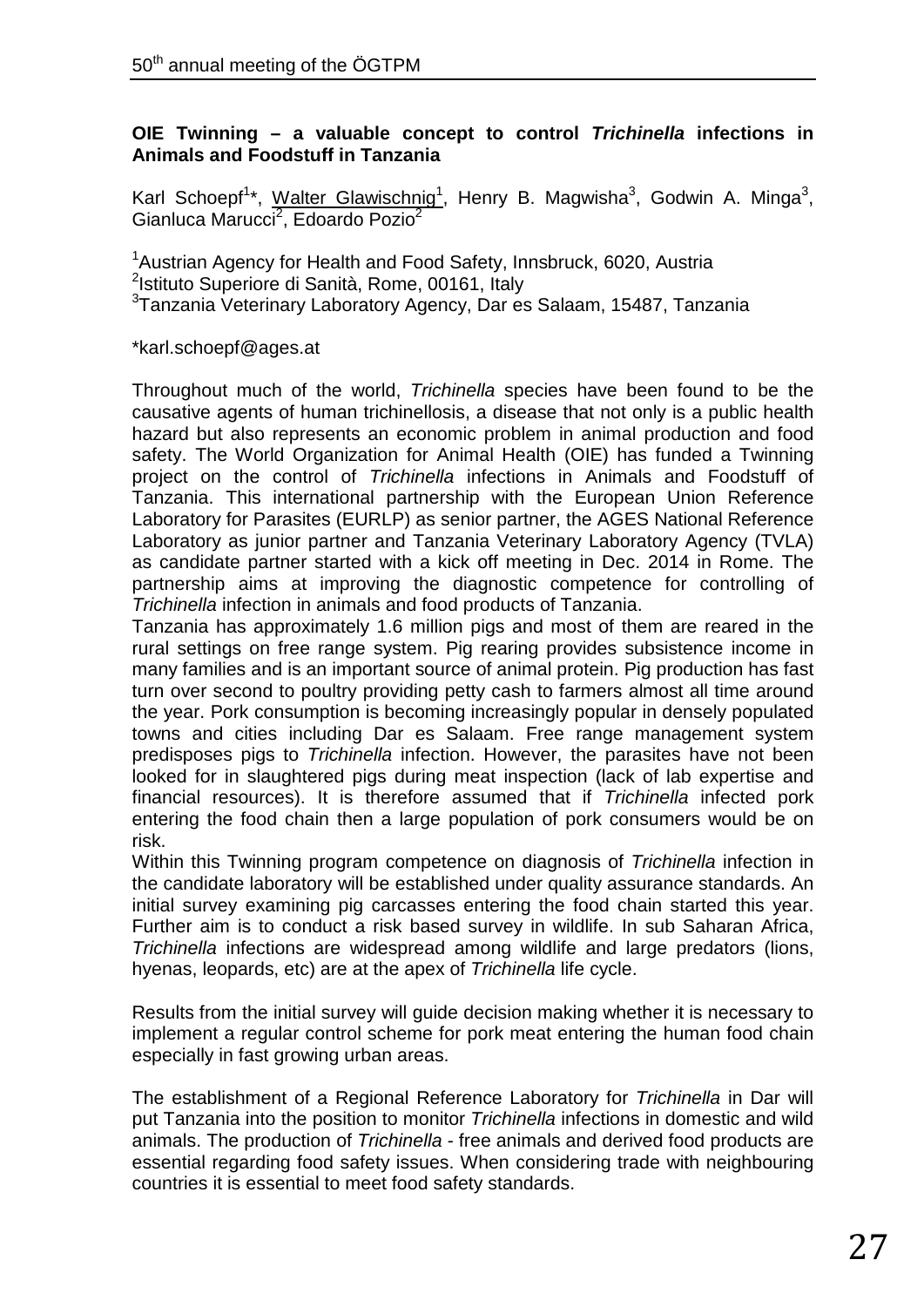### OIE Twinning – a valuable concept to control *Trichinella* infections in Animals and Foodstuff in Tanzania

Karl Schoepf[1]*, Walter Glawischnig[1], Henry B. Magwisha[3], Godwin A. Minga[3], Gianluca Marucci[2], Edoardo Pozio[2]

[1]Austrian Agency for Health and Food Safety, Innsbruck, 6020, Austria
[2]Istituto Superiore di Sanità, Rome, 00161, Italy
[3]Tanzania Veterinary Laboratory Agency, Dar es Salaam, 15487, Tanzania

*karl.schoepf@ages.at

Throughout much of the world, *Trichinella* species have been found to be the causative agents of human trichinellosis, a disease that not only is a public health hazard but also represents an economic problem in animal production and food safety. The World Organization for Animal Health (OIE) has funded a Twinning project on the control of *Trichinella* infections in Animals and Foodstuff of Tanzania. This international partnership with the European Union Reference Laboratory for Parasites (EURLP) as senior partner, the AGES National Reference Laboratory as junior partner and Tanzania Veterinary Laboratory Agency (TVLA) as candidate partner started with a kick off meeting in Dec. 2014 in Rome. The partnership aims at improving the diagnostic competence for controlling of *Trichinella* infection in animals and food products of Tanzania.

Tanzania has approximately 1.6 million pigs and most of them are reared in the rural settings on free range system. Pig rearing provides subsistence income in many families and is an important source of animal protein. Pig production has fast turn over second to poultry providing petty cash to farmers almost all time around the year. Pork consumption is becoming increasingly popular in densely populated towns and cities including Dar es Salaam. Free range management system predisposes pigs to *Trichinella* infection. However, the parasites have not been looked for in slaughtered pigs during meat inspection (lack of lab expertise and financial resources). It is therefore assumed that if *Trichinella* infected pork entering the food chain then a large population of pork consumers would be on risk.

Within this Twinning program competence on diagnosis of *Trichinella* infection in the candidate laboratory will be established under quality assurance standards. An initial survey examining pig carcasses entering the food chain started this year. Further aim is to conduct a risk based survey in wildlife. In sub Saharan Africa, *Trichinella* infections are widespread among wildlife and large predators (lions, hyenas, leopards, etc) are at the apex of *Trichinella* life cycle.

Results from the initial survey will guide decision making whether it is necessary to implement a regular control scheme for pork meat entering the human food chain especially in fast growing urban areas.

The establishment of a Regional Reference Laboratory for *Trichinella* in Dar will put Tanzania into the position to monitor *Trichinella* infections in domestic and wild animals. The production of *Trichinella* - free animals and derived food products are essential regarding food safety issues. When considering trade with neighbouring countries it is essential to meet food safety standards.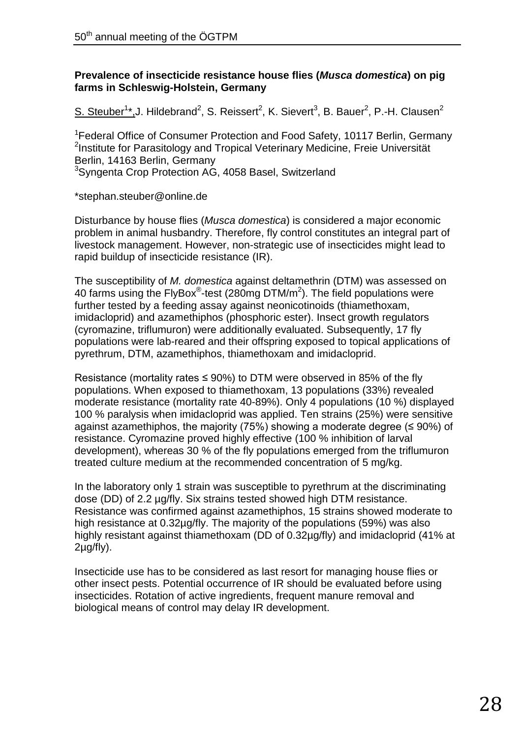**Prevalence of insecticide resistance house flies (*Musca domestica*) on pig farms in Schleswig-Holstein, Germany**

S. Steuber[1]*, J. Hildebrand[2], S. Reissert[2], K. Sievert[3], B. Bauer[2], P.-H. Clausen[2]

[1]Federal Office of Consumer Protection and Food Safety, 10117 Berlin, Germany
[2]Institute for Parasitology and Tropical Veterinary Medicine, Freie Universität Berlin, 14163 Berlin, Germany
[3]Syngenta Crop Protection AG, 4058 Basel, Switzerland

*stephan.steuber@online.de

Disturbance by house flies (*Musca domestica*) is considered a major economic problem in animal husbandry. Therefore, fly control constitutes an integral part of livestock management. However, non-strategic use of insecticides might lead to rapid buildup of insecticide resistance (IR).

The susceptibility of *M. domestica* against deltamethrin (DTM) was assessed on 40 farms using the FlyBox®-test (280mg DTM/$m^2$). The field populations were further tested by a feeding assay against neonicotinoids (thiamethoxam, imidacloprid) and azamethiphos (phosphoric ester). Insect growth regulators (cyromazine, triflumuron) were additionally evaluated. Subsequently, 17 fly populations were lab-reared and their offspring exposed to topical applications of pyrethrum, DTM, azamethiphos, thiamethoxam and imidacloprid.

Resistance (mortality rates ≤ 90%) to DTM were observed in 85% of the fly populations. When exposed to thiamethoxam, 13 populations (33%) revealed moderate resistance (mortality rate 40-89%). Only 4 populations (10 %) displayed 100 % paralysis when imidacloprid was applied. Ten strains (25%) were sensitive against azamethiphos, the majority (75%) showing a moderate degree (≤ 90%) of resistance. Cyromazine proved highly effective (100 % inhibition of larval development), whereas 30 % of the fly populations emerged from the triflumuron treated culture medium at the recommended concentration of 5 mg/kg.

In the laboratory only 1 strain was susceptible to pyrethrum at the discriminating dose (DD) of 2.2 µg/fly. Six strains tested showed high DTM resistance. Resistance was confirmed against azamethiphos, 15 strains showed moderate to high resistance at 0.32µg/fly. The majority of the populations (59%) was also highly resistant against thiamethoxam (DD of 0.32µg/fly) and imidacloprid (41% at 2µg/fly).

Insecticide use has to be considered as last resort for managing house flies or other insect pests. Potential occurrence of IR should be evaluated before using insecticides. Rotation of active ingredients, frequent manure removal and biological means of control may delay IR development.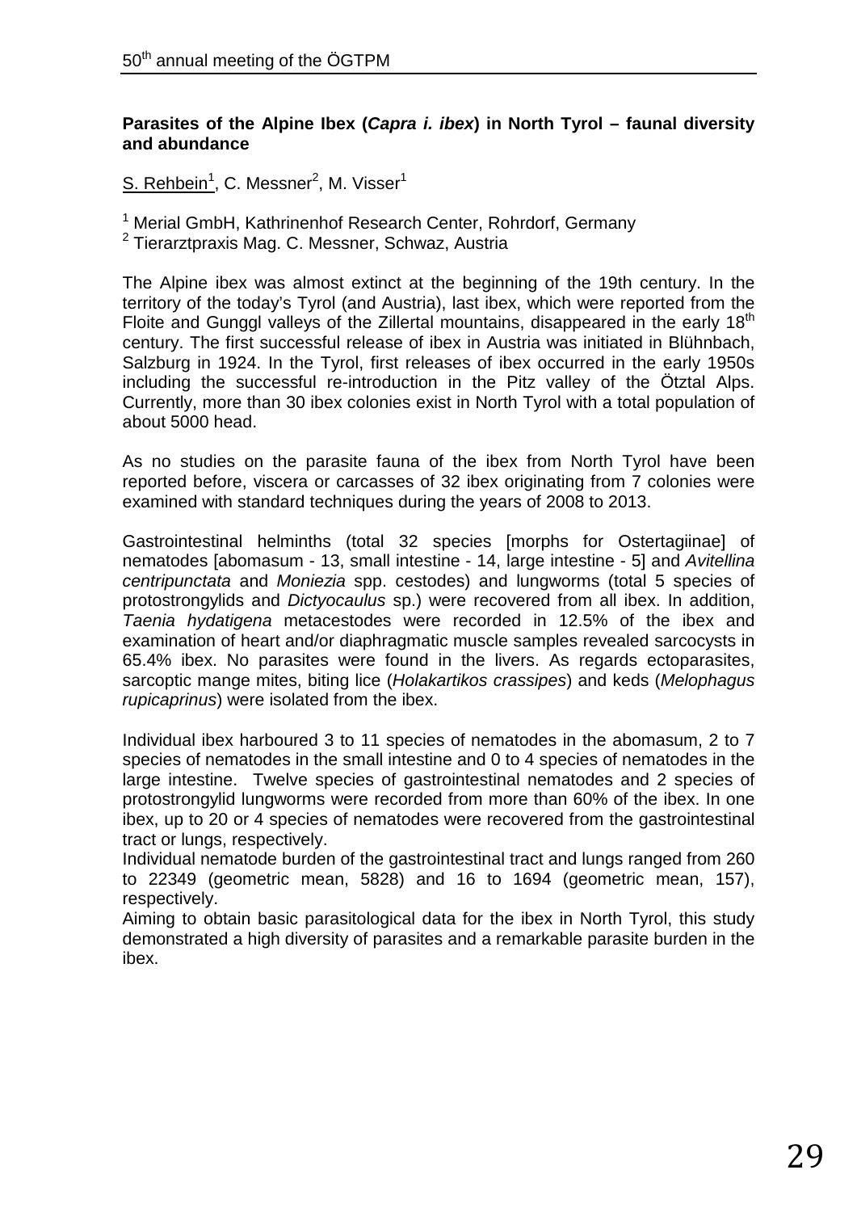### Parasites of the Alpine Ibex (*Capra i. ibex*) in North Tyrol – faunal diversity and abundance

S. Rehbein[1], C. Messner[2], M. Visser[1]

[1] Merial GmbH, Kathrinenhof Research Center, Rohrdorf, Germany
[2] Tierarztpraxis Mag. C. Messner, Schwaz, Austria

The Alpine ibex was almost extinct at the beginning of the 19th century. In the territory of the today's Tyrol (and Austria), last ibex, which were reported from the Floite and Gunggl valleys of the Zillertal mountains, disappeared in the early 18th century. The first successful release of ibex in Austria was initiated in Blühnbach, Salzburg in 1924. In the Tyrol, first releases of ibex occurred in the early 1950s including the successful re-introduction in the Pitz valley of the Ötztal Alps. Currently, more than 30 ibex colonies exist in North Tyrol with a total population of about 5000 head.

As no studies on the parasite fauna of the ibex from North Tyrol have been reported before, viscera or carcasses of 32 ibex originating from 7 colonies were examined with standard techniques during the years of 2008 to 2013.

Gastrointestinal helminths (total 32 species [morphs for Ostertagiinae] of nematodes [abomasum - 13, small intestine - 14, large intestine - 5] and *Avitellina centripunctata* and *Moniezia* spp. cestodes) and lungworms (total 5 species of protostrongylids and *Dictyocaulus* sp.) were recovered from all ibex. In addition, *Taenia hydatigena* metacestodes were recorded in 12.5% of the ibex and examination of heart and/or diaphragmatic muscle samples revealed sarcocysts in 65.4% ibex. No parasites were found in the livers. As regards ectoparasites, sarcoptic mange mites, biting lice (*Holakartikos crassipes*) and keds (*Melophagus rupicaprinus*) were isolated from the ibex.

Individual ibex harboured 3 to 11 species of nematodes in the abomasum, 2 to 7 species of nematodes in the small intestine and 0 to 4 species of nematodes in the large intestine. Twelve species of gastrointestinal nematodes and 2 species of protostrongylid lungworms were recorded from more than 60% of the ibex. In one ibex, up to 20 or 4 species of nematodes were recovered from the gastrointestinal tract or lungs, respectively.

Individual nematode burden of the gastrointestinal tract and lungs ranged from 260 to 22349 (geometric mean, 5828) and 16 to 1694 (geometric mean, 157), respectively.

Aiming to obtain basic parasitological data for the ibex in North Tyrol, this study demonstrated a high diversity of parasites and a remarkable parasite burden in the ibex.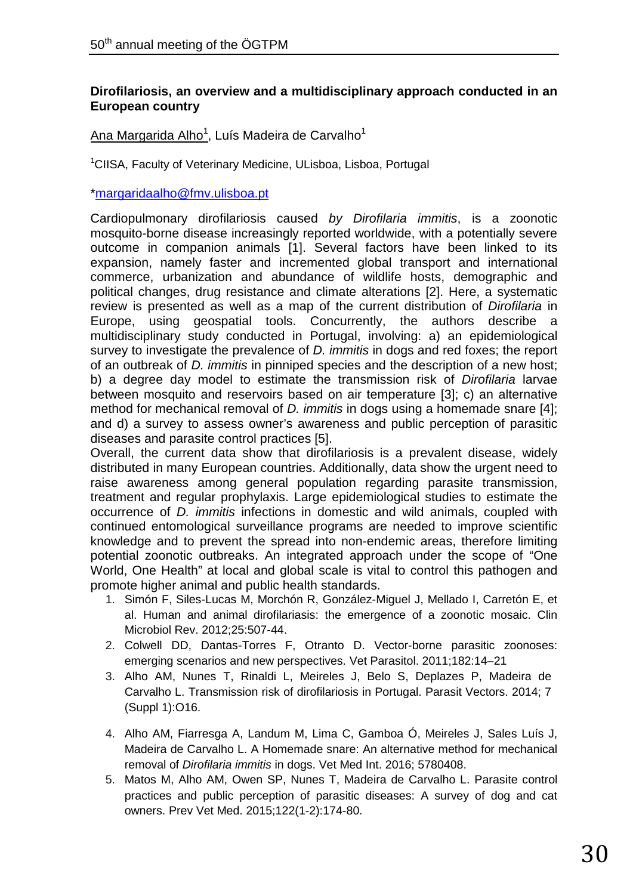**Dirofilariosis, an overview and a multidisciplinary approach conducted in an European country**

Ana Margarida Alho[1], Luís Madeira de Carvalho[1]

[1]CIISA, Faculty of Veterinary Medicine, ULisboa, Lisboa, Portugal

*margaridaalho@fmv.ulisboa.pt

Cardiopulmonary dirofilariosis caused *by Dirofilaria immitis*, is a zoonotic mosquito-borne disease increasingly reported worldwide, with a potentially severe outcome in companion animals [1]. Several factors have been linked to its expansion, namely faster and incremented global transport and international commerce, urbanization and abundance of wildlife hosts, demographic and political changes, drug resistance and climate alterations [2]. Here, a systematic review is presented as well as a map of the current distribution of *Dirofilaria* in Europe, using geospatial tools. Concurrently, the authors describe a multidisciplinary study conducted in Portugal, involving: a) an epidemiological survey to investigate the prevalence of *D. immitis* in dogs and red foxes; the report of an outbreak of *D. immitis* in pinniped species and the description of a new host; b) a degree day model to estimate the transmission risk of *Dirofilaria* larvae between mosquito and reservoirs based on air temperature [3]; c) an alternative method for mechanical removal of *D. immitis* in dogs using a homemade snare [4]; and d) a survey to assess owner's awareness and public perception of parasitic diseases and parasite control practices [5].

Overall, the current data show that dirofilariosis is a prevalent disease, widely distributed in many European countries. Additionally, data show the urgent need to raise awareness among general population regarding parasite transmission, treatment and regular prophylaxis. Large epidemiological studies to estimate the occurrence of *D. immitis* infections in domestic and wild animals, coupled with continued entomological surveillance programs are needed to improve scientific knowledge and to prevent the spread into non-endemic areas, therefore limiting potential zoonotic outbreaks. An integrated approach under the scope of "One World, One Health" at local and global scale is vital to control this pathogen and promote higher animal and public health standards.

1. Simón F, Siles-Lucas M, Morchón R, González-Miguel J, Mellado I, Carretón E, et al. Human and animal dirofilariasis: the emergence of a zoonotic mosaic. Clin Microbiol Rev. 2012;25:507-44.
2. Colwell DD, Dantas-Torres F, Otranto D. Vector-borne parasitic zoonoses: emerging scenarios and new perspectives. Vet Parasitol. 2011;182:14–21
3. Alho AM, Nunes T, Rinaldi L, Meireles J, Belo S, Deplazes P, Madeira de Carvalho L. Transmission risk of dirofilariosis in Portugal. Parasit Vectors. 2014; 7 (Suppl 1):O16.
4. Alho AM, Fiarresga A, Landum M, Lima C, Gamboa Ó, Meireles J, Sales Luís J, Madeira de Carvalho L. A Homemade snare: An alternative method for mechanical removal of *Dirofilaria immitis* in dogs. Vet Med Int. 2016; 5780408.
5. Matos M, Alho AM, Owen SP, Nunes T, Madeira de Carvalho L. Parasite control practices and public perception of parasitic diseases: A survey of dog and cat owners. Prev Vet Med. 2015;122(1-2):174-80.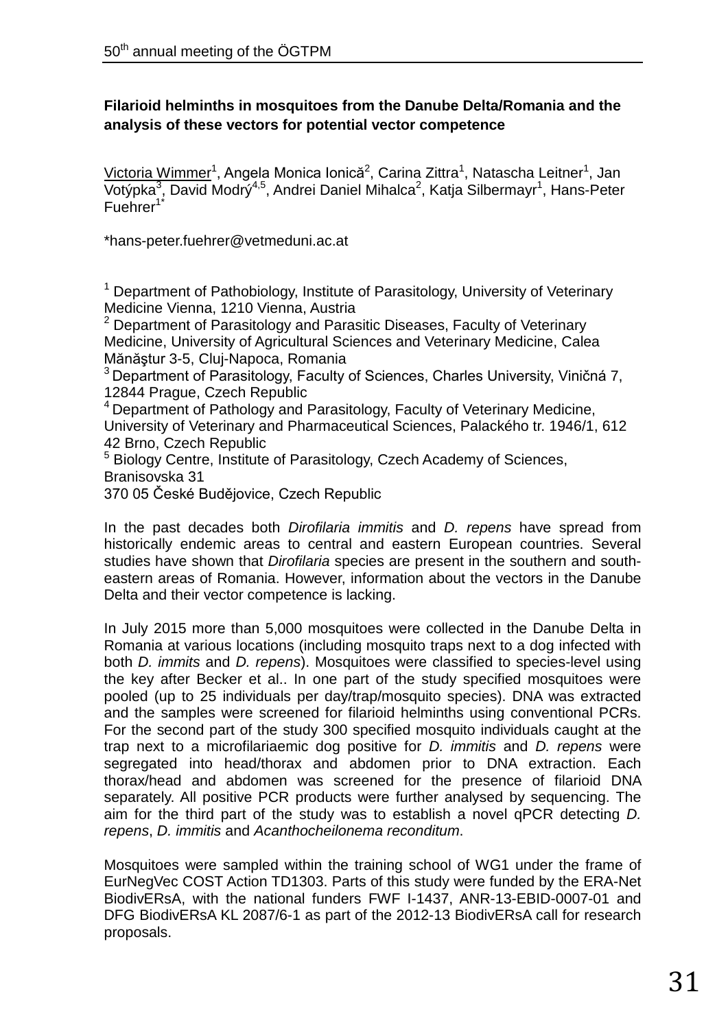**Filarioid helminths in mosquitoes from the Danube Delta/Romania and the analysis of these vectors for potential vector competence**

Victoria Wimmer[1], Angela Monica Ionică[2], Carina Zittra[1], Natascha Leitner[1], Jan Votýpka[3], David Modrý[4,5], Andrei Daniel Mihalca[2], Katja Silbermayr[1], Hans-Peter Fuehrer[1*]

*hans-peter.fuehrer@vetmeduni.ac.at

[1] Department of Pathobiology, Institute of Parasitology, University of Veterinary Medicine Vienna, 1210 Vienna, Austria
[2] Department of Parasitology and Parasitic Diseases, Faculty of Veterinary Medicine, University of Agricultural Sciences and Veterinary Medicine, Calea Mănăştur 3-5, Cluj-Napoca, Romania
[3] Department of Parasitology, Faculty of Sciences, Charles University, Viničná 7, 12844 Prague, Czech Republic
[4] Department of Pathology and Parasitology, Faculty of Veterinary Medicine, University of Veterinary and Pharmaceutical Sciences, Palackého tr. 1946/1, 612 42 Brno, Czech Republic
[5] Biology Centre, Institute of Parasitology, Czech Academy of Sciences, Branisovska 31
370 05 České Budějovice, Czech Republic

In the past decades both *Dirofilaria immitis* and *D. repens* have spread from historically endemic areas to central and eastern European countries. Several studies have shown that *Dirofilaria* species are present in the southern and south-eastern areas of Romania. However, information about the vectors in the Danube Delta and their vector competence is lacking.

In July 2015 more than 5,000 mosquitoes were collected in the Danube Delta in Romania at various locations (including mosquito traps next to a dog infected with both *D. immits* and *D. repens*). Mosquitoes were classified to species-level using the key after Becker et al.. In one part of the study specified mosquitoes were pooled (up to 25 individuals per day/trap/mosquito species). DNA was extracted and the samples were screened for filarioid helminths using conventional PCRs. For the second part of the study 300 specified mosquito individuals caught at the trap next to a microfilariaemic dog positive for *D. immitis* and *D. repens* were segregated into head/thorax and abdomen prior to DNA extraction. Each thorax/head and abdomen was screened for the presence of filarioid DNA separately. All positive PCR products were further analysed by sequencing. The aim for the third part of the study was to establish a novel qPCR detecting *D. repens*, *D. immitis* and *Acanthocheilonema reconditum*.

Mosquitoes were sampled within the training school of WG1 under the frame of EurNegVec COST Action TD1303. Parts of this study were funded by the ERA-Net BiodivERsA, with the national funders FWF I-1437, ANR-13-EBID-0007-01 and DFG BiodivERsA KL 2087/6-1 as part of the 2012-13 BiodivERsA call for research proposals.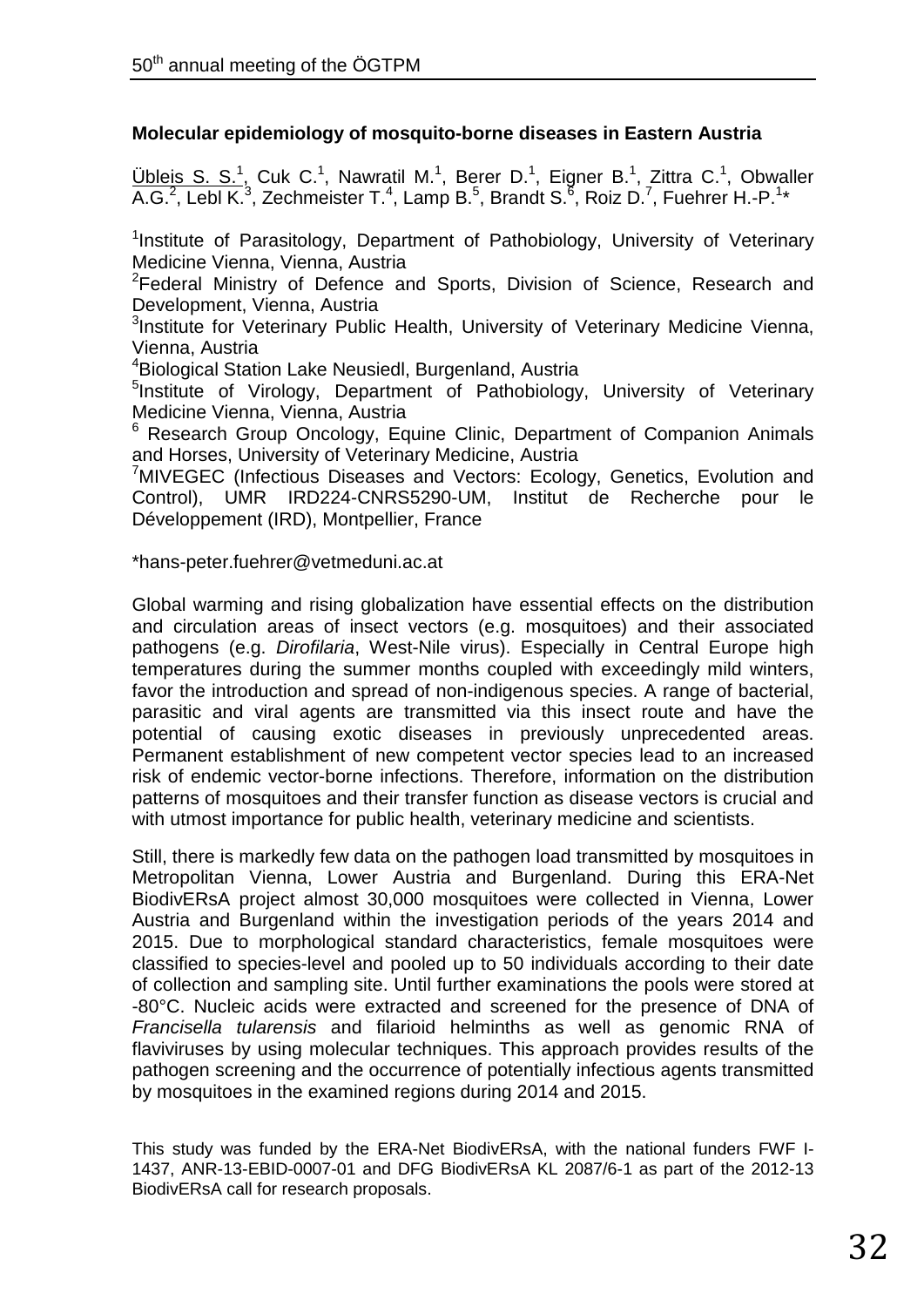**Molecular epidemiology of mosquito-borne diseases in Eastern Austria**

Übleis S. S.[1], Cuk C.[1], Nawratil M.[1], Berer D.[1], Eigner B.[1], Zittra C.[1], Obwaller A.G.[2], Lebl K.[3], Zechmeister T.[4], Lamp B.[5], Brandt S.[6], Roiz D.[7], Fuehrer H.-P.[1]*

[1]Institute of Parasitology, Department of Pathobiology, University of Veterinary Medicine Vienna, Vienna, Austria
[2]Federal Ministry of Defence and Sports, Division of Science, Research and Development, Vienna, Austria
[3]Institute for Veterinary Public Health, University of Veterinary Medicine Vienna, Vienna, Austria
[4]Biological Station Lake Neusiedl, Burgenland, Austria
[5]Institute of Virology, Department of Pathobiology, University of Veterinary Medicine Vienna, Vienna, Austria
[6] Research Group Oncology, Equine Clinic, Department of Companion Animals and Horses, University of Veterinary Medicine, Austria
[7]MIVEGEC (Infectious Diseases and Vectors: Ecology, Genetics, Evolution and Control), UMR IRD224-CNRS5290-UM, Institut de Recherche pour le Développement (IRD), Montpellier, France

*hans-peter.fuehrer@vetmeduni.ac.at

Global warming and rising globalization have essential effects on the distribution and circulation areas of insect vectors (e.g. mosquitoes) and their associated pathogens (e.g. *Dirofilaria*, West-Nile virus). Especially in Central Europe high temperatures during the summer months coupled with exceedingly mild winters, favor the introduction and spread of non-indigenous species. A range of bacterial, parasitic and viral agents are transmitted via this insect route and have the potential of causing exotic diseases in previously unprecedented areas. Permanent establishment of new competent vector species lead to an increased risk of endemic vector-borne infections. Therefore, information on the distribution patterns of mosquitoes and their transfer function as disease vectors is crucial and with utmost importance for public health, veterinary medicine and scientists.

Still, there is markedly few data on the pathogen load transmitted by mosquitoes in Metropolitan Vienna, Lower Austria and Burgenland. During this ERA-Net BiodivERsA project almost 30,000 mosquitoes were collected in Vienna, Lower Austria and Burgenland within the investigation periods of the years 2014 and 2015. Due to morphological standard characteristics, female mosquitoes were classified to species-level and pooled up to 50 individuals according to their date of collection and sampling site. Until further examinations the pools were stored at -80°C. Nucleic acids were extracted and screened for the presence of DNA of *Francisella tularensis* and filarioid helminths as well as genomic RNA of flaviviruses by using molecular techniques. This approach provides results of the pathogen screening and the occurrence of potentially infectious agents transmitted by mosquitoes in the examined regions during 2014 and 2015.

This study was funded by the ERA-Net BiodivERsA, with the national funders FWF I-1437, ANR-13-EBID-0007-01 and DFG BiodivERsA KL 2087/6-1 as part of the 2012-13 BiodivERsA call for research proposals.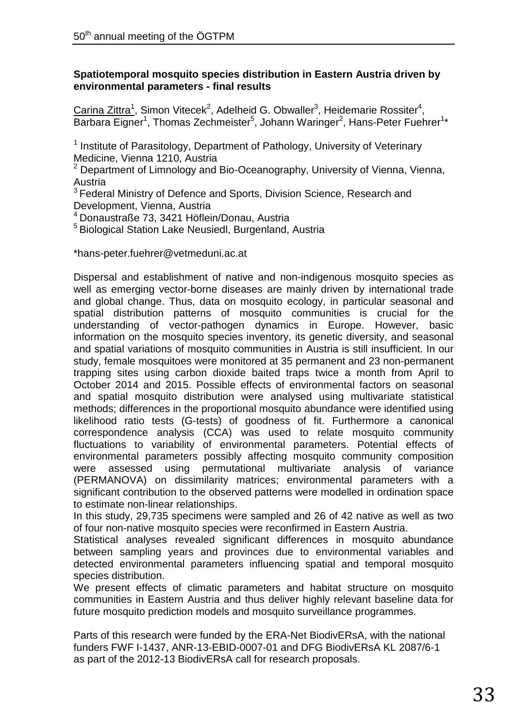**Spatiotemporal mosquito species distribution in Eastern Austria driven by environmental parameters - final results**

Carina Zittra[1], Simon Vitecek[2], Adelheid G. Obwaller[3], Heidemarie Rossiter[4], Barbara Eigner[1], Thomas Zechmeister[5], Johann Waringer[2], Hans-Peter Fuehrer[1]*

[1] Institute of Parasitology, Department of Pathology, University of Veterinary Medicine, Vienna 1210, Austria
[2] Department of Limnology and Bio-Oceanography, University of Vienna, Vienna, Austria
[3] Federal Ministry of Defence and Sports, Division Science, Research and Development, Vienna, Austria
[4] Donaustraße 73, 3421 Höflein/Donau, Austria
[5] Biological Station Lake Neusiedl, Burgenland, Austria

*hans-peter.fuehrer@vetmeduni.ac.at

Dispersal and establishment of native and non-indigenous mosquito species as well as emerging vector-borne diseases are mainly driven by international trade and global change. Thus, data on mosquito ecology, in particular seasonal and spatial distribution patterns of mosquito communities is crucial for the understanding of vector-pathogen dynamics in Europe. However, basic information on the mosquito species inventory, its genetic diversity, and seasonal and spatial variations of mosquito communities in Austria is still insufficient. In our study, female mosquitoes were monitored at 35 permanent and 23 non-permanent trapping sites using carbon dioxide baited traps twice a month from April to October 2014 and 2015. Possible effects of environmental factors on seasonal and spatial mosquito distribution were analysed using multivariate statistical methods; differences in the proportional mosquito abundance were identified using likelihood ratio tests (G-tests) of goodness of fit. Furthermore a canonical correspondence analysis (CCA) was used to relate mosquito community fluctuations to variability of environmental parameters. Potential effects of environmental parameters possibly affecting mosquito community composition were assessed using permutational multivariate analysis of variance (PERMANOVA) on dissimilarity matrices; environmental parameters with a significant contribution to the observed patterns were modelled in ordination space to estimate non-linear relationships.

In this study, 29,735 specimens were sampled and 26 of 42 native as well as two of four non-native mosquito species were reconfirmed in Eastern Austria.

Statistical analyses revealed significant differences in mosquito abundance between sampling years and provinces due to environmental variables and detected environmental parameters influencing spatial and temporal mosquito species distribution.

We present effects of climatic parameters and habitat structure on mosquito communities in Eastern Austria and thus deliver highly relevant baseline data for future mosquito prediction models and mosquito surveillance programmes.

Parts of this research were funded by the ERA-Net BiodivERsA, with the national funders FWF I-1437, ANR-13-EBID-0007-01 and DFG BiodivERsA KL 2087/6-1 as part of the 2012-13 BiodivERsA call for research proposals.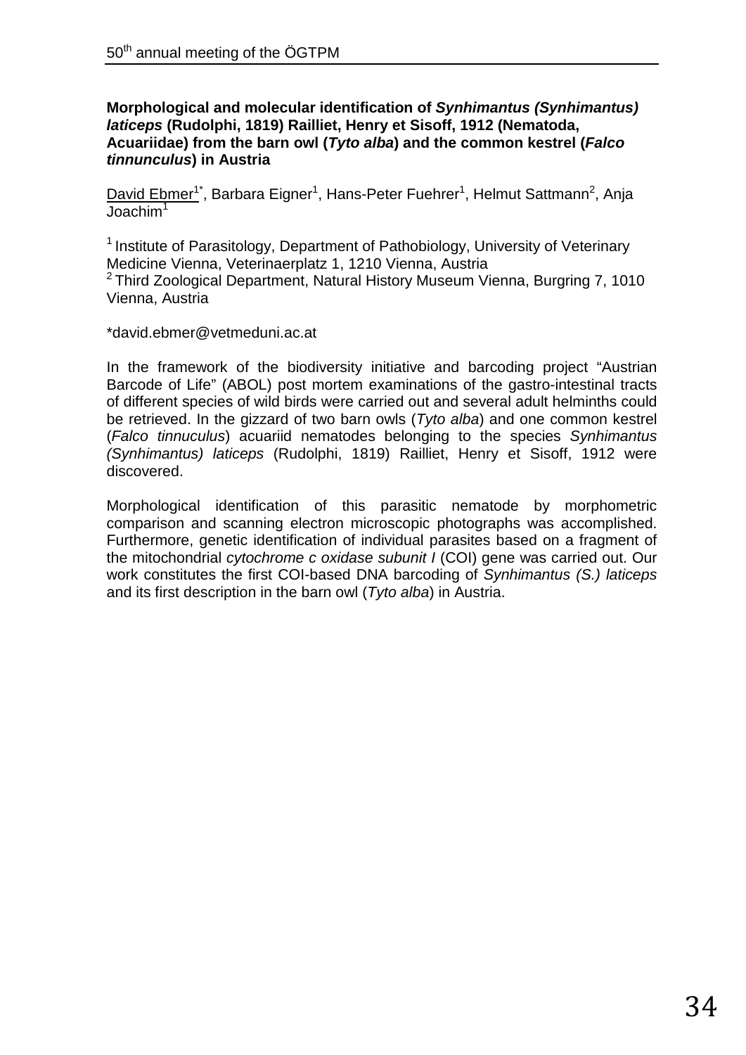**Morphological and molecular identification of *Synhimantus (Synhimantus) laticeps* (Rudolphi, 1819) Railliet, Henry et Sisoff, 1912 (Nematoda, Acuariidae) from the barn owl (*Tyto alba*) and the common kestrel (*Falco tinnunculus*) in Austria**

David Ebmer[1*], Barbara Eigner[1], Hans-Peter Fuehrer[1], Helmut Sattmann[2], Anja Joachim[1]

[1] Institute of Parasitology, Department of Pathobiology, University of Veterinary Medicine Vienna, Veterinaerplatz 1, 1210 Vienna, Austria
[2] Third Zoological Department, Natural History Museum Vienna, Burgring 7, 1010 Vienna, Austria

*david.ebmer@vetmeduni.ac.at

In the framework of the biodiversity initiative and barcoding project "Austrian Barcode of Life" (ABOL) post mortem examinations of the gastro-intestinal tracts of different species of wild birds were carried out and several adult helminths could be retrieved. In the gizzard of two barn owls (*Tyto alba*) and one common kestrel (*Falco tinnuculus*) acuariid nematodes belonging to the species *Synhimantus (Synhimantus) laticeps* (Rudolphi, 1819) Railliet, Henry et Sisoff, 1912 were discovered.

Morphological identification of this parasitic nematode by morphometric comparison and scanning electron microscopic photographs was accomplished. Furthermore, genetic identification of individual parasites based on a fragment of the mitochondrial *cytochrome c oxidase subunit I* (COI) gene was carried out. Our work constitutes the first COI-based DNA barcoding of *Synhimantus (S.) laticeps* and its first description in the barn owl (*Tyto alba*) in Austria.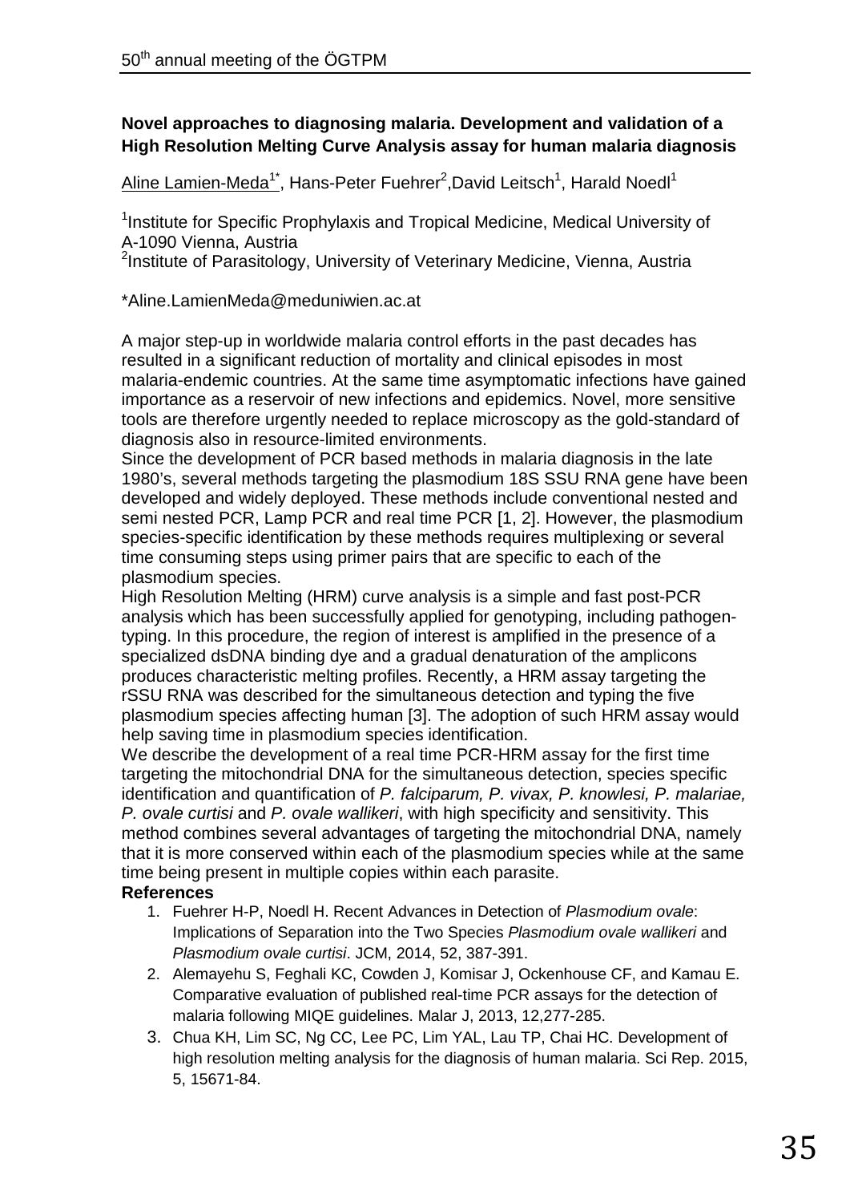**Novel approaches to diagnosing malaria. Development and validation of a High Resolution Melting Curve Analysis assay for human malaria diagnosis**

Aline Lamien-Meda[1*], Hans-Peter Fuehrer[2], David Leitsch[1], Harald Noedl[1]

[1]Institute for Specific Prophylaxis and Tropical Medicine, Medical University of A-1090 Vienna, Austria
[2]Institute of Parasitology, University of Veterinary Medicine, Vienna, Austria

*Aline.LamienMeda@meduniwien.ac.at

A major step-up in worldwide malaria control efforts in the past decades has resulted in a significant reduction of mortality and clinical episodes in most malaria-endemic countries. At the same time asymptomatic infections have gained importance as a reservoir of new infections and epidemics. Novel, more sensitive tools are therefore urgently needed to replace microscopy as the gold-standard of diagnosis also in resource-limited environments.

Since the development of PCR based methods in malaria diagnosis in the late 1980's, several methods targeting the plasmodium 18S SSU RNA gene have been developed and widely deployed. These methods include conventional nested and semi nested PCR, Lamp PCR and real time PCR [1, 2]. However, the plasmodium species-specific identification by these methods requires multiplexing or several time consuming steps using primer pairs that are specific to each of the plasmodium species.

High Resolution Melting (HRM) curve analysis is a simple and fast post-PCR analysis which has been successfully applied for genotyping, including pathogen-typing. In this procedure, the region of interest is amplified in the presence of a specialized dsDNA binding dye and a gradual denaturation of the amplicons produces characteristic melting profiles. Recently, a HRM assay targeting the rSSU RNA was described for the simultaneous detection and typing the five plasmodium species affecting human [3]. The adoption of such HRM assay would help saving time in plasmodium species identification.

We describe the development of a real time PCR-HRM assay for the first time targeting the mitochondrial DNA for the simultaneous detection, species specific identification and quantification of *P. falciparum, P. vivax, P. knowlesi, P. malariae, P. ovale curtisi* and *P. ovale wallikeri*, with high specificity and sensitivity. This method combines several advantages of targeting the mitochondrial DNA, namely that it is more conserved within each of the plasmodium species while at the same time being present in multiple copies within each parasite.

**References**

1. Fuehrer H-P, Noedl H. Recent Advances in Detection of *Plasmodium ovale*: Implications of Separation into the Two Species *Plasmodium ovale wallikeri* and *Plasmodium ovale curtisi*. JCM, 2014, 52, 387-391.
2. Alemayehu S, Feghali KC, Cowden J, Komisar J, Ockenhouse CF, and Kamau E. Comparative evaluation of published real-time PCR assays for the detection of malaria following MIQE guidelines. Malar J, 2013, 12,277-285.
3. Chua KH, Lim SC, Ng CC, Lee PC, Lim YAL, Lau TP, Chai HC. Development of high resolution melting analysis for the diagnosis of human malaria. Sci Rep. 2015, 5, 15671-84.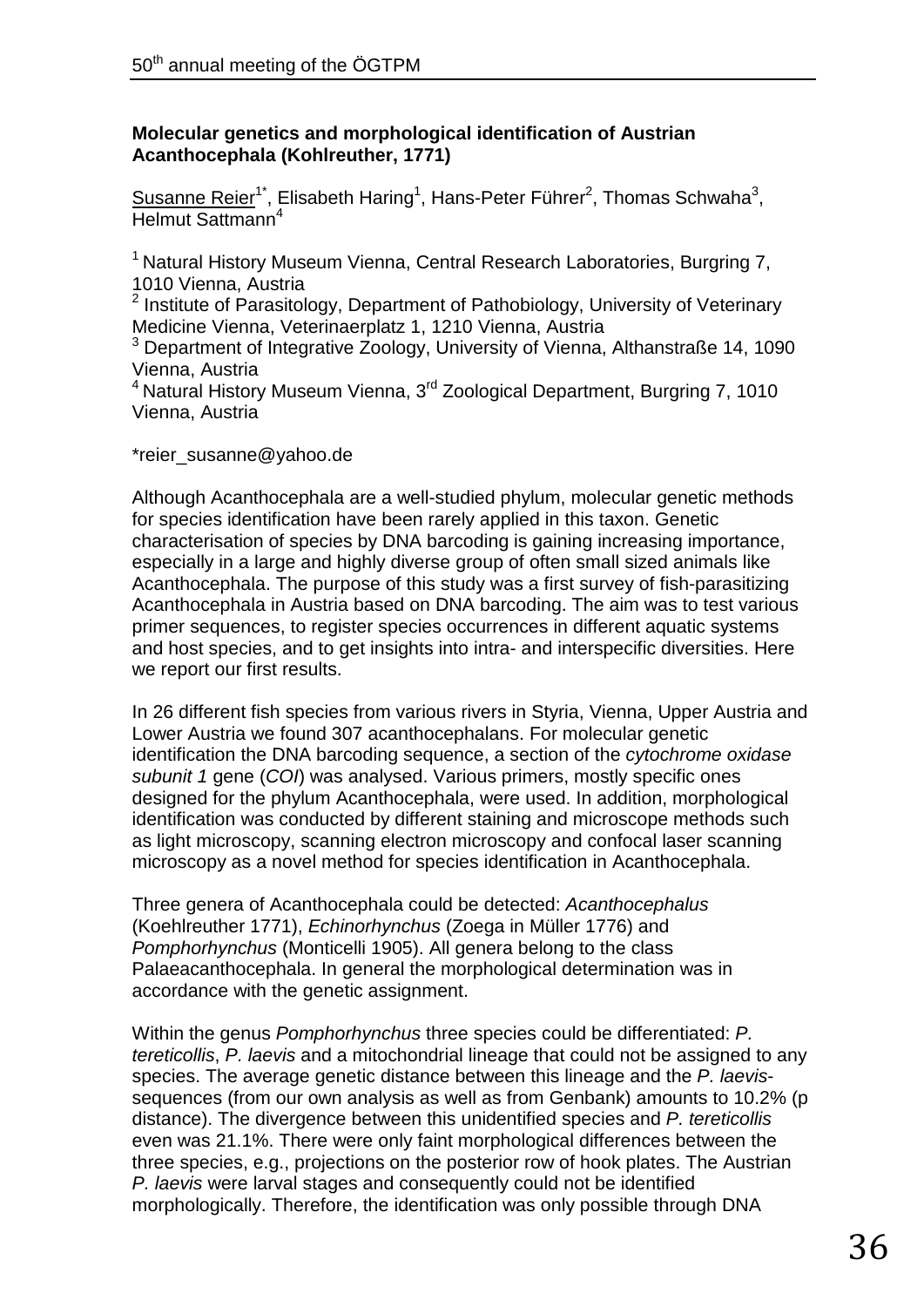**Molecular genetics and morphological identification of Austrian Acanthocephala (Kohlreuther, 1771)**

Susanne Reier[1*], Elisabeth Haring[1], Hans-Peter Führer[2], Thomas Schwaha[3], Helmut Sattmann[4]

[1] Natural History Museum Vienna, Central Research Laboratories, Burgring 7, 1010 Vienna, Austria
[2] Institute of Parasitology, Department of Pathobiology, University of Veterinary Medicine Vienna, Veterinaerplatz 1, 1210 Vienna, Austria
[3] Department of Integrative Zoology, University of Vienna, Althanstraße 14, 1090 Vienna, Austria
[4] Natural History Museum Vienna, 3rd Zoological Department, Burgring 7, 1010 Vienna, Austria

*reier_susanne@yahoo.de

Although Acanthocephala are a well-studied phylum, molecular genetic methods for species identification have been rarely applied in this taxon. Genetic characterisation of species by DNA barcoding is gaining increasing importance, especially in a large and highly diverse group of often small sized animals like Acanthocephala. The purpose of this study was a first survey of fish-parasitizing Acanthocephala in Austria based on DNA barcoding. The aim was to test various primer sequences, to register species occurrences in different aquatic systems and host species, and to get insights into intra- and interspecific diversities. Here we report our first results.

In 26 different fish species from various rivers in Styria, Vienna, Upper Austria and Lower Austria we found 307 acanthocephalans. For molecular genetic identification the DNA barcoding sequence, a section of the *cytochrome oxidase subunit 1* gene (*COI*) was analysed. Various primers, mostly specific ones designed for the phylum Acanthocephala, were used. In addition, morphological identification was conducted by different staining and microscope methods such as light microscopy, scanning electron microscopy and confocal laser scanning microscopy as a novel method for species identification in Acanthocephala.

Three genera of Acanthocephala could be detected: *Acanthocephalus* (Koehlreuther 1771), *Echinorhynchus* (Zoega in Müller 1776) and *Pomphorhynchus* (Monticelli 1905). All genera belong to the class Palaeacanthocephala. In general the morphological determination was in accordance with the genetic assignment.

Within the genus *Pomphorhynchus* three species could be differentiated: *P. tereticollis*, *P. laevis* and a mitochondrial lineage that could not be assigned to any species. The average genetic distance between this lineage and the *P. laevis*-sequences (from our own analysis as well as from Genbank) amounts to 10.2% (p distance). The divergence between this unidentified species and *P. tereticollis* even was 21.1%. There were only faint morphological differences between the three species, e.g., projections on the posterior row of hook plates. The Austrian *P. laevis* were larval stages and consequently could not be identified morphologically. Therefore, the identification was only possible through DNA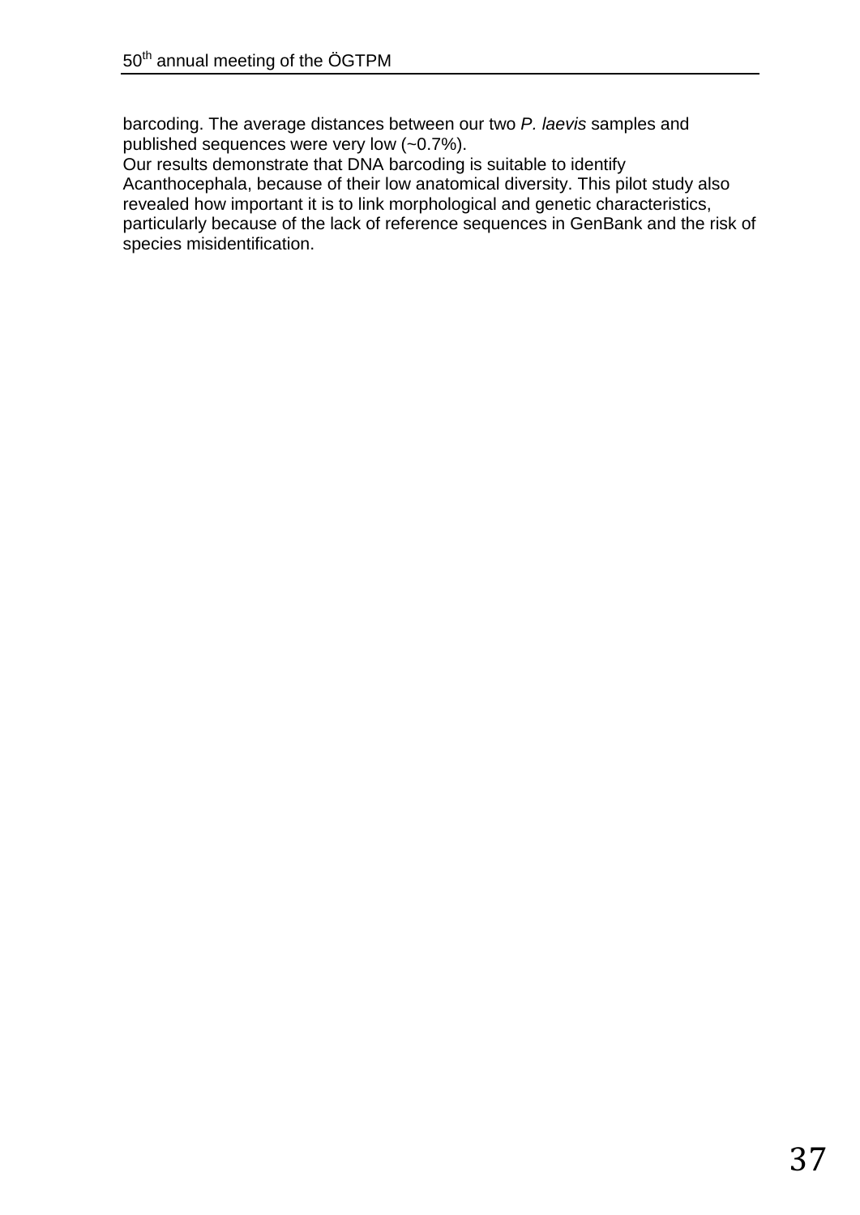barcoding. The average distances between our two *P. laevis* samples and published sequences were very low (~0.7%).
Our results demonstrate that DNA barcoding is suitable to identify Acanthocephala, because of their low anatomical diversity. This pilot study also revealed how important it is to link morphological and genetic characteristics, particularly because of the lack of reference sequences in GenBank and the risk of species misidentification.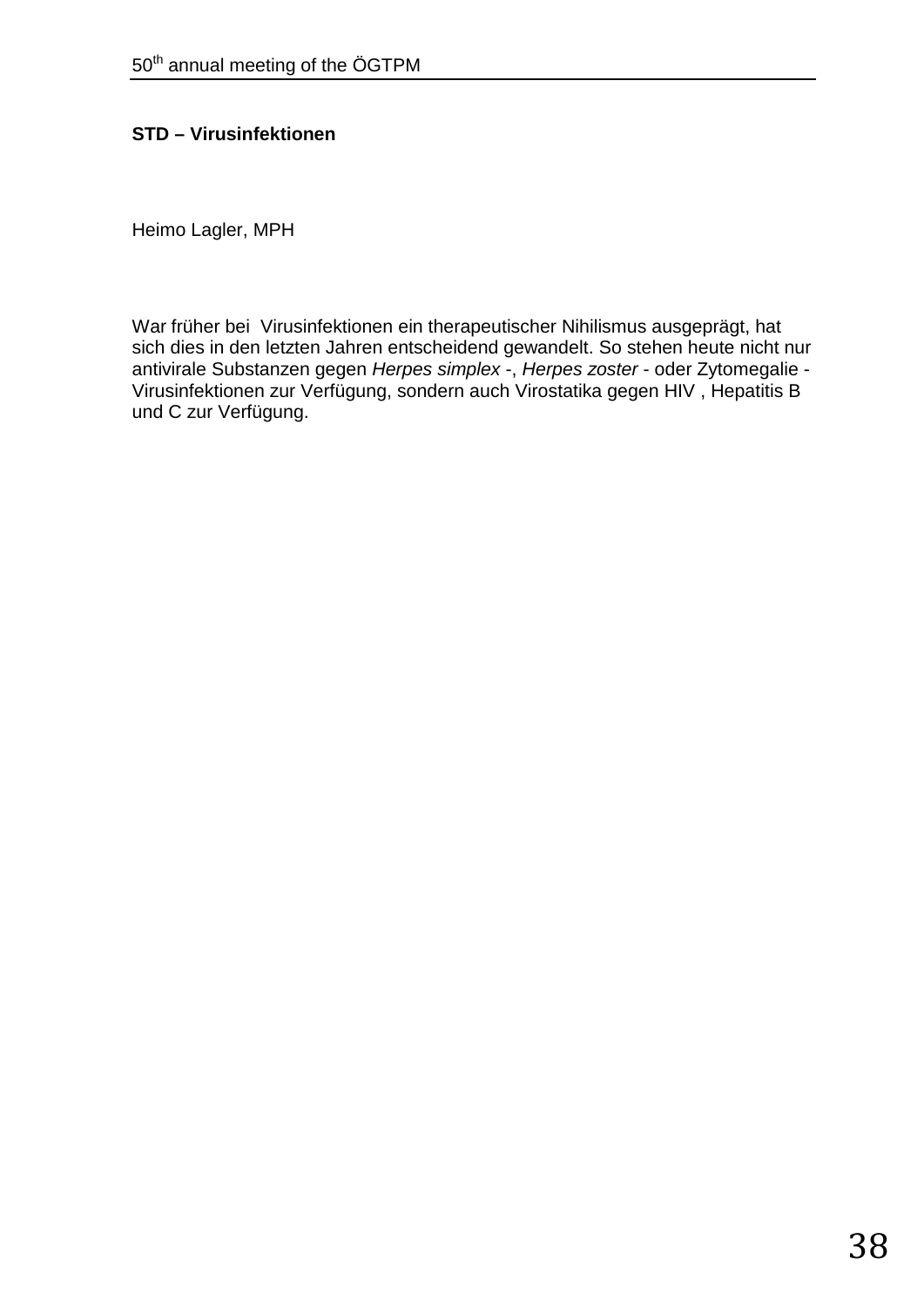**STD – Virusinfektionen**

Heimo Lagler, MPH

War früher bei Virusinfektionen ein therapeutischer Nihilismus ausgeprägt, hat sich dies in den letzten Jahren entscheidend gewandelt. So stehen heute nicht nur antivirale Substanzen gegen *Herpes simplex* -, *Herpes zoster* - oder Zytomegalie - Virusinfektionen zur Verfügung, sondern auch Virostatika gegen HIV , Hepatitis B und C zur Verfügung.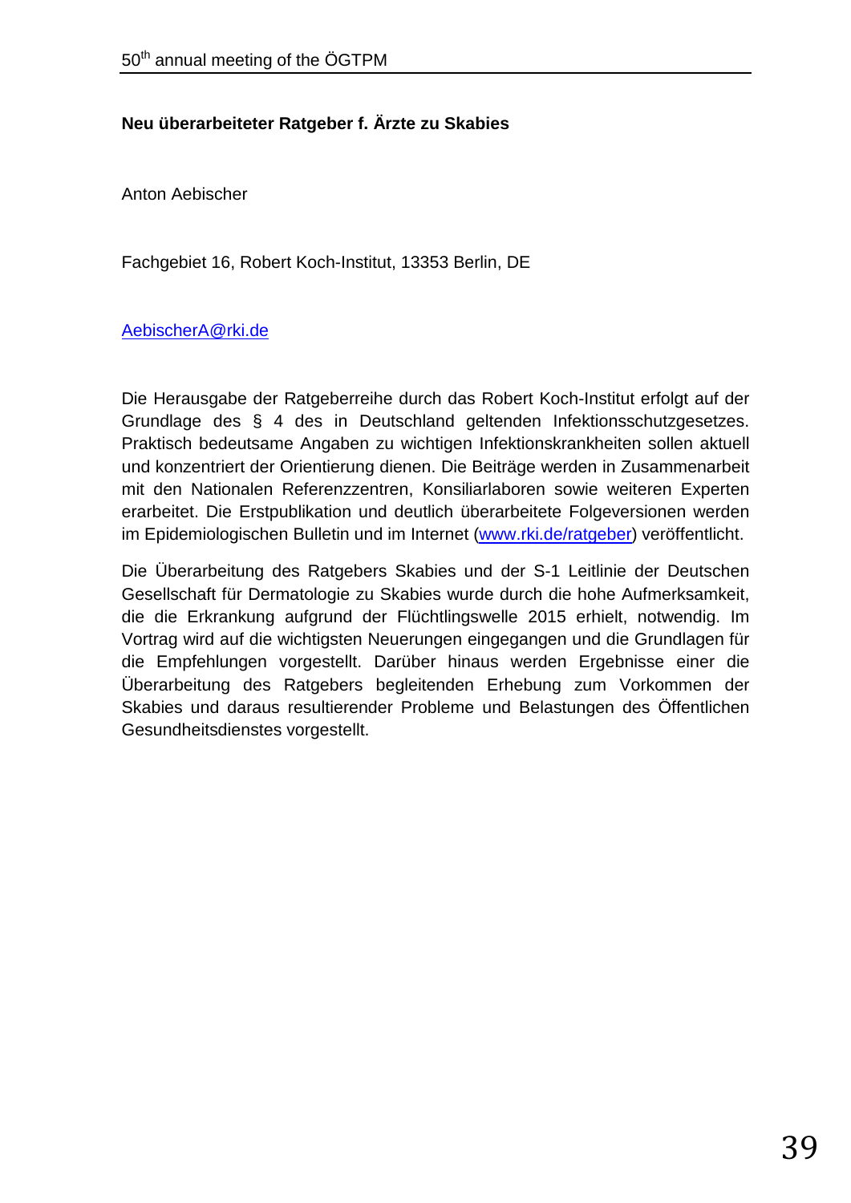**Neu überarbeiteter Ratgeber f. Ärzte zu Skabies**

Anton Aebischer

Fachgebiet 16, Robert Koch-Institut, 13353 Berlin, DE

AebischerA@rki.de

Die Herausgabe der Ratgeberreihe durch das Robert Koch-Institut erfolgt auf der Grundlage des § 4 des in Deutschland geltenden Infektionsschutzgesetzes. Praktisch bedeutsame Angaben zu wichtigen Infektionskrankheiten sollen aktuell und konzentriert der Orientierung dienen. Die Beiträge werden in Zusammenarbeit mit den Nationalen Referenzzentren, Konsiliarlaboren sowie weiteren Experten erarbeitet. Die Erstpublikation und deutlich überarbeitete Folgeversionen werden im Epidemiologischen Bulletin und im Internet (www.rki.de/ratgeber) veröffentlicht.

Die Überarbeitung des Ratgebers Skabies und der S-1 Leitlinie der Deutschen Gesellschaft für Dermatologie zu Skabies wurde durch die hohe Aufmerksamkeit, die die Erkrankung aufgrund der Flüchtlingswelle 2015 erhielt, notwendig. Im Vortrag wird auf die wichtigsten Neuerungen eingegangen und die Grundlagen für die Empfehlungen vorgestellt. Darüber hinaus werden Ergebnisse einer die Überarbeitung des Ratgebers begleitenden Erhebung zum Vorkommen der Skabies und daraus resultierender Probleme und Belastungen des Öffentlichen Gesundheitsdienstes vorgestellt.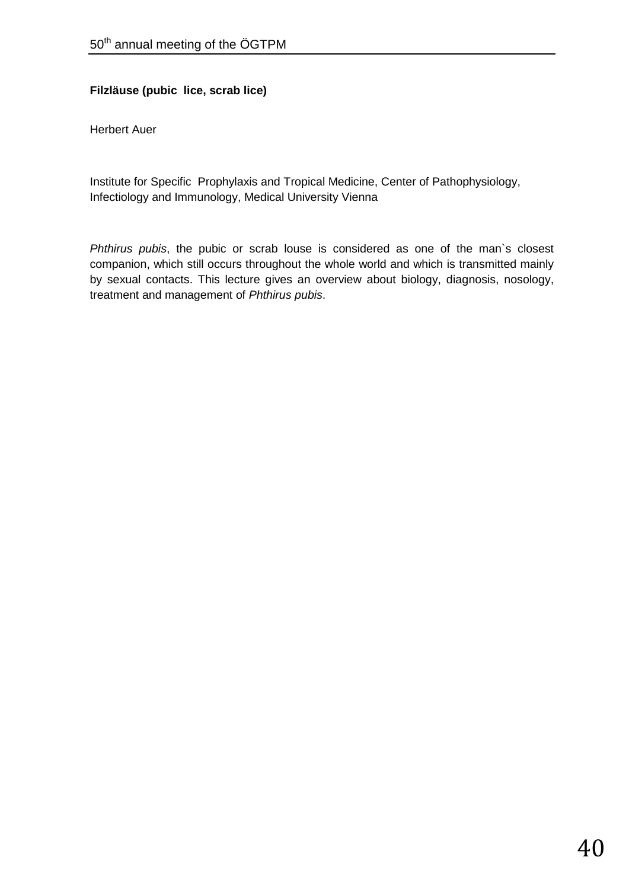**Filzläuse (pubic  lice, scrab lice)**

Herbert Auer

Institute for Specific  Prophylaxis and Tropical Medicine, Center of Pathophysiology, Infectiology and Immunology, Medical University Vienna

*Phthirus pubis*, the pubic or scrab louse is considered as one of the man`s closest companion, which still occurs throughout the whole world and which is transmitted mainly by sexual contacts. This lecture gives an overview about biology, diagnosis, nosology, treatment and management of *Phthirus pubis*.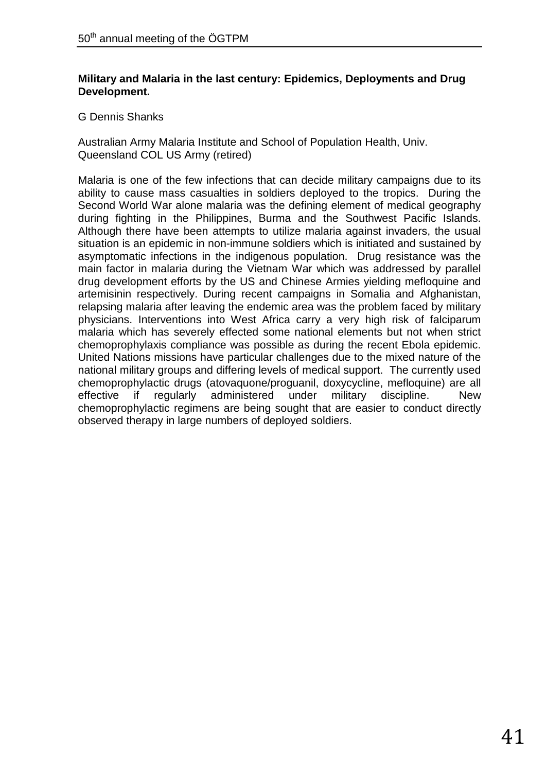**Military and Malaria in the last century: Epidemics, Deployments and Drug Development.**

G Dennis Shanks

Australian Army Malaria Institute and School of Population Health, Univ. Queensland COL US Army (retired)

Malaria is one of the few infections that can decide military campaigns due to its ability to cause mass casualties in soldiers deployed to the tropics. During the Second World War alone malaria was the defining element of medical geography during fighting in the Philippines, Burma and the Southwest Pacific Islands. Although there have been attempts to utilize malaria against invaders, the usual situation is an epidemic in non-immune soldiers which is initiated and sustained by asymptomatic infections in the indigenous population. Drug resistance was the main factor in malaria during the Vietnam War which was addressed by parallel drug development efforts by the US and Chinese Armies yielding mefloquine and artemisinin respectively. During recent campaigns in Somalia and Afghanistan, relapsing malaria after leaving the endemic area was the problem faced by military physicians. Interventions into West Africa carry a very high risk of falciparum malaria which has severely effected some national elements but not when strict chemoprophylaxis compliance was possible as during the recent Ebola epidemic. United Nations missions have particular challenges due to the mixed nature of the national military groups and differing levels of medical support. The currently used chemoprophylactic drugs (atovaquone/proguanil, doxycycline, mefloquine) are all effective if regularly administered under military discipline. New chemoprophylactic regimens are being sought that are easier to conduct directly observed therapy in large numbers of deployed soldiers.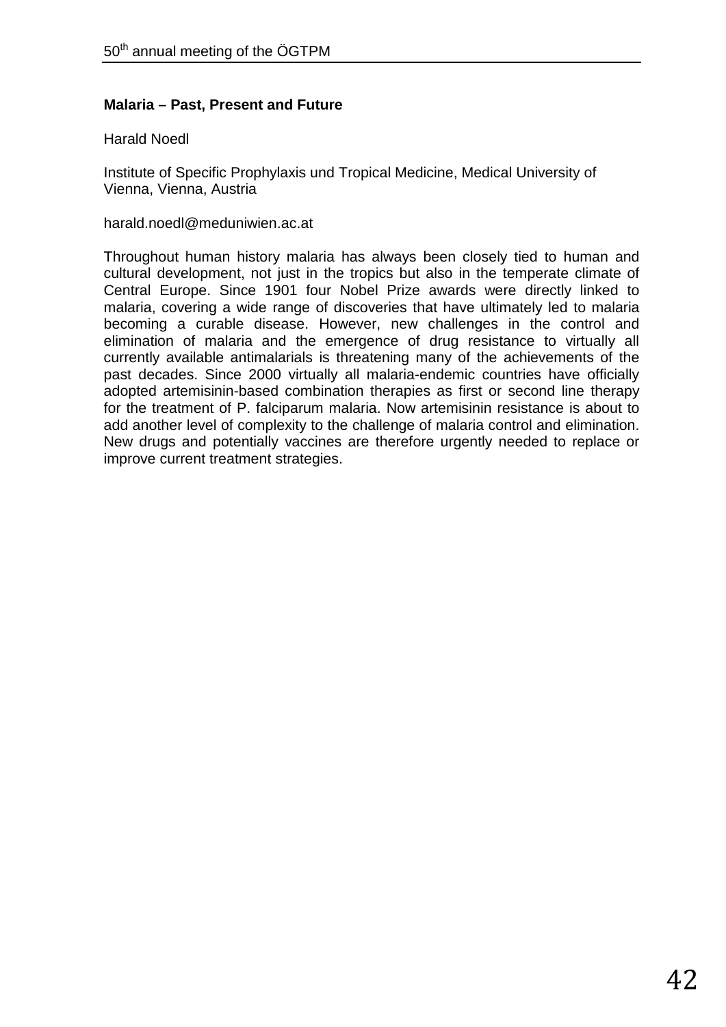**Malaria – Past, Present and Future**

Harald Noedl

Institute of Specific Prophylaxis und Tropical Medicine, Medical University of Vienna, Vienna, Austria

harald.noedl@meduniwien.ac.at

Throughout human history malaria has always been closely tied to human and cultural development, not just in the tropics but also in the temperate climate of Central Europe. Since 1901 four Nobel Prize awards were directly linked to malaria, covering a wide range of discoveries that have ultimately led to malaria becoming a curable disease. However, new challenges in the control and elimination of malaria and the emergence of drug resistance to virtually all currently available antimalarials is threatening many of the achievements of the past decades. Since 2000 virtually all malaria-endemic countries have officially adopted artemisinin-based combination therapies as first or second line therapy for the treatment of P. falciparum malaria. Now artemisinin resistance is about to add another level of complexity to the challenge of malaria control and elimination. New drugs and potentially vaccines are therefore urgently needed to replace or improve current treatment strategies.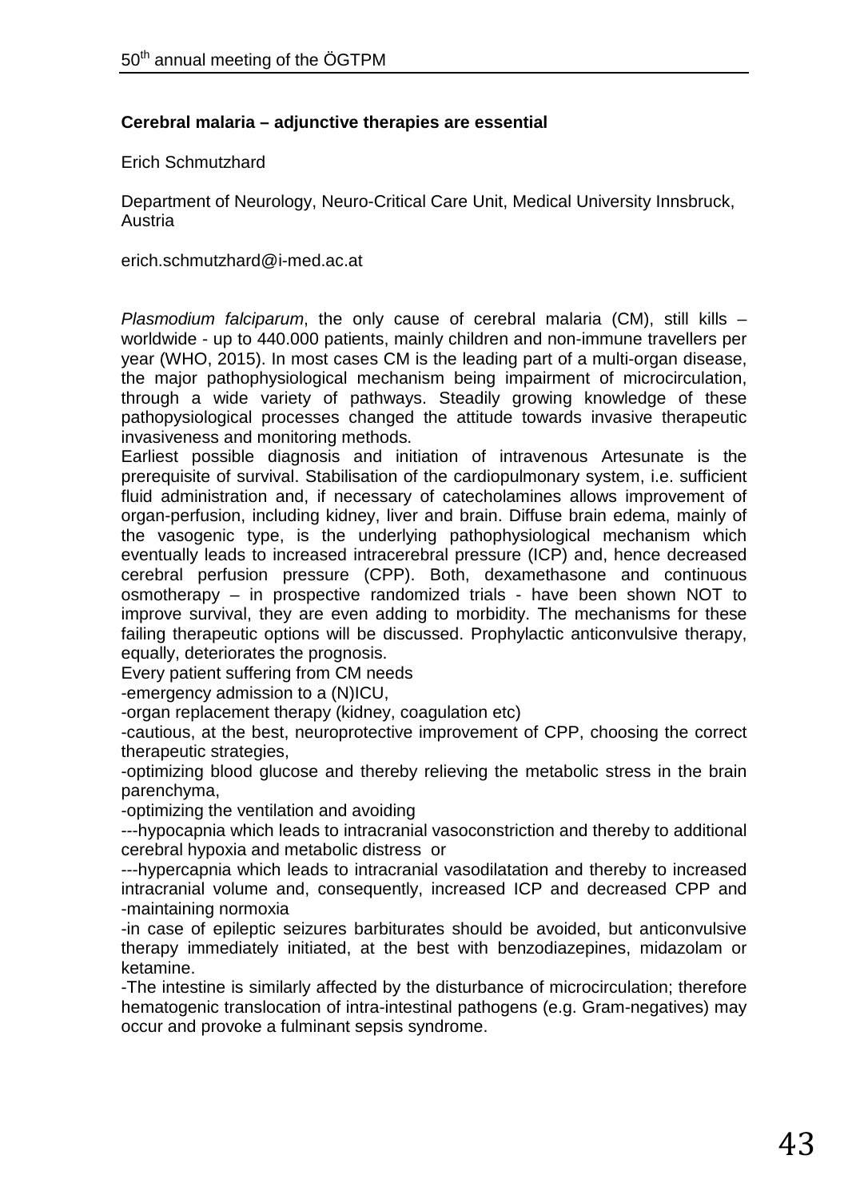## Cerebral malaria – adjunctive therapies are essential

Erich Schmutzhard

Department of Neurology, Neuro-Critical Care Unit, Medical University Innsbruck, Austria

erich.schmutzhard@i-med.ac.at

*Plasmodium falciparum*, the only cause of cerebral malaria (CM), still kills – worldwide - up to 440.000 patients, mainly children and non-immune travellers per year (WHO, 2015). In most cases CM is the leading part of a multi-organ disease, the major pathophysiological mechanism being impairment of microcirculation, through a wide variety of pathways. Steadily growing knowledge of these pathopysiological processes changed the attitude towards invasive therapeutic invasiveness and monitoring methods.

Earliest possible diagnosis and initiation of intravenous Artesunate is the prerequisite of survival. Stabilisation of the cardiopulmonary system, i.e. sufficient fluid administration and, if necessary of catecholamines allows improvement of organ-perfusion, including kidney, liver and brain. Diffuse brain edema, mainly of the vasogenic type, is the underlying pathophysiological mechanism which eventually leads to increased intracerebral pressure (ICP) and, hence decreased cerebral perfusion pressure (CPP). Both, dexamethasone and continuous osmotherapy – in prospective randomized trials - have been shown NOT to improve survival, they are even adding to morbidity. The mechanisms for these failing therapeutic options will be discussed. Prophylactic anticonvulsive therapy, equally, deteriorates the prognosis.

Every patient suffering from CM needs

-emergency admission to a (N)ICU,

-organ replacement therapy (kidney, coagulation etc)

-cautious, at the best, neuroprotective improvement of CPP, choosing the correct therapeutic strategies,

-optimizing blood glucose and thereby relieving the metabolic stress in the brain parenchyma,

-optimizing the ventilation and avoiding

---hypocapnia which leads to intracranial vasoconstriction and thereby to additional cerebral hypoxia and metabolic distress or

---hypercapnia which leads to intracranial vasodilatation and thereby to increased intracranial volume and, consequently, increased ICP and decreased CPP and

-maintaining normoxia

-in case of epileptic seizures barbiturates should be avoided, but anticonvulsive therapy immediately initiated, at the best with benzodiazepines, midazolam or ketamine.

-The intestine is similarly affected by the disturbance of microcirculation; therefore hematogenic translocation of intra-intestinal pathogens (e.g. Gram-negatives) may occur and provoke a fulminant sepsis syndrome.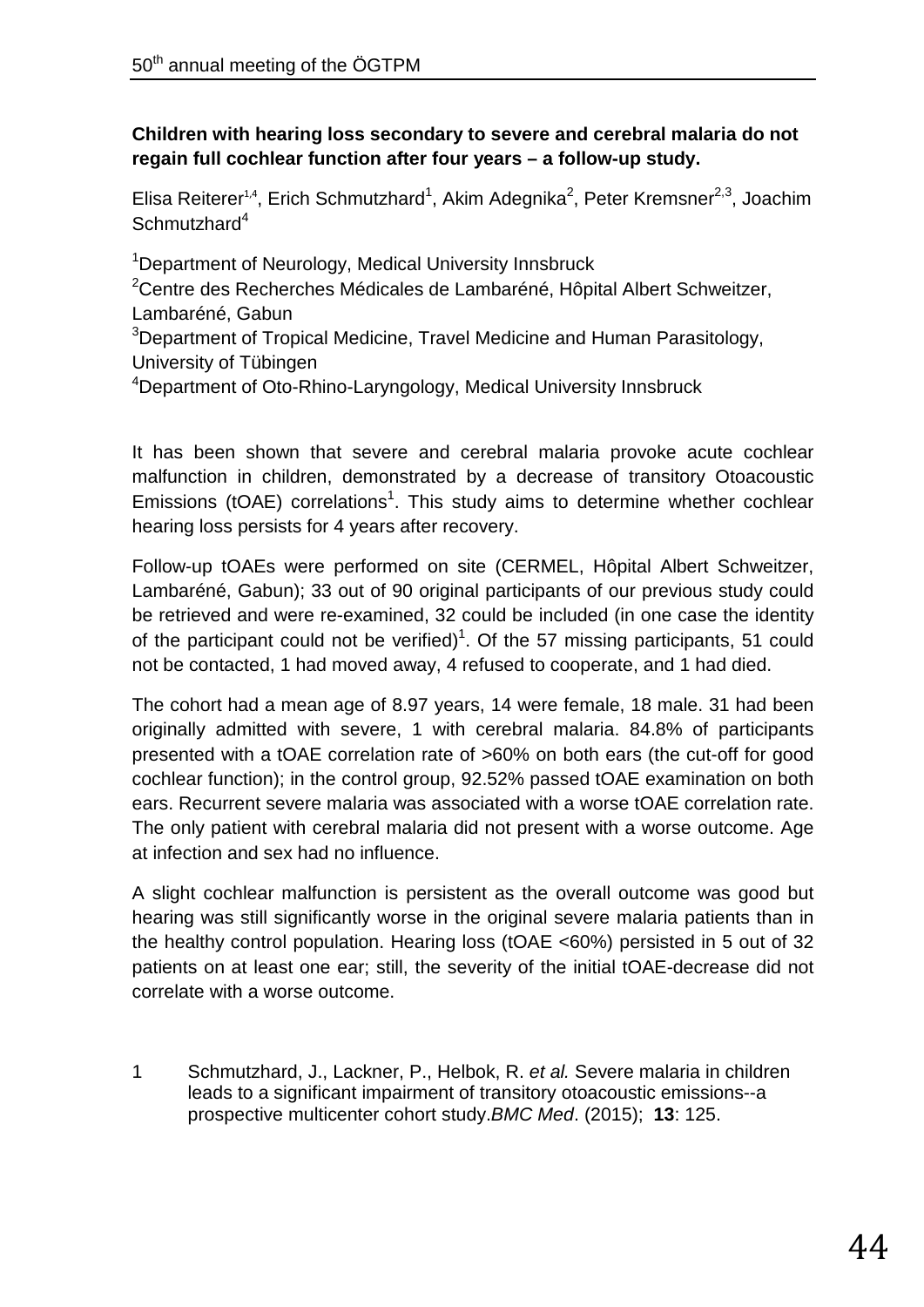**Children with hearing loss secondary to severe and cerebral malaria do not regain full cochlear function after four years – a follow-up study.**

Elisa Reiterer[1,4], Erich Schmutzhard[1], Akim Adegnika[2], Peter Kremsner[2,3], Joachim Schmutzhard[4]

[1]Department of Neurology, Medical University Innsbruck
[2]Centre des Recherches Médicales de Lambaréné, Hôpital Albert Schweitzer, Lambaréné, Gabun
[3]Department of Tropical Medicine, Travel Medicine and Human Parasitology, University of Tübingen
[4]Department of Oto-Rhino-Laryngology, Medical University Innsbruck

It has been shown that severe and cerebral malaria provoke acute cochlear malfunction in children, demonstrated by a decrease of transitory Otoacoustic Emissions (tOAE) correlations[1]. This study aims to determine whether cochlear hearing loss persists for 4 years after recovery.

Follow-up tOAEs were performed on site (CERMEL, Hôpital Albert Schweitzer, Lambaréné, Gabun); 33 out of 90 original participants of our previous study could be retrieved and were re-examined, 32 could be included (in one case the identity of the participant could not be verified)[1]. Of the 57 missing participants, 51 could not be contacted, 1 had moved away, 4 refused to cooperate, and 1 had died.

The cohort had a mean age of 8.97 years, 14 were female, 18 male. 31 had been originally admitted with severe, 1 with cerebral malaria. 84.8% of participants presented with a tOAE correlation rate of >60% on both ears (the cut-off for good cochlear function); in the control group, 92.52% passed tOAE examination on both ears. Recurrent severe malaria was associated with a worse tOAE correlation rate. The only patient with cerebral malaria did not present with a worse outcome. Age at infection and sex had no influence.

A slight cochlear malfunction is persistent as the overall outcome was good but hearing was still significantly worse in the original severe malaria patients than in the healthy control population. Hearing loss (tOAE <60%) persisted in 5 out of 32 patients on at least one ear; still, the severity of the initial tOAE-decrease did not correlate with a worse outcome.

1 Schmutzhard, J., Lackner, P., Helbok, R. *et al.* Severe malaria in children leads to a significant impairment of transitory otoacoustic emissions--a prospective multicenter cohort study.*BMC Med*. (2015); **13**: 125.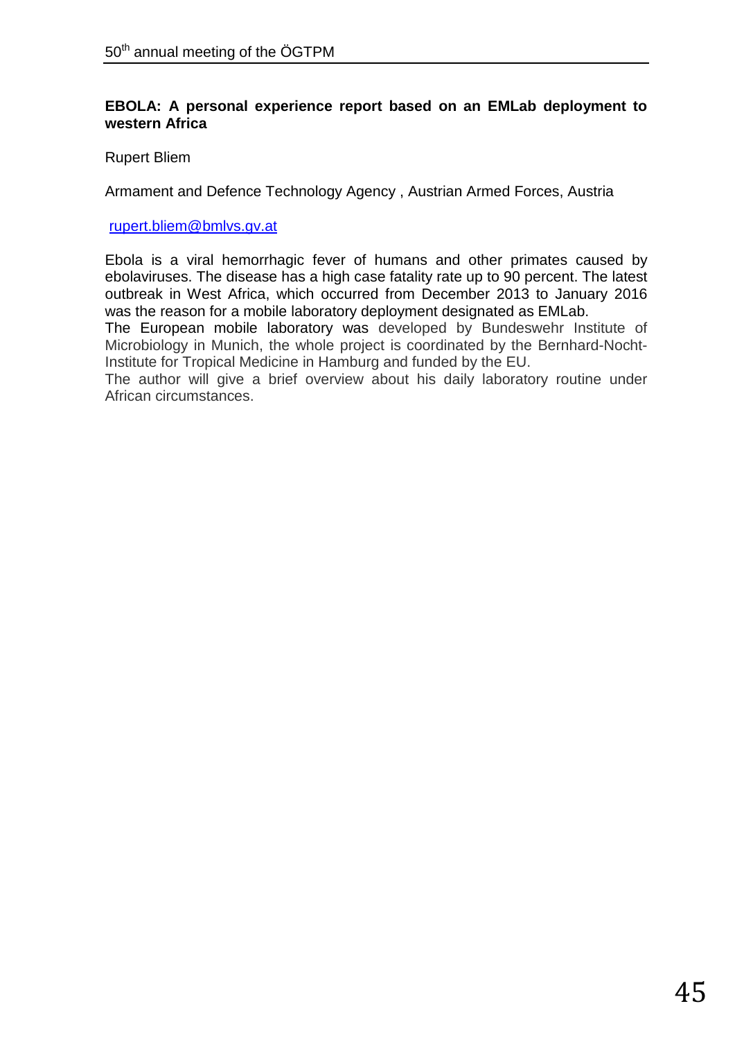## EBOLA: A personal experience report based on an EMLab deployment to western Africa

Rupert Bliem

Armament and Defence Technology Agency , Austrian Armed Forces, Austria

rupert.bliem@bmlvs.gv.at

Ebola is a viral hemorrhagic fever of humans and other primates caused by ebolaviruses. The disease has a high case fatality rate up to 90 percent. The latest outbreak in West Africa, which occurred from December 2013 to January 2016 was the reason for a mobile laboratory deployment designated as EMLab.
The European mobile laboratory was developed by Bundeswehr Institute of Microbiology in Munich, the whole project is coordinated by the Bernhard-Nocht-Institute for Tropical Medicine in Hamburg and funded by the EU.
The author will give a brief overview about his daily laboratory routine under African circumstances.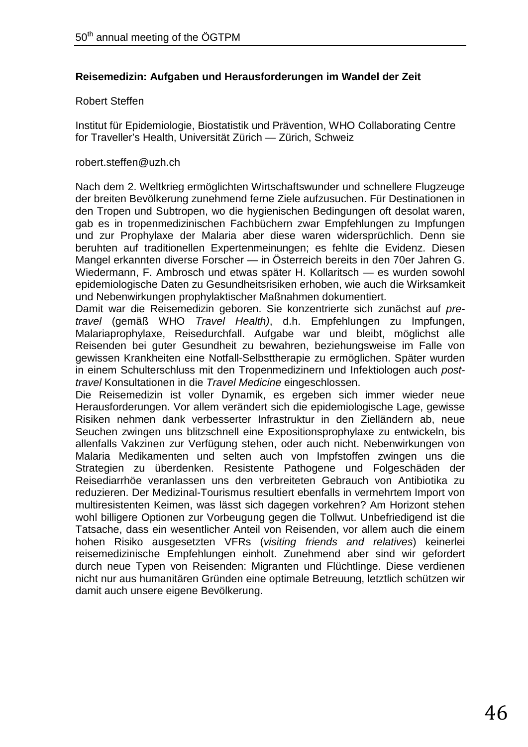### Reisemedizin: Aufgaben und Herausforderungen im Wandel der Zeit

Robert Steffen

Institut für Epidemiologie, Biostatistik und Prävention, WHO Collaborating Centre for Traveller's Health, Universität Zürich — Zürich, Schweiz

robert.steffen@uzh.ch

Nach dem 2. Weltkrieg ermöglichten Wirtschaftswunder und schnellere Flugzeuge der breiten Bevölkerung zunehmend ferne Ziele aufzusuchen. Für Destinationen in den Tropen und Subtropen, wo die hygienischen Bedingungen oft desolat waren, gab es in tropenmedizinischen Fachbüchern zwar Empfehlungen zu Impfungen und zur Prophylaxe der Malaria aber diese waren widersprüchlich. Denn sie beruhten auf traditionellen Expertenmeinungen; es fehlte die Evidenz. Diesen Mangel erkannten diverse Forscher — in Österreich bereits in den 70er Jahren G. Wiedermann, F. Ambrosch und etwas später H. Kollaritsch — es wurden sowohl epidemiologische Daten zu Gesundheitsrisiken erhoben, wie auch die Wirksamkeit und Nebenwirkungen prophylaktischer Maßnahmen dokumentiert.

Damit war die Reisemedizin geboren. Sie konzentrierte sich zunächst auf *pre-travel* (gemäß WHO *Travel Health)*, d.h. Empfehlungen zu Impfungen, Malariaprophylaxe, Reisedurchfall. Aufgabe war und bleibt, möglichst alle Reisenden bei guter Gesundheit zu bewahren, beziehungsweise im Falle von gewissen Krankheiten eine Notfall-Selbsttherapie zu ermöglichen. Später wurden in einem Schulterschluss mit den Tropenmedizinern und Infektiologen auch *post-travel* Konsultationen in die *Travel Medicine* eingeschlossen.

Die Reisemedizin ist voller Dynamik, es ergeben sich immer wieder neue Herausforderungen. Vor allem verändert sich die epidemiologische Lage, gewisse Risiken nehmen dank verbesserter Infrastruktur in den Zielländern ab, neue Seuchen zwingen uns blitzschnell eine Expositionsprophylaxe zu entwickeln, bis allenfalls Vakzinen zur Verfügung stehen, oder auch nicht. Nebenwirkungen von Malaria Medikamenten und selten auch von Impfstoffen zwingen uns die Strategien zu überdenken. Resistente Pathogene und Folgeschäden der Reisediarrhöe veranlassen uns den verbreiteten Gebrauch von Antibiotika zu reduzieren. Der Medizinal-Tourismus resultiert ebenfalls in vermehrtem Import von multiresistenten Keimen, was lässt sich dagegen vorkehren? Am Horizont stehen wohl billigere Optionen zur Vorbeugung gegen die Tollwut. Unbefriedigend ist die Tatsache, dass ein wesentlicher Anteil von Reisenden, vor allem auch die einem hohen Risiko ausgesetzten VFRs (*visiting friends and relatives*) keinerlei reisemedizinische Empfehlungen einholt. Zunehmend aber sind wir gefordert durch neue Typen von Reisenden: Migranten und Flüchtlinge. Diese verdienen nicht nur aus humanitären Gründen eine optimale Betreuung, letztlich schützen wir damit auch unsere eigene Bevölkerung.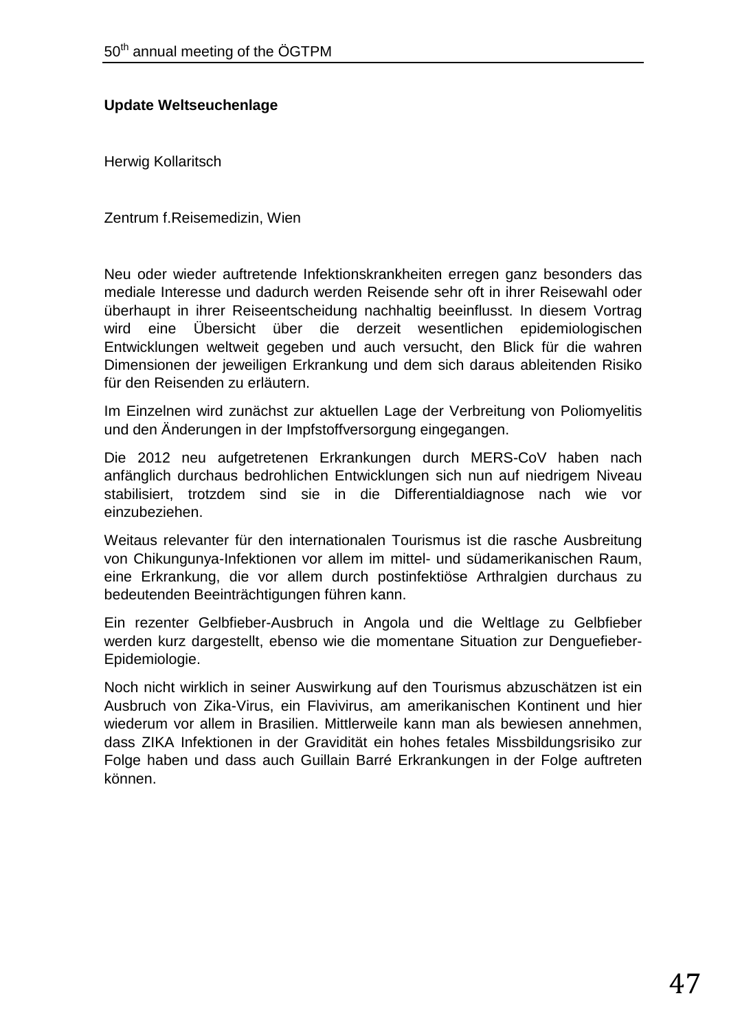**Update Weltseuchenlage**

Herwig Kollaritsch

Zentrum f.Reisemedizin, Wien

Neu oder wieder auftretende Infektionskrankheiten erregen ganz besonders das mediale Interesse und dadurch werden Reisende sehr oft in ihrer Reisewahl oder überhaupt in ihrer Reiseentscheidung nachhaltig beeinflusst. In diesem Vortrag wird eine Übersicht über die derzeit wesentlichen epidemiologischen Entwicklungen weltweit gegeben und auch versucht, den Blick für die wahren Dimensionen der jeweiligen Erkrankung und dem sich daraus ableitenden Risiko für den Reisenden zu erläutern.

Im Einzelnen wird zunächst zur aktuellen Lage der Verbreitung von Poliomyelitis und den Änderungen in der Impfstoffversorgung eingegangen.

Die 2012 neu aufgetretenen Erkrankungen durch MERS-CoV haben nach anfänglich durchaus bedrohlichen Entwicklungen sich nun auf niedrigem Niveau stabilisiert, trotzdem sind sie in die Differentialdiagnose nach wie vor einzubeziehen.

Weitaus relevanter für den internationalen Tourismus ist die rasche Ausbreitung von Chikungunya-Infektionen vor allem im mittel- und südamerikanischen Raum, eine Erkrankung, die vor allem durch postinfektiöse Arthralgien durchaus zu bedeutenden Beeinträchtigungen führen kann.

Ein rezenter Gelbfieber-Ausbruch in Angola und die Weltlage zu Gelbfieber werden kurz dargestellt, ebenso wie die momentane Situation zur Denguefieber-Epidemiologie.

Noch nicht wirklich in seiner Auswirkung auf den Tourismus abzuschätzen ist ein Ausbruch von Zika-Virus, ein Flavivirus, am amerikanischen Kontinent und hier wiederum vor allem in Brasilien. Mittlerweile kann man als bewiesen annehmen, dass ZIKA Infektionen in der Gravidität ein hohes fetales Missbildungsrisiko zur Folge haben und dass auch Guillain Barré Erkrankungen in der Folge auftreten können.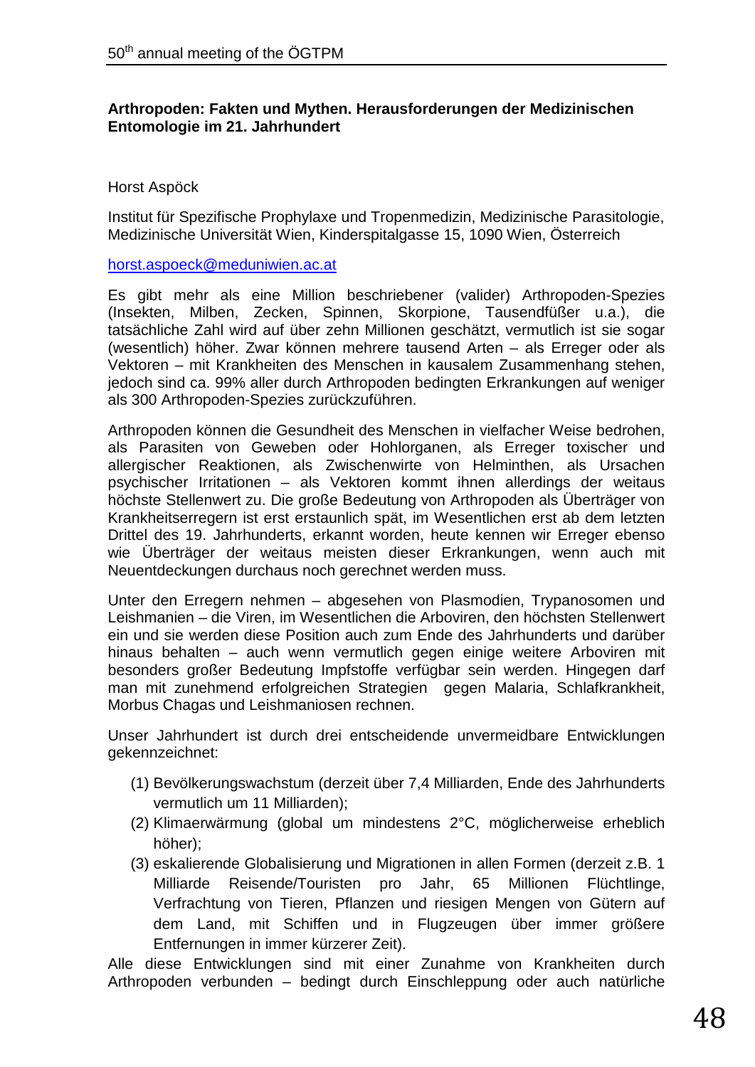**Arthropoden: Fakten und Mythen. Herausforderungen der Medizinischen Entomologie im 21. Jahrhundert**

Horst Aspöck

Institut für Spezifische Prophylaxe und Tropenmedizin, Medizinische Parasitologie, Medizinische Universität Wien, Kinderspitalgasse 15, 1090 Wien, Österreich

horst.aspoeck@meduniwien.ac.at

Es gibt mehr als eine Million beschriebener (valider) Arthropoden-Spezies (Insekten, Milben, Zecken, Spinnen, Skorpione, Tausendfüßer u.a.), die tatsächliche Zahl wird auf über zehn Millionen geschätzt, vermutlich ist sie sogar (wesentlich) höher. Zwar können mehrere tausend Arten – als Erreger oder als Vektoren – mit Krankheiten des Menschen in kausalem Zusammenhang stehen, jedoch sind ca. 99% aller durch Arthropoden bedingten Erkrankungen auf weniger als 300 Arthropoden-Spezies zurückzuführen.

Arthropoden können die Gesundheit des Menschen in vielfacher Weise bedrohen, als Parasiten von Geweben oder Hohlorganen, als Erreger toxischer und allergischer Reaktionen, als Zwischenwirte von Helminthen, als Ursachen psychischer Irritationen – als Vektoren kommt ihnen allerdings der weitaus höchste Stellenwert zu. Die große Bedeutung von Arthropoden als Überträger von Krankheitserregern ist erst erstaunlich spät, im Wesentlichen erst ab dem letzten Drittel des 19. Jahrhunderts, erkannt worden, heute kennen wir Erreger ebenso wie Überträger der weitaus meisten dieser Erkrankungen, wenn auch mit Neuentdeckungen durchaus noch gerechnet werden muss.

Unter den Erregern nehmen – abgesehen von Plasmodien, Trypanosomen und Leishmanien – die Viren, im Wesentlichen die Arboviren, den höchsten Stellenwert ein und sie werden diese Position auch zum Ende des Jahrhunderts und darüber hinaus behalten – auch wenn vermutlich gegen einige weitere Arboviren mit besonders großer Bedeutung Impfstoffe verfügbar sein werden. Hingegen darf man mit zunehmend erfolgreichen Strategien gegen Malaria, Schlafkrankheit, Morbus Chagas und Leishmaniosen rechnen.

Unser Jahrhundert ist durch drei entscheidende unvermeidbare Entwicklungen gekennzeichnet:

(1) Bevölkerungswachstum (derzeit über 7,4 Milliarden, Ende des Jahrhunderts vermutlich um 11 Milliarden);
(2) Klimaerwärmung (global um mindestens 2°C, möglicherweise erheblich höher);
(3) eskalierende Globalisierung und Migrationen in allen Formen (derzeit z.B. 1 Milliarde Reisende/Touristen pro Jahr, 65 Millionen Flüchtlinge, Verfrachtung von Tieren, Pflanzen und riesigen Mengen von Gütern auf dem Land, mit Schiffen und in Flugzeugen über immer größere Entfernungen in immer kürzerer Zeit).

Alle diese Entwicklungen sind mit einer Zunahme von Krankheiten durch Arthropoden verbunden – bedingt durch Einschleppung oder auch natürliche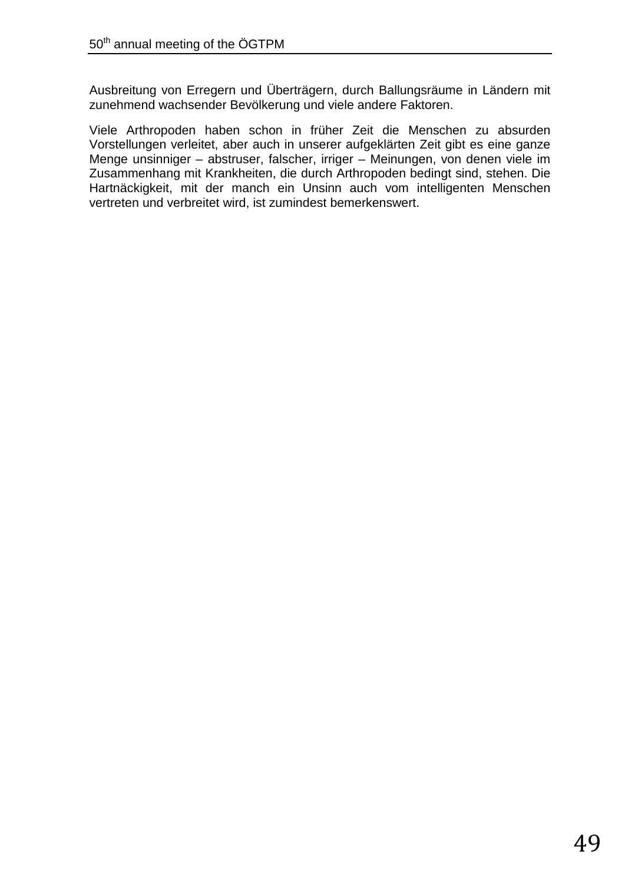Ausbreitung von Erregern und Überträgern, durch Ballungsräume in Ländern mit zunehmend wachsender Bevölkerung und viele andere Faktoren.

Viele Arthropoden haben schon in früher Zeit die Menschen zu absurden Vorstellungen verleitet, aber auch in unserer aufgeklärten Zeit gibt es eine ganze Menge unsinniger – abstruser, falscher, irriger – Meinungen, von denen viele im Zusammenhang mit Krankheiten, die durch Arthropoden bedingt sind, stehen. Die Hartnäckigkeit, mit der manch ein Unsinn auch vom intelligenten Menschen vertreten und verbreitet wird, ist zumindest bemerkenswert.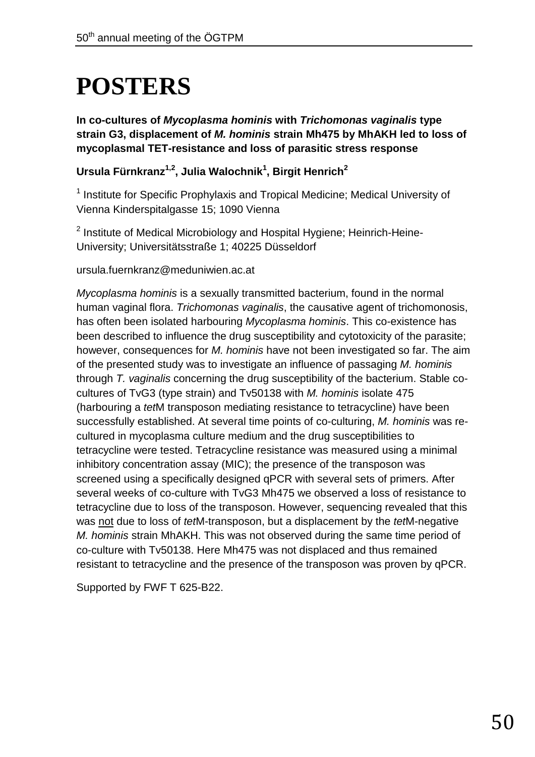# POSTERS

**In co-cultures of *Mycoplasma hominis* with *Trichomonas vaginalis* type strain G3, displacement of *M. hominis* strain Mh475 by MhAKH led to loss of mycoplasmal TET-resistance and loss of parasitic stress response**

**Ursula Fürnkranz[1,2], Julia Walochnik[1], Birgit Henrich[2]**

[1] Institute for Specific Prophylaxis and Tropical Medicine; Medical University of Vienna Kinderspitalgasse 15; 1090 Vienna

[2] Institute of Medical Microbiology and Hospital Hygiene; Heinrich-Heine-University; Universitätsstraße 1; 40225 Düsseldorf

ursula.fuernkranz@meduniwien.ac.at

*Mycoplasma hominis* is a sexually transmitted bacterium, found in the normal human vaginal flora. *Trichomonas vaginalis*, the causative agent of trichomonosis, has often been isolated harbouring *Mycoplasma hominis*. This co-existence has been described to influence the drug susceptibility and cytotoxicity of the parasite; however, consequences for *M. hominis* have not been investigated so far. The aim of the presented study was to investigate an influence of passaging *M. hominis* through *T. vaginalis* concerning the drug susceptibility of the bacterium. Stable co-cultures of TvG3 (type strain) and Tv50138 with *M. hominis* isolate 475 (harbouring a *tet*M transposon mediating resistance to tetracycline) have been successfully established. At several time points of co-culturing, *M. hominis* was re-cultured in mycoplasma culture medium and the drug susceptibilities to tetracycline were tested. Tetracycline resistance was measured using a minimal inhibitory concentration assay (MIC); the presence of the transposon was screened using a specifically designed qPCR with several sets of primers. After several weeks of co-culture with TvG3 Mh475 we observed a loss of resistance to tetracycline due to loss of the transposon. However, sequencing revealed that this was <u>not</u> due to loss of *tet*M-transposon, but a displacement by the *tet*M-negative *M. hominis* strain MhAKH. This was not observed during the same time period of co-culture with Tv50138. Here Mh475 was not displaced and thus remained resistant to tetracycline and the presence of the transposon was proven by qPCR.

Supported by FWF T 625-B22.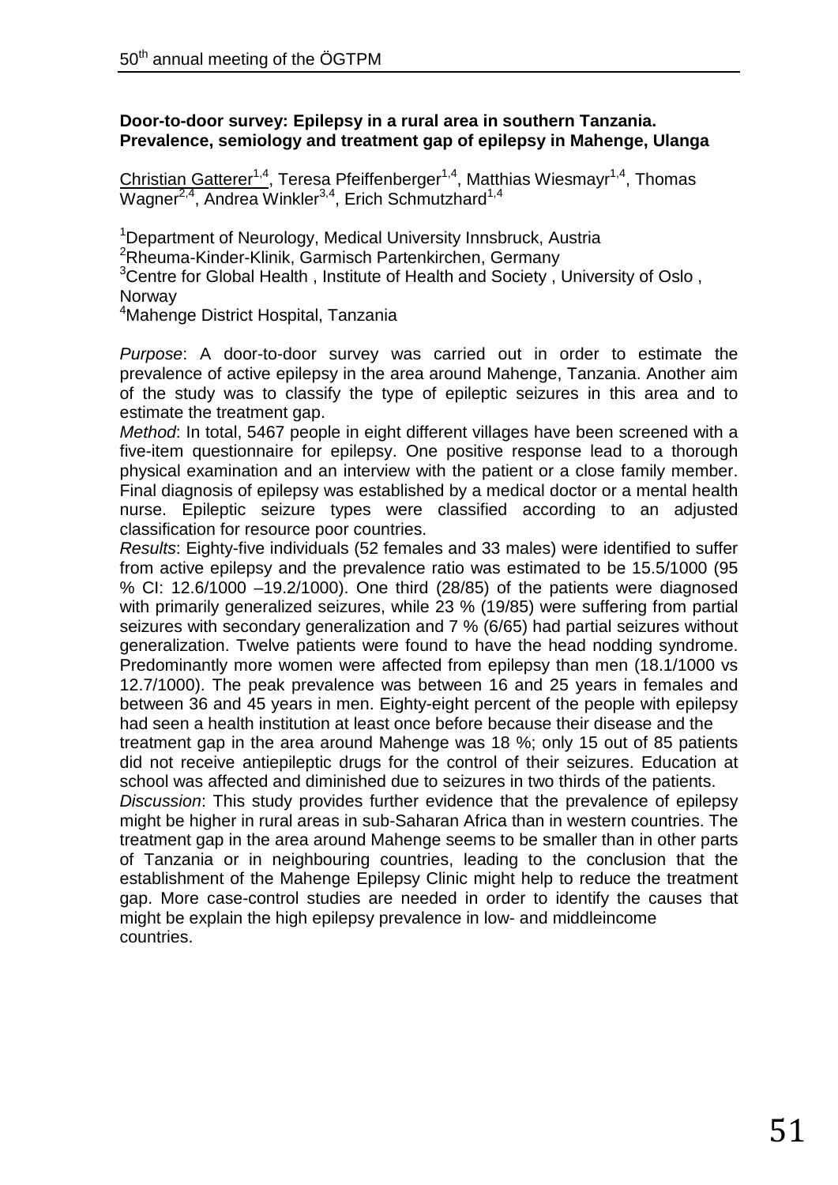**Door-to-door survey: Epilepsy in a rural area in southern Tanzania. Prevalence, semiology and treatment gap of epilepsy in Mahenge, Ulanga**

Christian Gatterer[1,4], Teresa Pfeiffenberger[1,4], Matthias Wiesmayr[1,4], Thomas Wagner[2,4], Andrea Winkler[3,4], Erich Schmutzhard[1,4]

[1]Department of Neurology, Medical University Innsbruck, Austria
[2]Rheuma-Kinder-Klinik, Garmisch Partenkirchen, Germany
[3]Centre for Global Health , Institute of Health and Society , University of Oslo , Norway
[4]Mahenge District Hospital, Tanzania

*Purpose*: A door-to-door survey was carried out in order to estimate the prevalence of active epilepsy in the area around Mahenge, Tanzania. Another aim of the study was to classify the type of epileptic seizures in this area and to estimate the treatment gap.

*Method*: In total, 5467 people in eight different villages have been screened with a five-item questionnaire for epilepsy. One positive response lead to a thorough physical examination and an interview with the patient or a close family member. Final diagnosis of epilepsy was established by a medical doctor or a mental health nurse. Epileptic seizure types were classified according to an adjusted classification for resource poor countries.

*Results*: Eighty-five individuals (52 females and 33 males) were identified to suffer from active epilepsy and the prevalence ratio was estimated to be 15.5/1000 (95 % CI: 12.6/1000 –19.2/1000). One third (28/85) of the patients were diagnosed with primarily generalized seizures, while 23 % (19/85) were suffering from partial seizures with secondary generalization and 7 % (6/65) had partial seizures without generalization. Twelve patients were found to have the head nodding syndrome. Predominantly more women were affected from epilepsy than men (18.1/1000 vs 12.7/1000). The peak prevalence was between 16 and 25 years in females and between 36 and 45 years in men. Eighty-eight percent of the people with epilepsy had seen a health institution at least once before because their disease and the treatment gap in the area around Mahenge was 18 %; only 15 out of 85 patients did not receive antiepileptic drugs for the control of their seizures. Education at school was affected and diminished due to seizures in two thirds of the patients.

*Discussion*: This study provides further evidence that the prevalence of epilepsy might be higher in rural areas in sub-Saharan Africa than in western countries. The treatment gap in the area around Mahenge seems to be smaller than in other parts of Tanzania or in neighbouring countries, leading to the conclusion that the establishment of the Mahenge Epilepsy Clinic might help to reduce the treatment gap. More case-control studies are needed in order to identify the causes that might be explain the high epilepsy prevalence in low- and middleincome countries.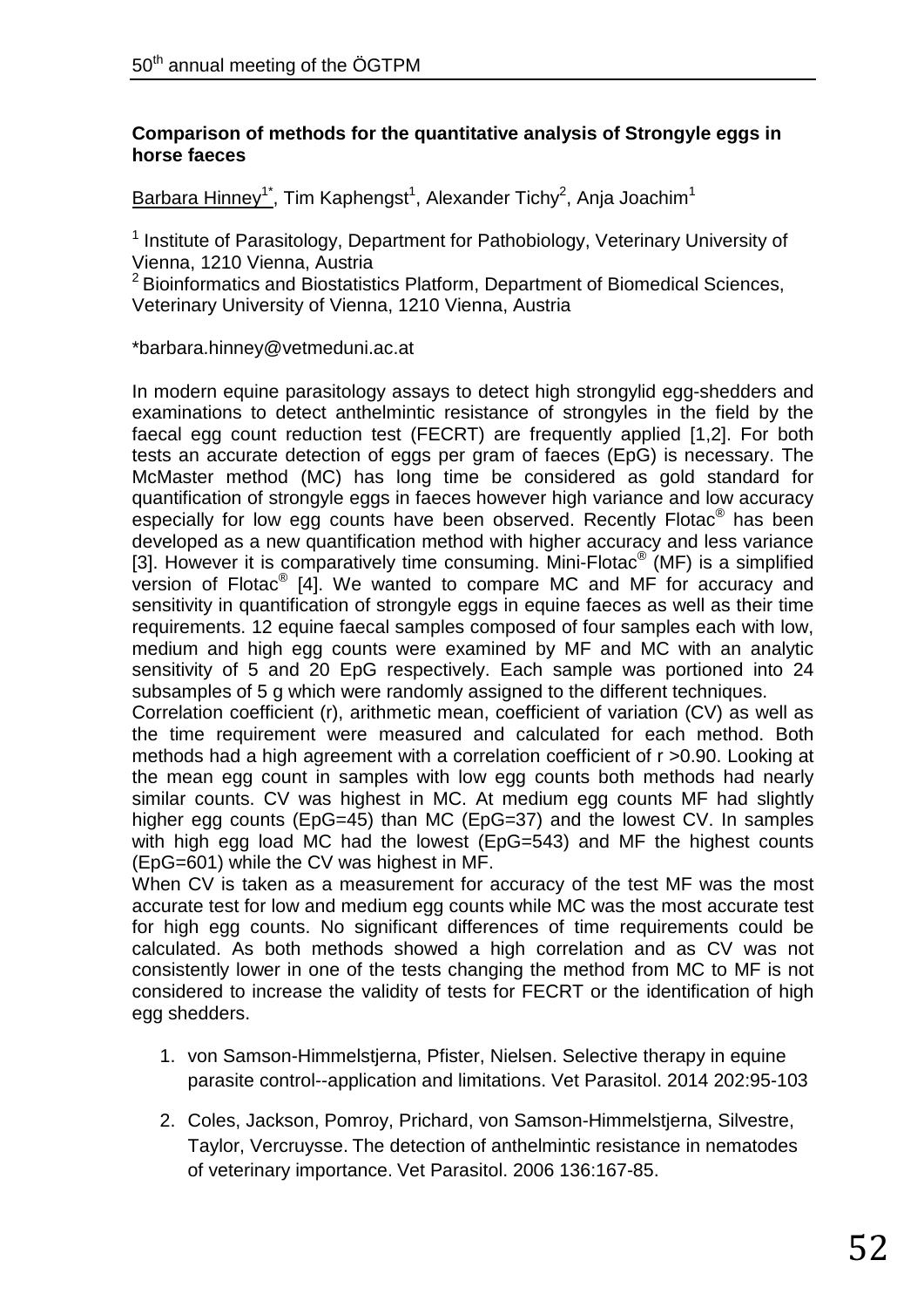### Comparison of methods for the quantitative analysis of Strongyle eggs in horse faeces

Barbara Hinney[1*], Tim Kaphengst[1], Alexander Tichy[2], Anja Joachim[1]

[1] Institute of Parasitology, Department for Pathobiology, Veterinary University of Vienna, 1210 Vienna, Austria
[2] Bioinformatics and Biostatistics Platform, Department of Biomedical Sciences, Veterinary University of Vienna, 1210 Vienna, Austria

*barbara.hinney@vetmeduni.ac.at

In modern equine parasitology assays to detect high strongylid egg-shedders and examinations to detect anthelmintic resistance of strongyles in the field by the faecal egg count reduction test (FECRT) are frequently applied [1,2]. For both tests an accurate detection of eggs per gram of faeces (EpG) is necessary. The McMaster method (MC) has long time be considered as gold standard for quantification of strongyle eggs in faeces however high variance and low accuracy especially for low egg counts have been observed. Recently Flotac® has been developed as a new quantification method with higher accuracy and less variance [3]. However it is comparatively time consuming. Mini-Flotac® (MF) is a simplified version of Flotac® [4]. We wanted to compare MC and MF for accuracy and sensitivity in quantification of strongyle eggs in equine faeces as well as their time requirements. 12 equine faecal samples composed of four samples each with low, medium and high egg counts were examined by MF and MC with an analytic sensitivity of 5 and 20 EpG respectively. Each sample was portioned into 24 subsamples of 5 g which were randomly assigned to the different techniques.
Correlation coefficient (r), arithmetic mean, coefficient of variation (CV) as well as the time requirement were measured and calculated for each method. Both methods had a high agreement with a correlation coefficient of r >0.90. Looking at the mean egg count in samples with low egg counts both methods had nearly similar counts. CV was highest in MC. At medium egg counts MF had slightly higher egg counts (EpG=45) than MC (EpG=37) and the lowest CV. In samples with high egg load MC had the lowest (EpG=543) and MF the highest counts (EpG=601) while the CV was highest in MF.
When CV is taken as a measurement for accuracy of the test MF was the most accurate test for low and medium egg counts while MC was the most accurate test for high egg counts. No significant differences of time requirements could be calculated. As both methods showed a high correlation and as CV was not consistently lower in one of the tests changing the method from MC to MF is not considered to increase the validity of tests for FECRT or the identification of high egg shedders.

1. von Samson-Himmelstjerna, Pfister, Nielsen. Selective therapy in equine parasite control--application and limitations. Vet Parasitol. 2014 202:95-103
2. Coles, Jackson, Pomroy, Prichard, von Samson-Himmelstjerna, Silvestre, Taylor, Vercruysse. The detection of anthelmintic resistance in nematodes of veterinary importance. Vet Parasitol. 2006 136:167-85.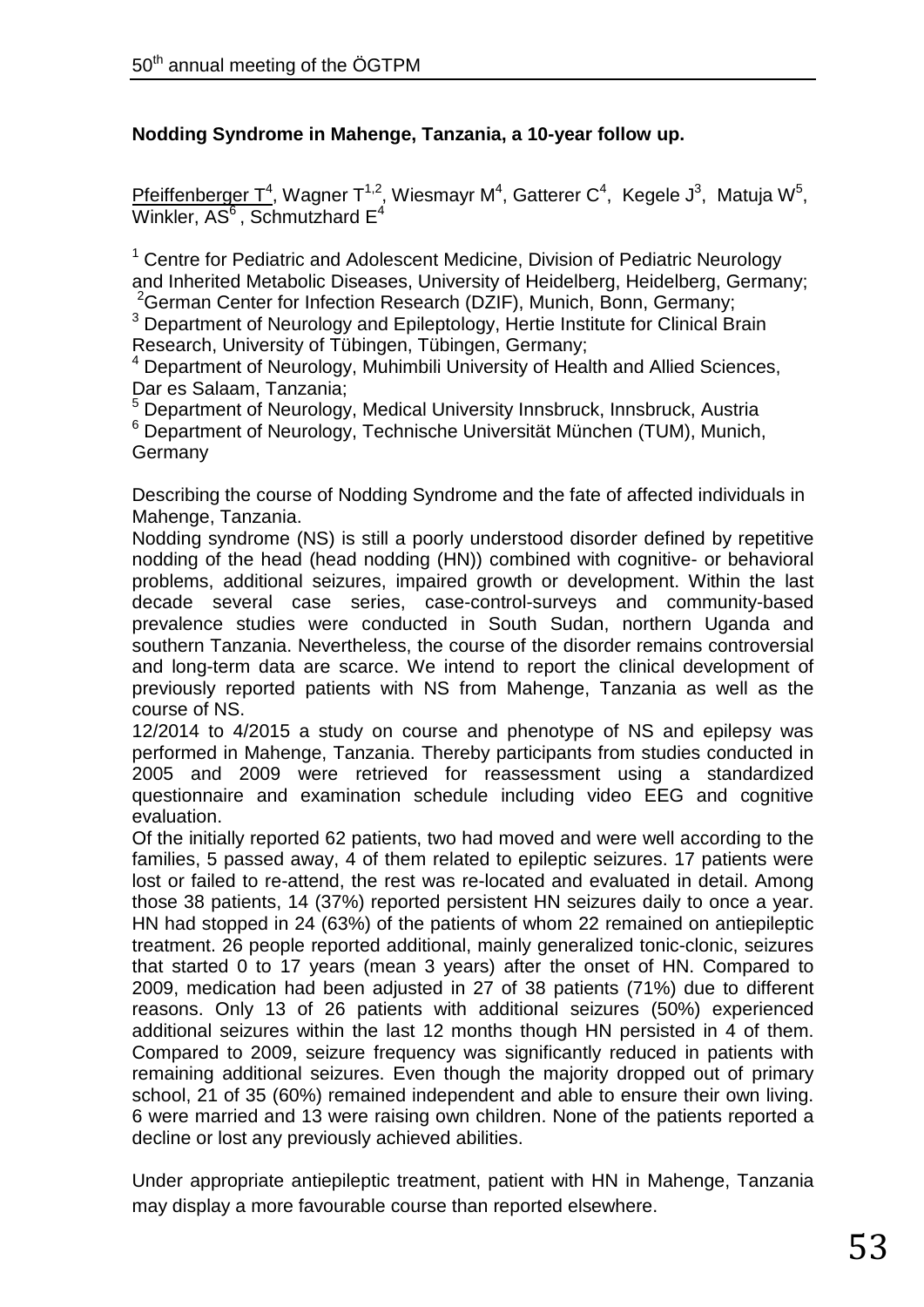**Nodding Syndrome in Mahenge, Tanzania, a 10-year follow up.**

Pfeiffenberger T[4], Wagner T[1,2], Wiesmayr M[4], Gatterer C[4], Kegele J[3], Matuja W[5], Winkler, AS[6], Schmutzhard E[4]

[1] Centre for Pediatric and Adolescent Medicine, Division of Pediatric Neurology and Inherited Metabolic Diseases, University of Heidelberg, Heidelberg, Germany;
[2] German Center for Infection Research (DZIF), Munich, Bonn, Germany;
[3] Department of Neurology and Epileptology, Hertie Institute for Clinical Brain Research, University of Tübingen, Tübingen, Germany;
[4] Department of Neurology, Muhimbili University of Health and Allied Sciences, Dar es Salaam, Tanzania;
[5] Department of Neurology, Medical University Innsbruck, Innsbruck, Austria
[6] Department of Neurology, Technische Universität München (TUM), Munich, Germany

Describing the course of Nodding Syndrome and the fate of affected individuals in Mahenge, Tanzania.

Nodding syndrome (NS) is still a poorly understood disorder defined by repetitive nodding of the head (head nodding (HN)) combined with cognitive- or behavioral problems, additional seizures, impaired growth or development. Within the last decade several case series, case-control-surveys and community-based prevalence studies were conducted in South Sudan, northern Uganda and southern Tanzania. Nevertheless, the course of the disorder remains controversial and long-term data are scarce. We intend to report the clinical development of previously reported patients with NS from Mahenge, Tanzania as well as the course of NS.

12/2014 to 4/2015 a study on course and phenotype of NS and epilepsy was performed in Mahenge, Tanzania. Thereby participants from studies conducted in 2005 and 2009 were retrieved for reassessment using a standardized questionnaire and examination schedule including video EEG and cognitive evaluation.

Of the initially reported 62 patients, two had moved and were well according to the families, 5 passed away, 4 of them related to epileptic seizures. 17 patients were lost or failed to re-attend, the rest was re-located and evaluated in detail. Among those 38 patients, 14 (37%) reported persistent HN seizures daily to once a year. HN had stopped in 24 (63%) of the patients of whom 22 remained on antiepileptic treatment. 26 people reported additional, mainly generalized tonic-clonic, seizures that started 0 to 17 years (mean 3 years) after the onset of HN. Compared to 2009, medication had been adjusted in 27 of 38 patients (71%) due to different reasons. Only 13 of 26 patients with additional seizures (50%) experienced additional seizures within the last 12 months though HN persisted in 4 of them. Compared to 2009, seizure frequency was significantly reduced in patients with remaining additional seizures. Even though the majority dropped out of primary school, 21 of 35 (60%) remained independent and able to ensure their own living. 6 were married and 13 were raising own children. None of the patients reported a decline or lost any previously achieved abilities.

Under appropriate antiepileptic treatment, patient with HN in Mahenge, Tanzania may display a more favourable course than reported elsewhere.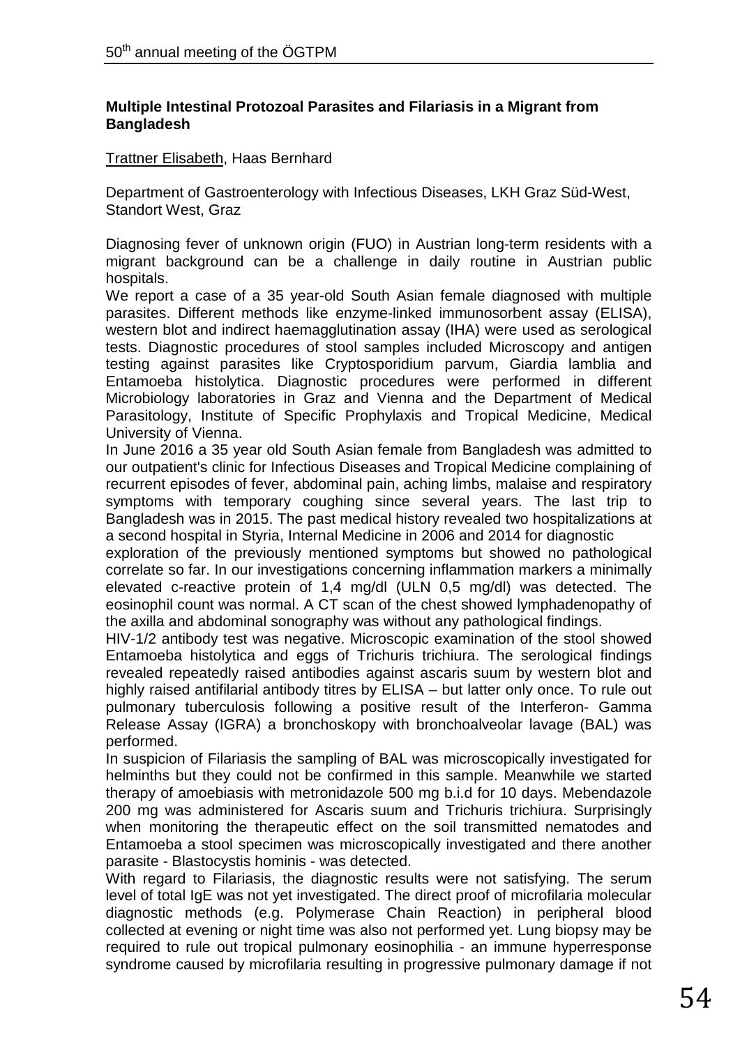### Multiple Intestinal Protozoal Parasites and Filariasis in a Migrant from Bangladesh

Trattner Elisabeth, Haas Bernhard

Department of Gastroenterology with Infectious Diseases, LKH Graz Süd-West, Standort West, Graz

Diagnosing fever of unknown origin (FUO) in Austrian long-term residents with a migrant background can be a challenge in daily routine in Austrian public hospitals.

We report a case of a 35 year-old South Asian female diagnosed with multiple parasites. Different methods like enzyme-linked immunosorbent assay (ELISA), western blot and indirect haemagglutination assay (IHA) were used as serological tests. Diagnostic procedures of stool samples included Microscopy and antigen testing against parasites like Cryptosporidium parvum, Giardia lamblia and Entamoeba histolytica. Diagnostic procedures were performed in different Microbiology laboratories in Graz and Vienna and the Department of Medical Parasitology, Institute of Specific Prophylaxis and Tropical Medicine, Medical University of Vienna.

In June 2016 a 35 year old South Asian female from Bangladesh was admitted to our outpatient's clinic for Infectious Diseases and Tropical Medicine complaining of recurrent episodes of fever, abdominal pain, aching limbs, malaise and respiratory symptoms with temporary coughing since several years. The last trip to Bangladesh was in 2015. The past medical history revealed two hospitalizations at a second hospital in Styria, Internal Medicine in 2006 and 2014 for diagnostic exploration of the previously mentioned symptoms but showed no pathological correlate so far. In our investigations concerning inflammation markers a minimally elevated c-reactive protein of 1,4 mg/dl (ULN 0,5 mg/dl) was detected. The eosinophil count was normal. A CT scan of the chest showed lymphadenopathy of the axilla and abdominal sonography was without any pathological findings.

HIV-1/2 antibody test was negative. Microscopic examination of the stool showed Entamoeba histolytica and eggs of Trichuris trichiura. The serological findings revealed repeatedly raised antibodies against ascaris suum by western blot and highly raised antifilarial antibody titres by ELISA – but latter only once. To rule out pulmonary tuberculosis following a positive result of the Interferon- Gamma Release Assay (IGRA) a bronchoskopy with bronchoalveolar lavage (BAL) was performed.

In suspicion of Filariasis the sampling of BAL was microscopically investigated for helminths but they could not be confirmed in this sample. Meanwhile we started therapy of amoebiasis with metronidazole 500 mg b.i.d for 10 days. Mebendazole 200 mg was administered for Ascaris suum and Trichuris trichiura. Surprisingly when monitoring the therapeutic effect on the soil transmitted nematodes and Entamoeba a stool specimen was microscopically investigated and there another parasite - Blastocystis hominis - was detected.

With regard to Filariasis, the diagnostic results were not satisfying. The serum level of total IgE was not yet investigated. The direct proof of microfilaria molecular diagnostic methods (e.g. Polymerase Chain Reaction) in peripheral blood collected at evening or night time was also not performed yet. Lung biopsy may be required to rule out tropical pulmonary eosinophilia - an immune hyperresponse syndrome caused by microfilaria resulting in progressive pulmonary damage if not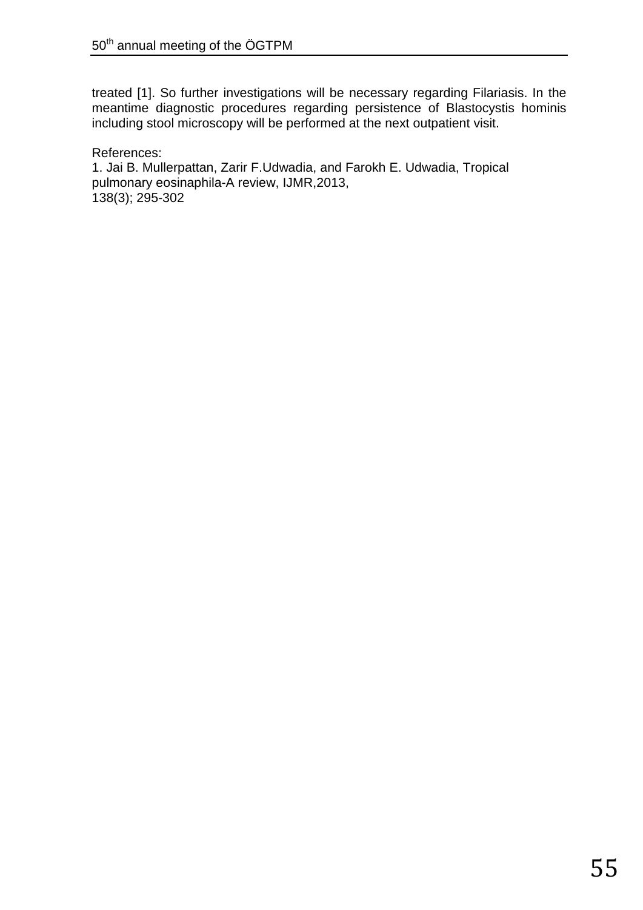treated [1]. So further investigations will be necessary regarding Filariasis. In the meantime diagnostic procedures regarding persistence of Blastocystis hominis including stool microscopy will be performed at the next outpatient visit.

References:
1. Jai B. Mullerpattan, Zarir F.Udwadia, and Farokh E. Udwadia, Tropical pulmonary eosinaphila-A review, IJMR,2013, 138(3); 295-302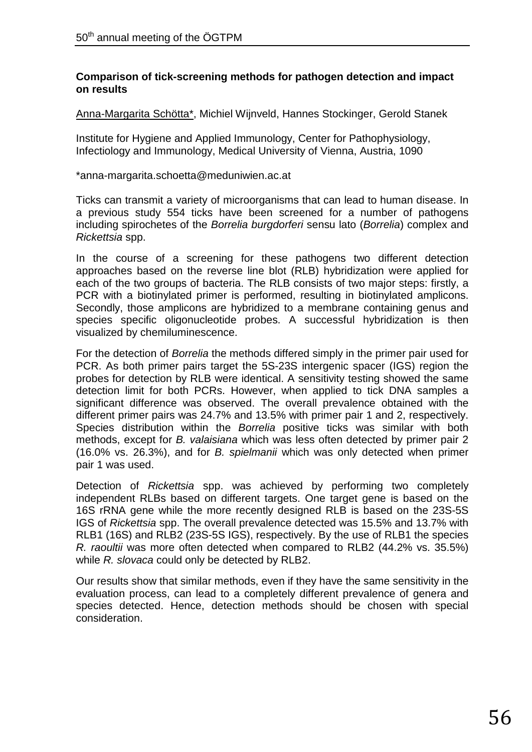**Comparison of tick-screening methods for pathogen detection and impact on results**

Anna-Margarita Schötta*, Michiel Wijnveld, Hannes Stockinger, Gerold Stanek

Institute for Hygiene and Applied Immunology, Center for Pathophysiology, Infectiology and Immunology, Medical University of Vienna, Austria, 1090

*anna-margarita.schoetta@meduniwien.ac.at

Ticks can transmit a variety of microorganisms that can lead to human disease. In a previous study 554 ticks have been screened for a number of pathogens including spirochetes of the *Borrelia burgdorferi* sensu lato (*Borrelia*) complex and *Rickettsia* spp.

In the course of a screening for these pathogens two different detection approaches based on the reverse line blot (RLB) hybridization were applied for each of the two groups of bacteria. The RLB consists of two major steps: firstly, a PCR with a biotinylated primer is performed, resulting in biotinylated amplicons. Secondly, those amplicons are hybridized to a membrane containing genus and species specific oligonucleotide probes. A successful hybridization is then visualized by chemiluminescence.

For the detection of *Borrelia* the methods differed simply in the primer pair used for PCR. As both primer pairs target the 5S-23S intergenic spacer (IGS) region the probes for detection by RLB were identical. A sensitivity testing showed the same detection limit for both PCRs. However, when applied to tick DNA samples a significant difference was observed. The overall prevalence obtained with the different primer pairs was 24.7% and 13.5% with primer pair 1 and 2, respectively. Species distribution within the *Borrelia* positive ticks was similar with both methods, except for *B. valaisiana* which was less often detected by primer pair 2 (16.0% vs. 26.3%), and for *B. spielmanii* which was only detected when primer pair 1 was used.

Detection of *Rickettsia* spp. was achieved by performing two completely independent RLBs based on different targets. One target gene is based on the 16S rRNA gene while the more recently designed RLB is based on the 23S-5S IGS of *Rickettsia* spp. The overall prevalence detected was 15.5% and 13.7% with RLB1 (16S) and RLB2 (23S-5S IGS), respectively. By the use of RLB1 the species *R. raoultii* was more often detected when compared to RLB2 (44.2% vs. 35.5%) while *R. slovaca* could only be detected by RLB2.

Our results show that similar methods, even if they have the same sensitivity in the evaluation process, can lead to a completely different prevalence of genera and species detected. Hence, detection methods should be chosen with special consideration.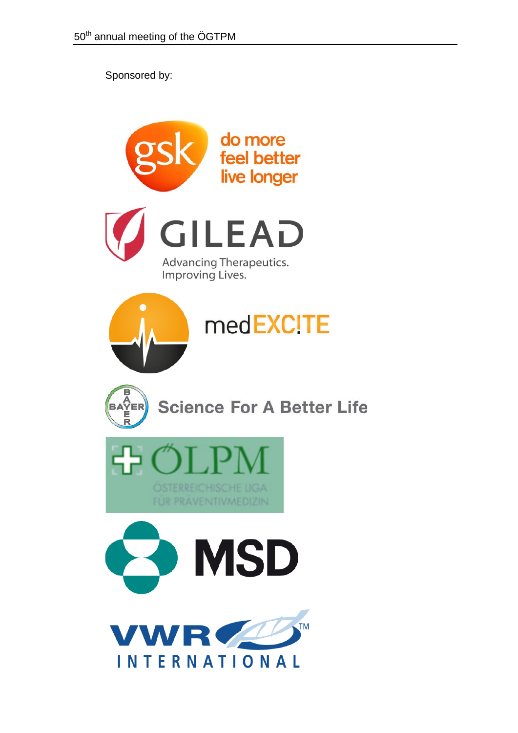Sponsored by:

gsk do more feel better live longer

GILEAD Advancing Therapeutics. Improving Lives.

medEXC!TE

BAYER Science For A Better Life

ÖLPM ÖSTERREICHISCHE LIGA FÜR PRÄVENTIVMEDIZIN

MSD

VWR™ INTERNATIONAL